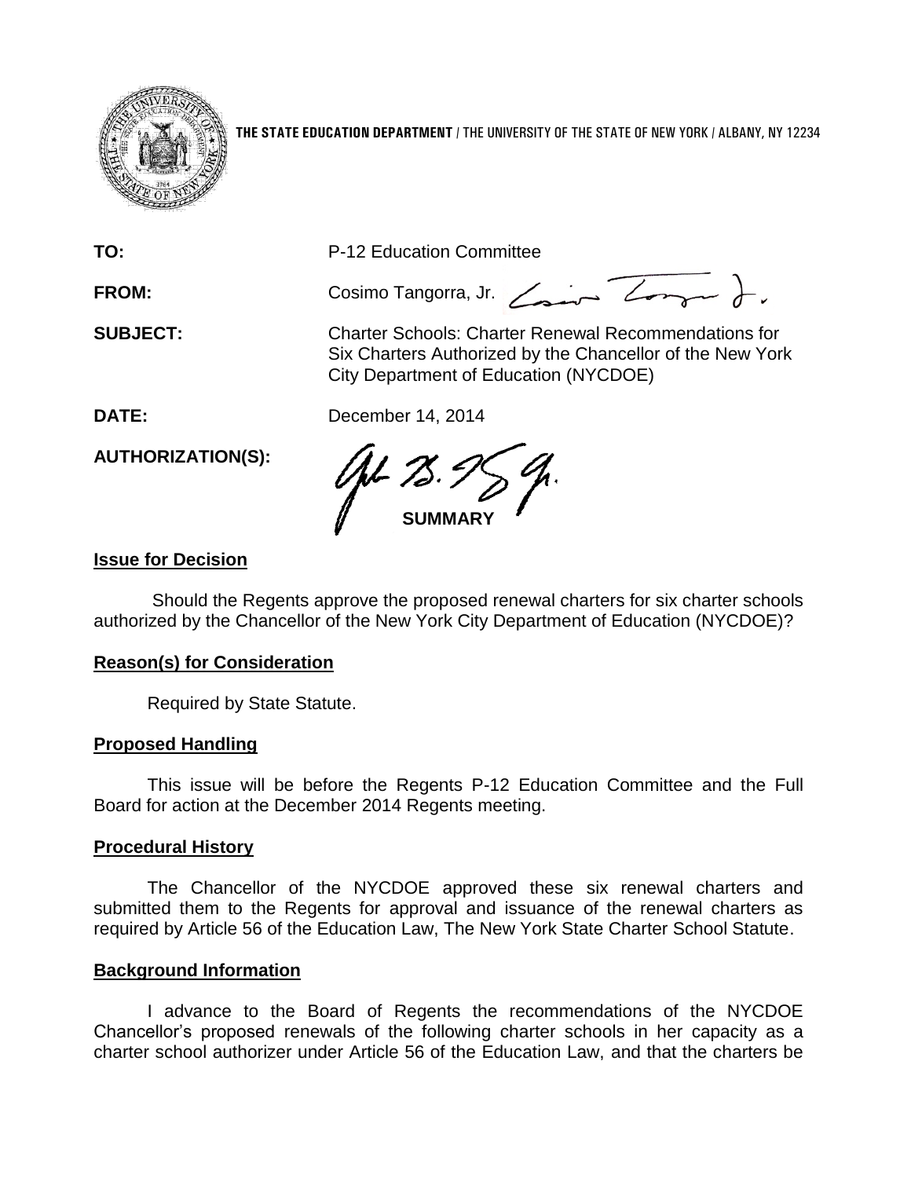**THE STATE EDUCATION DEPARTMENT** / THE UNIVERSITY OF THE STATE OF NEW YORK / ALBANY, NY 12234

**TO:** P-12 Education Committee

**FROM:** Cosimo Tangorra, Jr.

**SUBJECT:** Charter Schools: Charter Renewal Recommendations for Six Charters Authorized by the Chancellor of the New York City Department of Education (NYCDOE)

**DATE:** December 14, 2014

**AUTHORIZATION(S):**

**SUMMARY**

**Issue for Decision**

Should the Regents approve the proposed renewal charters for six charter schools authorized by the Chancellor of the New York City Department of Education (NYCDOE)?

**Reason(s) for Consideration**

Required by State Statute.

**Proposed Handling**

This issue will be before the Regents P-12 Education Committee and the Full Board for action at the December 2014 Regents meeting.

**Procedural History**

The Chancellor of the NYCDOE approved these six renewal charters and submitted them to the Regents for approval and issuance of the renewal charters as required by Article 56 of the Education Law, The New York State Charter School Statute.

**Background Information**

I advance to the Board of Regents the recommendations of the NYCDOE Chancellor's proposed renewals of the following charter schools in her capacity as a charter school authorizer under Article 56 of the Education Law, and that the charters be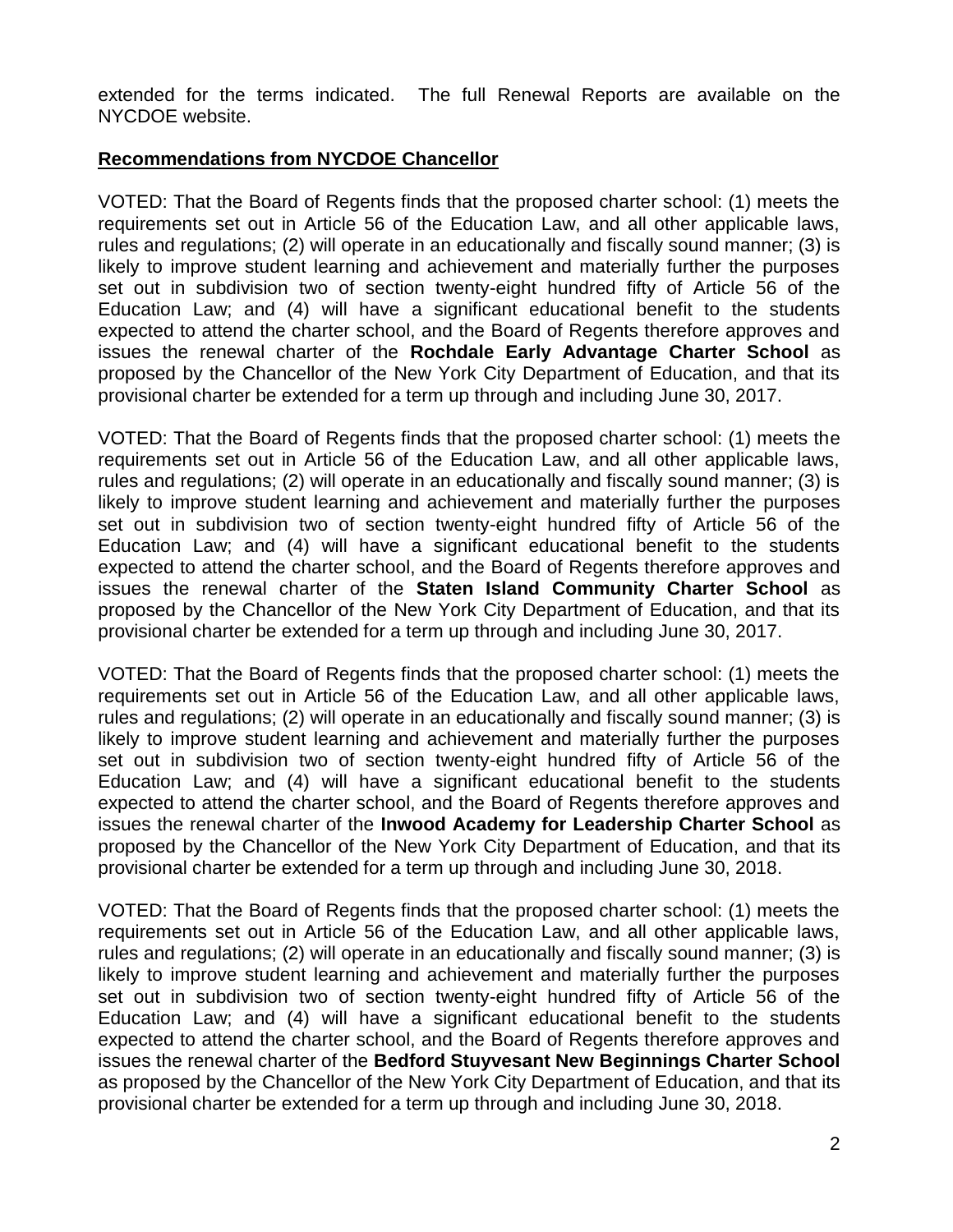extended for the terms indicated. The full Renewal Reports are available on the NYCDOE website.

**Recommendations from NYCDOE Chancellor**

VOTED: That the Board of Regents finds that the proposed charter school: (1) meets the requirements set out in Article 56 of the Education Law, and all other applicable laws, rules and regulations; (2) will operate in an educationally and fiscally sound manner; (3) is likely to improve student learning and achievement and materially further the purposes set out in subdivision two of section twenty-eight hundred fifty of Article 56 of the Education Law; and (4) will have a significant educational benefit to the students expected to attend the charter school, and the Board of Regents therefore approves and issues the renewal charter of the **Rochdale Early Advantage Charter School** as proposed by the Chancellor of the New York City Department of Education, and that its provisional charter be extended for a term up through and including June 30, 2017.

VOTED: That the Board of Regents finds that the proposed charter school: (1) meets the requirements set out in Article 56 of the Education Law, and all other applicable laws, rules and regulations; (2) will operate in an educationally and fiscally sound manner; (3) is likely to improve student learning and achievement and materially further the purposes set out in subdivision two of section twenty-eight hundred fifty of Article 56 of the Education Law; and (4) will have a significant educational benefit to the students expected to attend the charter school, and the Board of Regents therefore approves and issues the renewal charter of the **Staten Island Community Charter School** as proposed by the Chancellor of the New York City Department of Education, and that its provisional charter be extended for a term up through and including June 30, 2017.

VOTED: That the Board of Regents finds that the proposed charter school: (1) meets the requirements set out in Article 56 of the Education Law, and all other applicable laws, rules and regulations; (2) will operate in an educationally and fiscally sound manner; (3) is likely to improve student learning and achievement and materially further the purposes set out in subdivision two of section twenty-eight hundred fifty of Article 56 of the Education Law; and (4) will have a significant educational benefit to the students expected to attend the charter school, and the Board of Regents therefore approves and issues the renewal charter of the **Inwood Academy for Leadership Charter School** as proposed by the Chancellor of the New York City Department of Education, and that its provisional charter be extended for a term up through and including June 30, 2018.

VOTED: That the Board of Regents finds that the proposed charter school: (1) meets the requirements set out in Article 56 of the Education Law, and all other applicable laws, rules and regulations; (2) will operate in an educationally and fiscally sound manner; (3) is likely to improve student learning and achievement and materially further the purposes set out in subdivision two of section twenty-eight hundred fifty of Article 56 of the Education Law; and (4) will have a significant educational benefit to the students expected to attend the charter school, and the Board of Regents therefore approves and issues the renewal charter of the **Bedford Stuyvesant New Beginnings Charter School** as proposed by the Chancellor of the New York City Department of Education, and that its provisional charter be extended for a term up through and including June 30, 2018.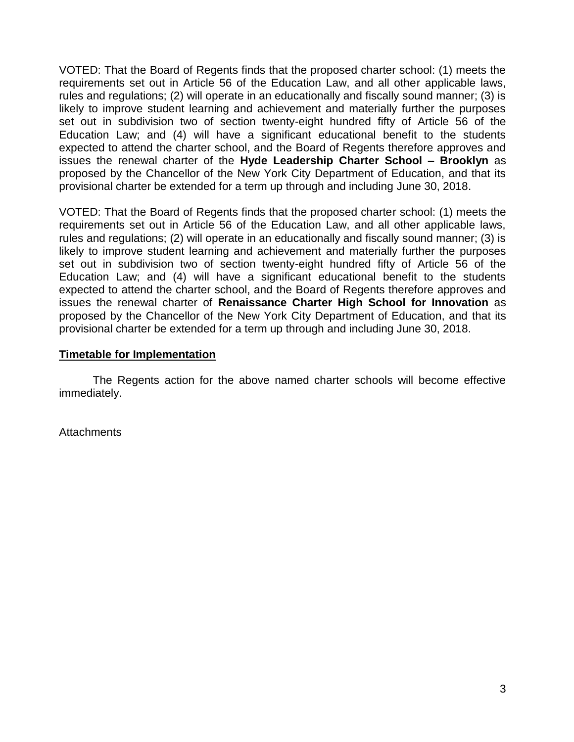VOTED: That the Board of Regents finds that the proposed charter school: (1) meets the requirements set out in Article 56 of the Education Law, and all other applicable laws, rules and regulations; (2) will operate in an educationally and fiscally sound manner; (3) is likely to improve student learning and achievement and materially further the purposes set out in subdivision two of section twenty-eight hundred fifty of Article 56 of the Education Law; and (4) will have a significant educational benefit to the students expected to attend the charter school, and the Board of Regents therefore approves and issues the renewal charter of the **Hyde Leadership Charter School – Brooklyn** as proposed by the Chancellor of the New York City Department of Education, and that its provisional charter be extended for a term up through and including June 30, 2018.

VOTED: That the Board of Regents finds that the proposed charter school: (1) meets the requirements set out in Article 56 of the Education Law, and all other applicable laws, rules and regulations; (2) will operate in an educationally and fiscally sound manner; (3) is likely to improve student learning and achievement and materially further the purposes set out in subdivision two of section twenty-eight hundred fifty of Article 56 of the Education Law; and (4) will have a significant educational benefit to the students expected to attend the charter school, and the Board of Regents therefore approves and issues the renewal charter of **Renaissance Charter High School for Innovation** as proposed by the Chancellor of the New York City Department of Education, and that its provisional charter be extended for a term up through and including June 30, 2018.

**Timetable for Implementation**

The Regents action for the above named charter schools will become effective immediately.

Attachments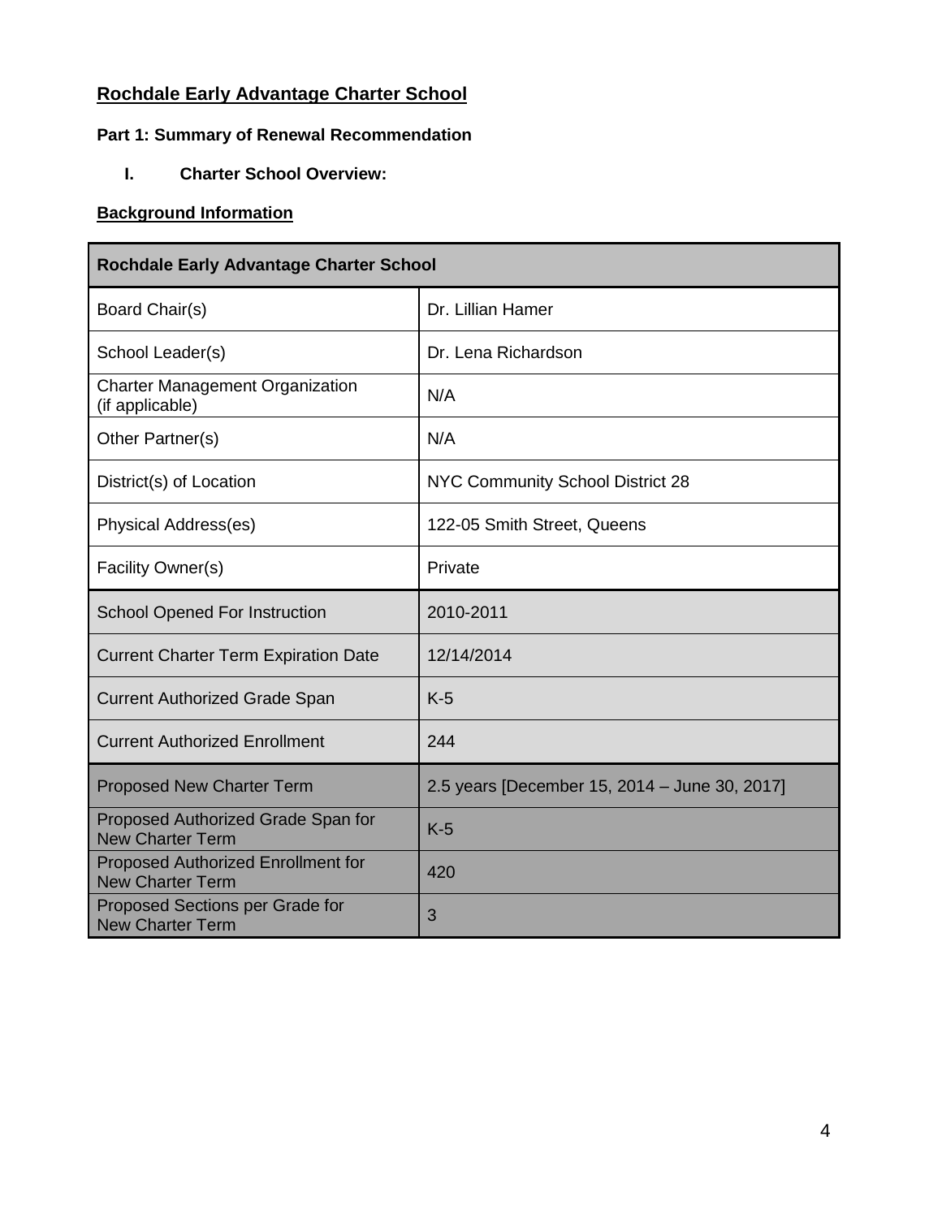## Rochdale Early Advantage Charter School

### Part 1: Summary of Renewal Recommendation

#### I. Charter School Overview:

**Background Information**

| Rochdale Early Advantage Charter School | |
|---|---|
| Board Chair(s) | Dr. Lillian Hamer |
| School Leader(s) | Dr. Lena Richardson |
| Charter Management Organization (if applicable) | N/A |
| Other Partner(s) | N/A |
| District(s) of Location | NYC Community School District 28 |
| Physical Address(es) | 122-05 Smith Street, Queens |
| Facility Owner(s) | Private |
| School Opened For Instruction | 2010-2011 |
| Current Charter Term Expiration Date | 12/14/2014 |
| Current Authorized Grade Span | K-5 |
| Current Authorized Enrollment | 244 |
| Proposed New Charter Term | 2.5 years [December 15, 2014 – June 30, 2017] |
| Proposed Authorized Grade Span for New Charter Term | K-5 |
| Proposed Authorized Enrollment for New Charter Term | 420 |
| Proposed Sections per Grade for New Charter Term | 3 |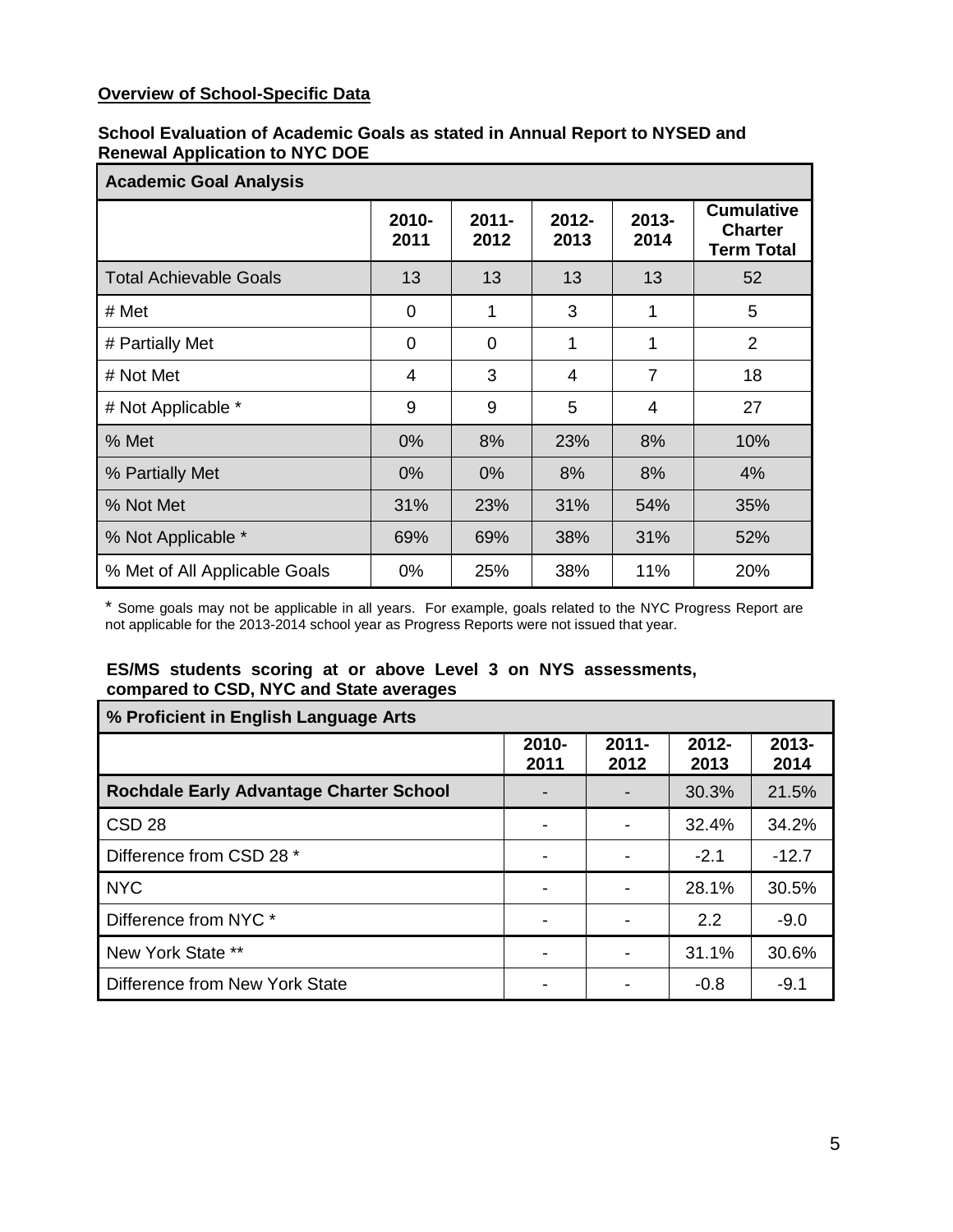**Overview of School-Specific Data**

**School Evaluation of Academic Goals as stated in Annual Report to NYSED and Renewal Application to NYC DOE**

| Academic Goal Analysis | | | | | |
|---|---|---|---|---|---|
| | **2010-2011** | **2011-2012** | **2012-2013** | **2013-2014** | **Cumulative Charter Term Total** |
| Total Achievable Goals | 13 | 13 | 13 | 13 | 52 |
| # Met | 0 | 1 | 3 | 1 | 5 |
| # Partially Met | 0 | 0 | 1 | 1 | 2 |
| # Not Met | 4 | 3 | 4 | 7 | 18 |
| # Not Applicable * | 9 | 9 | 5 | 4 | 27 |
| % Met | 0% | 8% | 23% | 8% | 10% |
| % Partially Met | 0% | 0% | 8% | 8% | 4% |
| % Not Met | 31% | 23% | 31% | 54% | 35% |
| % Not Applicable * | 69% | 69% | 38% | 31% | 52% |
| % Met of All Applicable Goals | 0% | 25% | 38% | 11% | 20% |

\* Some goals may not be applicable in all years. For example, goals related to the NYC Progress Report are not applicable for the 2013-2014 school year as Progress Reports were not issued that year.

**ES/MS students scoring at or above Level 3 on NYS assessments, compared to CSD, NYC and State averages**

| % Proficient in English Language Arts | | | | |
|---|---|---|---|---|
| | **2010-2011** | **2011-2012** | **2012-2013** | **2013-2014** |
| **Rochdale Early Advantage Charter School** | - | - | 30.3% | 21.5% |
| CSD 28 | - | - | 32.4% | 34.2% |
| Difference from CSD 28 * | - | - | -2.1 | -12.7 |
| NYC | - | - | 28.1% | 30.5% |
| Difference from NYC * | - | - | 2.2 | -9.0 |
| New York State ** | - | - | 31.1% | 30.6% |
| Difference from New York State | - | - | -0.8 | -9.1 |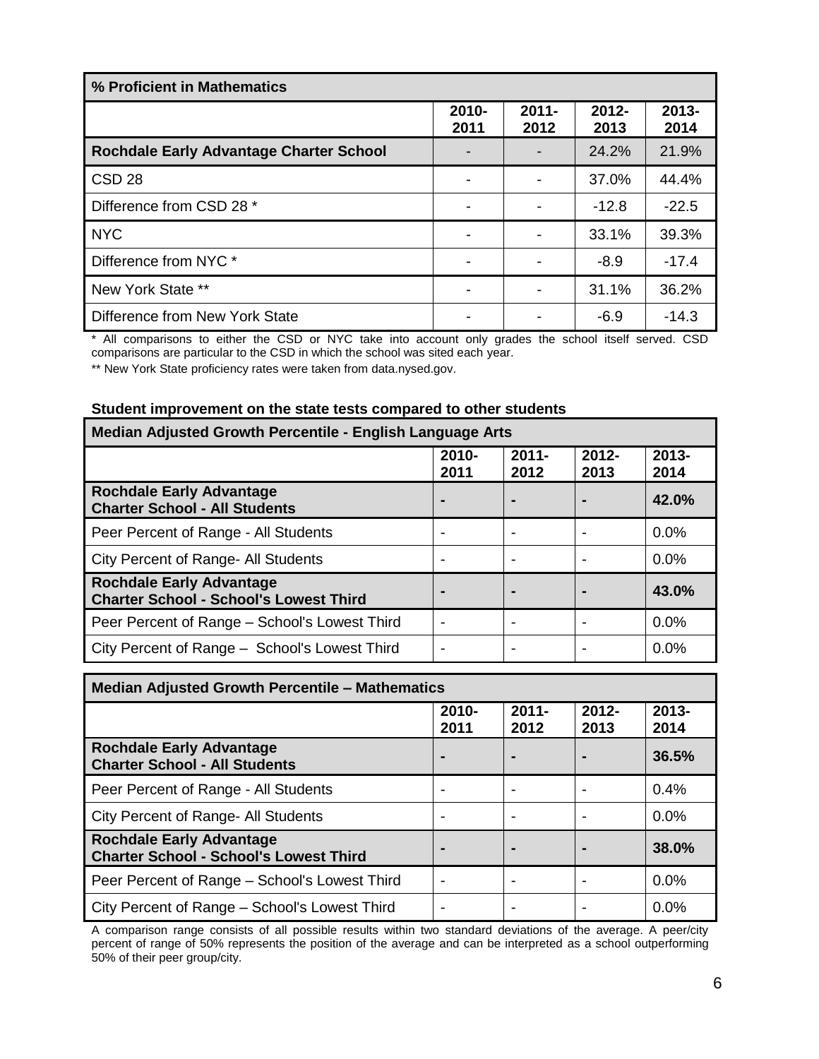| % Proficient in Mathematics | | | | |
|---|---|---|---|---|
| | 2010-2011 | 2011-2012 | 2012-2013 | 2013-2014 |
| **Rochdale Early Advantage Charter School** | - | - | 24.2% | 21.9% |
| CSD 28 | - | - | 37.0% | 44.4% |
| Difference from CSD 28 * | - | - | -12.8 | -22.5 |
| NYC | - | - | 33.1% | 39.3% |
| Difference from NYC * | - | - | -8.9 | -17.4 |
| New York State ** | - | - | 31.1% | 36.2% |
| Difference from New York State | - | - | -6.9 | -14.3 |

* All comparisons to either the CSD or NYC take into account only grades the school itself served. CSD comparisons are particular to the CSD in which the school was sited each year.

** New York State proficiency rates were taken from data.nysed.gov.

**Student improvement on the state tests compared to other students**

| Median Adjusted Growth Percentile - English Language Arts | | | | |
|---|---|---|---|---|
| | 2010-2011 | 2011-2012 | 2012-2013 | 2013-2014 |
| **Rochdale Early Advantage Charter School - All Students** | **-** | **-** | **-** | **42.0%** |
| Peer Percent of Range - All Students | - | - | - | 0.0% |
| City Percent of Range- All Students | - | - | - | 0.0% |
| **Rochdale Early Advantage Charter School - School's Lowest Third** | **-** | **-** | **-** | **43.0%** |
| Peer Percent of Range – School's Lowest Third | - | - | - | 0.0% |
| City Percent of Range – School's Lowest Third | - | - | - | 0.0% |

| Median Adjusted Growth Percentile – Mathematics | | | | |
|---|---|---|---|---|
| | 2010-2011 | 2011-2012 | 2012-2013 | 2013-2014 |
| **Rochdale Early Advantage Charter School - All Students** | **-** | **-** | **-** | **36.5%** |
| Peer Percent of Range - All Students | - | - | - | 0.4% |
| City Percent of Range- All Students | - | - | - | 0.0% |
| **Rochdale Early Advantage Charter School - School's Lowest Third** | **-** | **-** | **-** | **38.0%** |
| Peer Percent of Range – School's Lowest Third | - | - | - | 0.0% |
| City Percent of Range – School's Lowest Third | - | - | - | 0.0% |

A comparison range consists of all possible results within two standard deviations of the average. A peer/city percent of range of 50% represents the position of the average and can be interpreted as a school outperforming 50% of their peer group/city.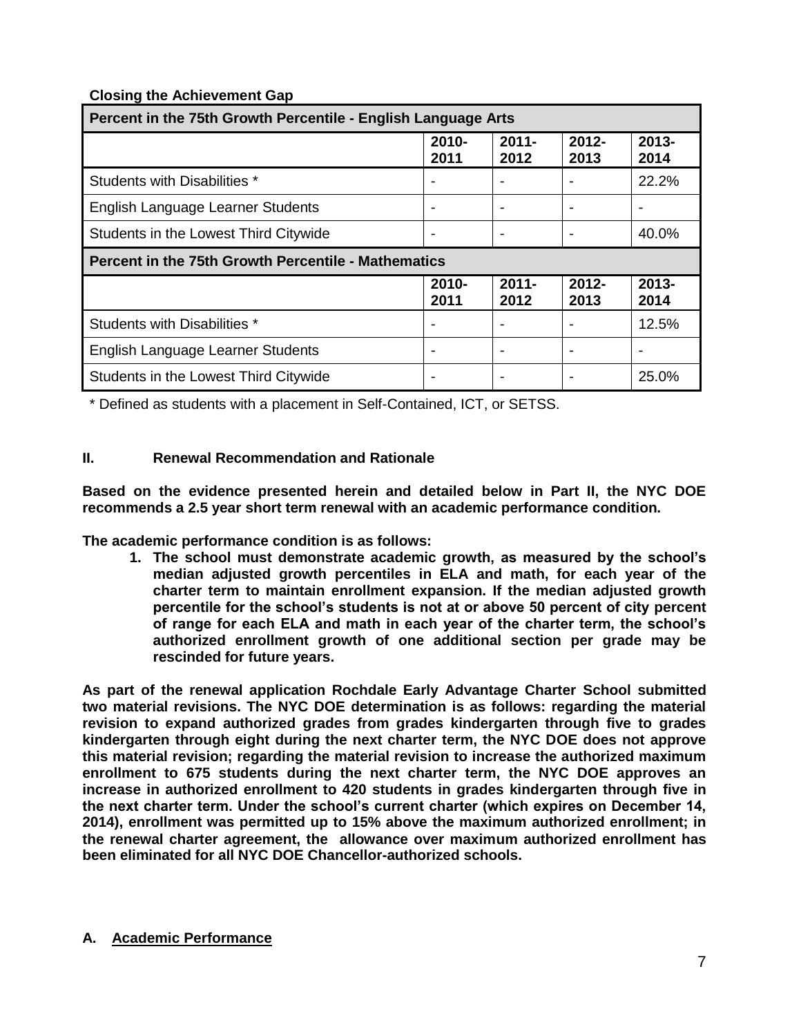**Closing the Achievement Gap**

| Percent in the 75th Growth Percentile - English Language Arts | | | | |
|---|---|---|---|---|
| | 2010-2011 | 2011-2012 | 2012-2013 | 2013-2014 |
| Students with Disabilities * | - | - | - | 22.2% |
| English Language Learner Students | - | - | - | - |
| Students in the Lowest Third Citywide | - | - | - | 40.0% |
| **Percent in the 75th Growth Percentile - Mathematics** | | | | |
| | 2010-2011 | 2011-2012 | 2012-2013 | 2013-2014 |
| Students with Disabilities * | - | - | - | 12.5% |
| English Language Learner Students | - | - | - | - |
| Students in the Lowest Third Citywide | - | - | - | 25.0% |

\* Defined as students with a placement in Self-Contained, ICT, or SETSS.

## II. Renewal Recommendation and Rationale

**Based on the evidence presented herein and detailed below in Part II, the NYC DOE recommends a 2.5 year short term renewal with an academic performance condition.**

**The academic performance condition is as follows:**

1. **The school must demonstrate academic growth, as measured by the school's median adjusted growth percentiles in ELA and math, for each year of the charter term to maintain enrollment expansion. If the median adjusted growth percentile for the school's students is not at or above 50 percent of city percent of range for each ELA and math in each year of the charter term, the school's authorized enrollment growth of one additional section per grade may be rescinded for future years.**

**As part of the renewal application Rochdale Early Advantage Charter School submitted two material revisions. The NYC DOE determination is as follows: regarding the material revision to expand authorized grades from grades kindergarten through five to grades kindergarten through eight during the next charter term, the NYC DOE does not approve this material revision; regarding the material revision to increase the authorized maximum enrollment to 675 students during the next charter term, the NYC DOE approves an increase in authorized enrollment to 420 students in grades kindergarten through five in the next charter term. Under the school's current charter (which expires on December 14, 2014), enrollment was permitted up to 15% above the maximum authorized enrollment; in the renewal charter agreement, the allowance over maximum authorized enrollment has been eliminated for all NYC DOE Chancellor-authorized schools.**

### A. Academic Performance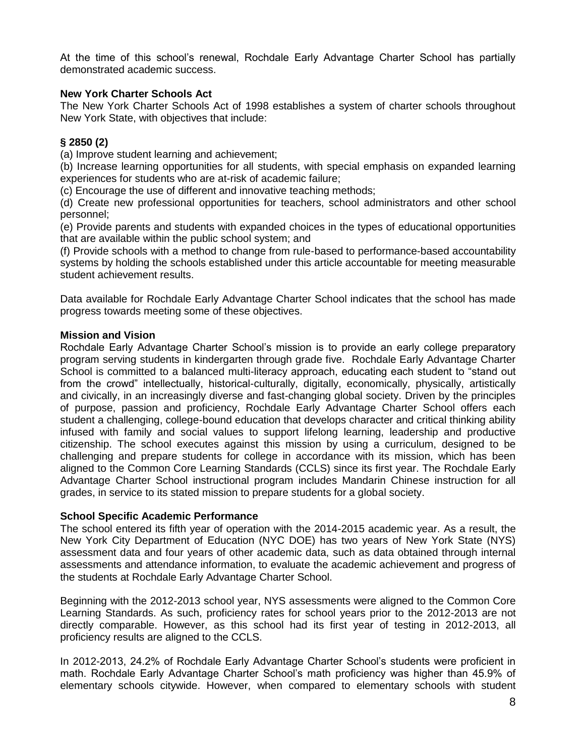At the time of this school's renewal, Rochdale Early Advantage Charter School has partially demonstrated academic success.

**New York Charter Schools Act**

The New York Charter Schools Act of 1998 establishes a system of charter schools throughout New York State, with objectives that include:

**§ 2850 (2)**

(a) Improve student learning and achievement;

(b) Increase learning opportunities for all students, with special emphasis on expanded learning experiences for students who are at-risk of academic failure;

(c) Encourage the use of different and innovative teaching methods;

(d) Create new professional opportunities for teachers, school administrators and other school personnel;

(e) Provide parents and students with expanded choices in the types of educational opportunities that are available within the public school system; and

(f) Provide schools with a method to change from rule-based to performance-based accountability systems by holding the schools established under this article accountable for meeting measurable student achievement results.

Data available for Rochdale Early Advantage Charter School indicates that the school has made progress towards meeting some of these objectives.

**Mission and Vision**

Rochdale Early Advantage Charter School's mission is to provide an early college preparatory program serving students in kindergarten through grade five. Rochdale Early Advantage Charter School is committed to a balanced multi-literacy approach, educating each student to "stand out from the crowd" intellectually, historical-culturally, digitally, economically, physically, artistically and civically, in an increasingly diverse and fast-changing global society. Driven by the principles of purpose, passion and proficiency, Rochdale Early Advantage Charter School offers each student a challenging, college-bound education that develops character and critical thinking ability infused with family and social values to support lifelong learning, leadership and productive citizenship. The school executes against this mission by using a curriculum, designed to be challenging and prepare students for college in accordance with its mission, which has been aligned to the Common Core Learning Standards (CCLS) since its first year. The Rochdale Early Advantage Charter School instructional program includes Mandarin Chinese instruction for all grades, in service to its stated mission to prepare students for a global society.

**School Specific Academic Performance**

The school entered its fifth year of operation with the 2014-2015 academic year. As a result, the New York City Department of Education (NYC DOE) has two years of New York State (NYS) assessment data and four years of other academic data, such as data obtained through internal assessments and attendance information, to evaluate the academic achievement and progress of the students at Rochdale Early Advantage Charter School.

Beginning with the 2012-2013 school year, NYS assessments were aligned to the Common Core Learning Standards. As such, proficiency rates for school years prior to the 2012-2013 are not directly comparable. However, as this school had its first year of testing in 2012-2013, all proficiency results are aligned to the CCLS.

In 2012-2013, 24.2% of Rochdale Early Advantage Charter School's students were proficient in math. Rochdale Early Advantage Charter School's math proficiency was higher than 45.9% of elementary schools citywide. However, when compared to elementary schools with student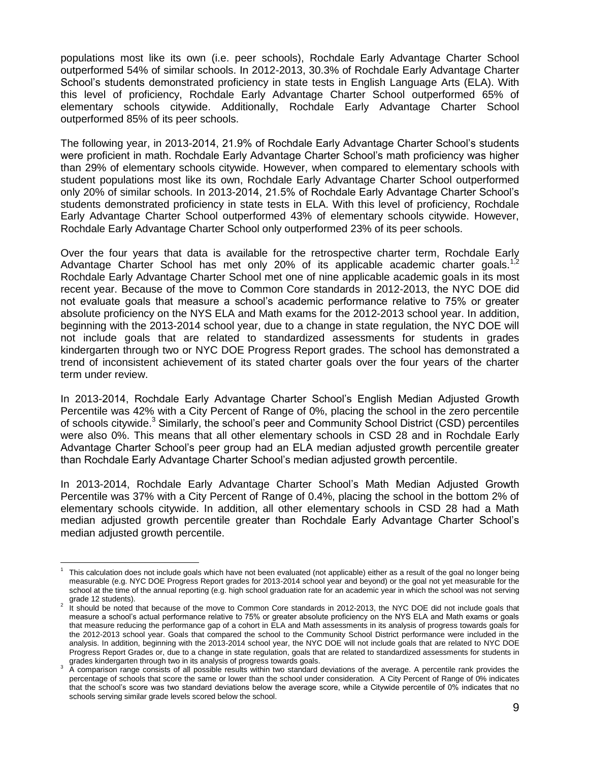populations most like its own (i.e. peer schools), Rochdale Early Advantage Charter School outperformed 54% of similar schools. In 2012-2013, 30.3% of Rochdale Early Advantage Charter School's students demonstrated proficiency in state tests in English Language Arts (ELA). With this level of proficiency, Rochdale Early Advantage Charter School outperformed 65% of elementary schools citywide. Additionally, Rochdale Early Advantage Charter School outperformed 85% of its peer schools.

The following year, in 2013-2014, 21.9% of Rochdale Early Advantage Charter School's students were proficient in math. Rochdale Early Advantage Charter School's math proficiency was higher than 29% of elementary schools citywide. However, when compared to elementary schools with student populations most like its own, Rochdale Early Advantage Charter School outperformed only 20% of similar schools. In 2013-2014, 21.5% of Rochdale Early Advantage Charter School's students demonstrated proficiency in state tests in ELA. With this level of proficiency, Rochdale Early Advantage Charter School outperformed 43% of elementary schools citywide. However, Rochdale Early Advantage Charter School only outperformed 23% of its peer schools.

Over the four years that data is available for the retrospective charter term, Rochdale Early Advantage Charter School has met only 20% of its applicable academic charter goals.[1,2] Rochdale Early Advantage Charter School met one of nine applicable academic goals in its most recent year. Because of the move to Common Core standards in 2012-2013, the NYC DOE did not evaluate goals that measure a school's academic performance relative to 75% or greater absolute proficiency on the NYS ELA and Math exams for the 2012-2013 school year. In addition, beginning with the 2013-2014 school year, due to a change in state regulation, the NYC DOE will not include goals that are related to standardized assessments for students in grades kindergarten through two or NYC DOE Progress Report grades. The school has demonstrated a trend of inconsistent achievement of its stated charter goals over the four years of the charter term under review.

In 2013-2014, Rochdale Early Advantage Charter School's English Median Adjusted Growth Percentile was 42% with a City Percent of Range of 0%, placing the school in the zero percentile of schools citywide.[3] Similarly, the school's peer and Community School District (CSD) percentiles were also 0%. This means that all other elementary schools in CSD 28 and in Rochdale Early Advantage Charter School's peer group had an ELA median adjusted growth percentile greater than Rochdale Early Advantage Charter School's median adjusted growth percentile.

In 2013-2014, Rochdale Early Advantage Charter School's Math Median Adjusted Growth Percentile was 37% with a City Percent of Range of 0.4%, placing the school in the bottom 2% of elementary schools citywide. In addition, all other elementary schools in CSD 28 had a Math median adjusted growth percentile greater than Rochdale Early Advantage Charter School's median adjusted growth percentile.

---

[1] This calculation does not include goals which have not been evaluated (not applicable) either as a result of the goal no longer being measurable (e.g. NYC DOE Progress Report grades for 2013-2014 school year and beyond) or the goal not yet measurable for the school at the time of the annual reporting (e.g. high school graduation rate for an academic year in which the school was not serving grade 12 students).

[2] It should be noted that because of the move to Common Core standards in 2012-2013, the NYC DOE did not include goals that measure a school's actual performance relative to 75% or greater absolute proficiency on the NYS ELA and Math exams or goals that measure reducing the performance gap of a cohort in ELA and Math assessments in its analysis of progress towards goals for the 2012-2013 school year. Goals that compared the school to the Community School District performance were included in the analysis. In addition, beginning with the 2013-2014 school year, the NYC DOE will not include goals that are related to NYC DOE Progress Report Grades or, due to a change in state regulation, goals that are related to standardized assessments for students in grades kindergarten through two in its analysis of progress towards goals.

[3] A comparison range consists of all possible results within two standard deviations of the average. A percentile rank provides the percentage of schools that score the same or lower than the school under consideration. A City Percent of Range of 0% indicates that the school's score was two standard deviations below the average score, while a Citywide percentile of 0% indicates that no schools serving similar grade levels scored below the school.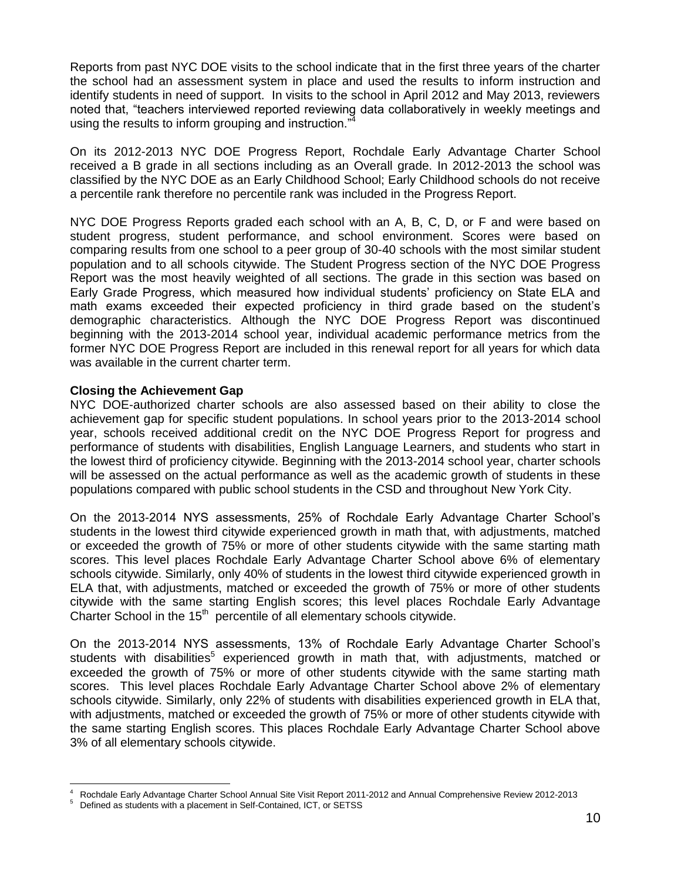Reports from past NYC DOE visits to the school indicate that in the first three years of the charter the school had an assessment system in place and used the results to inform instruction and identify students in need of support. In visits to the school in April 2012 and May 2013, reviewers noted that, "teachers interviewed reported reviewing data collaboratively in weekly meetings and using the results to inform grouping and instruction."[4]

On its 2012-2013 NYC DOE Progress Report, Rochdale Early Advantage Charter School received a B grade in all sections including as an Overall grade. In 2012-2013 the school was classified by the NYC DOE as an Early Childhood School; Early Childhood schools do not receive a percentile rank therefore no percentile rank was included in the Progress Report.

NYC DOE Progress Reports graded each school with an A, B, C, D, or F and were based on student progress, student performance, and school environment. Scores were based on comparing results from one school to a peer group of 30-40 schools with the most similar student population and to all schools citywide. The Student Progress section of the NYC DOE Progress Report was the most heavily weighted of all sections. The grade in this section was based on Early Grade Progress, which measured how individual students' proficiency on State ELA and math exams exceeded their expected proficiency in third grade based on the student's demographic characteristics. Although the NYC DOE Progress Report was discontinued beginning with the 2013-2014 school year, individual academic performance metrics from the former NYC DOE Progress Report are included in this renewal report for all years for which data was available in the current charter term.

**Closing the Achievement Gap**

NYC DOE-authorized charter schools are also assessed based on their ability to close the achievement gap for specific student populations. In school years prior to the 2013-2014 school year, schools received additional credit on the NYC DOE Progress Report for progress and performance of students with disabilities, English Language Learners, and students who start in the lowest third of proficiency citywide. Beginning with the 2013-2014 school year, charter schools will be assessed on the actual performance as well as the academic growth of students in these populations compared with public school students in the CSD and throughout New York City.

On the 2013-2014 NYS assessments, 25% of Rochdale Early Advantage Charter School's students in the lowest third citywide experienced growth in math that, with adjustments, matched or exceeded the growth of 75% or more of other students citywide with the same starting math scores. This level places Rochdale Early Advantage Charter School above 6% of elementary schools citywide. Similarly, only 40% of students in the lowest third citywide experienced growth in ELA that, with adjustments, matched or exceeded the growth of 75% or more of other students citywide with the same starting English scores; this level places Rochdale Early Advantage Charter School in the 15th percentile of all elementary schools citywide.

On the 2013-2014 NYS assessments, 13% of Rochdale Early Advantage Charter School's students with disabilities[5] experienced growth in math that, with adjustments, matched or exceeded the growth of 75% or more of other students citywide with the same starting math scores. This level places Rochdale Early Advantage Charter School above 2% of elementary schools citywide. Similarly, only 22% of students with disabilities experienced growth in ELA that, with adjustments, matched or exceeded the growth of 75% or more of other students citywide with the same starting English scores. This places Rochdale Early Advantage Charter School above 3% of all elementary schools citywide.

---

[4] Rochdale Early Advantage Charter School Annual Site Visit Report 2011-2012 and Annual Comprehensive Review 2012-2013

[5] Defined as students with a placement in Self-Contained, ICT, or SETSS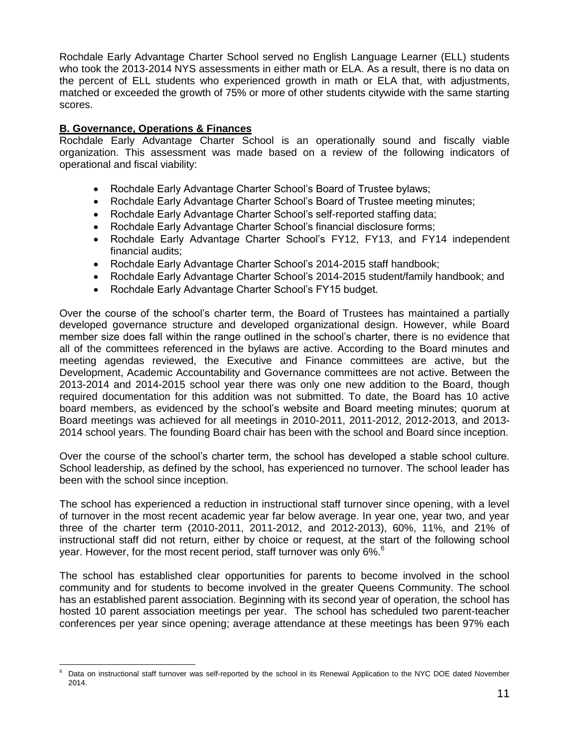Rochdale Early Advantage Charter School served no English Language Learner (ELL) students who took the 2013-2014 NYS assessments in either math or ELA. As a result, there is no data on the percent of ELL students who experienced growth in math or ELA that, with adjustments, matched or exceeded the growth of 75% or more of other students citywide with the same starting scores.

**B. Governance, Operations & Finances**

Rochdale Early Advantage Charter School is an operationally sound and fiscally viable organization. This assessment was made based on a review of the following indicators of operational and fiscal viability:

- Rochdale Early Advantage Charter School's Board of Trustee bylaws;
- Rochdale Early Advantage Charter School's Board of Trustee meeting minutes;
- Rochdale Early Advantage Charter School's self-reported staffing data;
- Rochdale Early Advantage Charter School's financial disclosure forms;
- Rochdale Early Advantage Charter School's FY12, FY13, and FY14 independent financial audits;
- Rochdale Early Advantage Charter School's 2014-2015 staff handbook;
- Rochdale Early Advantage Charter School's 2014-2015 student/family handbook; and
- Rochdale Early Advantage Charter School's FY15 budget.

Over the course of the school's charter term, the Board of Trustees has maintained a partially developed governance structure and developed organizational design. However, while Board member size does fall within the range outlined in the school's charter, there is no evidence that all of the committees referenced in the bylaws are active. According to the Board minutes and meeting agendas reviewed, the Executive and Finance committees are active, but the Development, Academic Accountability and Governance committees are not active. Between the 2013-2014 and 2014-2015 school year there was only one new addition to the Board, though required documentation for this addition was not submitted. To date, the Board has 10 active board members, as evidenced by the school's website and Board meeting minutes; quorum at Board meetings was achieved for all meetings in 2010-2011, 2011-2012, 2012-2013, and 2013-2014 school years. The founding Board chair has been with the school and Board since inception.

Over the course of the school's charter term, the school has developed a stable school culture. School leadership, as defined by the school, has experienced no turnover. The school leader has been with the school since inception.

The school has experienced a reduction in instructional staff turnover since opening, with a level of turnover in the most recent academic year far below average. In year one, year two, and year three of the charter term (2010-2011, 2011-2012, and 2012-2013), 60%, 11%, and 21% of instructional staff did not return, either by choice or request, at the start of the following school year. However, for the most recent period, staff turnover was only 6%.[6]

The school has established clear opportunities for parents to become involved in the school community and for students to become involved in the greater Queens Community. The school has an established parent association. Beginning with its second year of operation, the school has hosted 10 parent association meetings per year. The school has scheduled two parent-teacher conferences per year since opening; average attendance at these meetings has been 97% each

[6] Data on instructional staff turnover was self-reported by the school in its Renewal Application to the NYC DOE dated November 2014.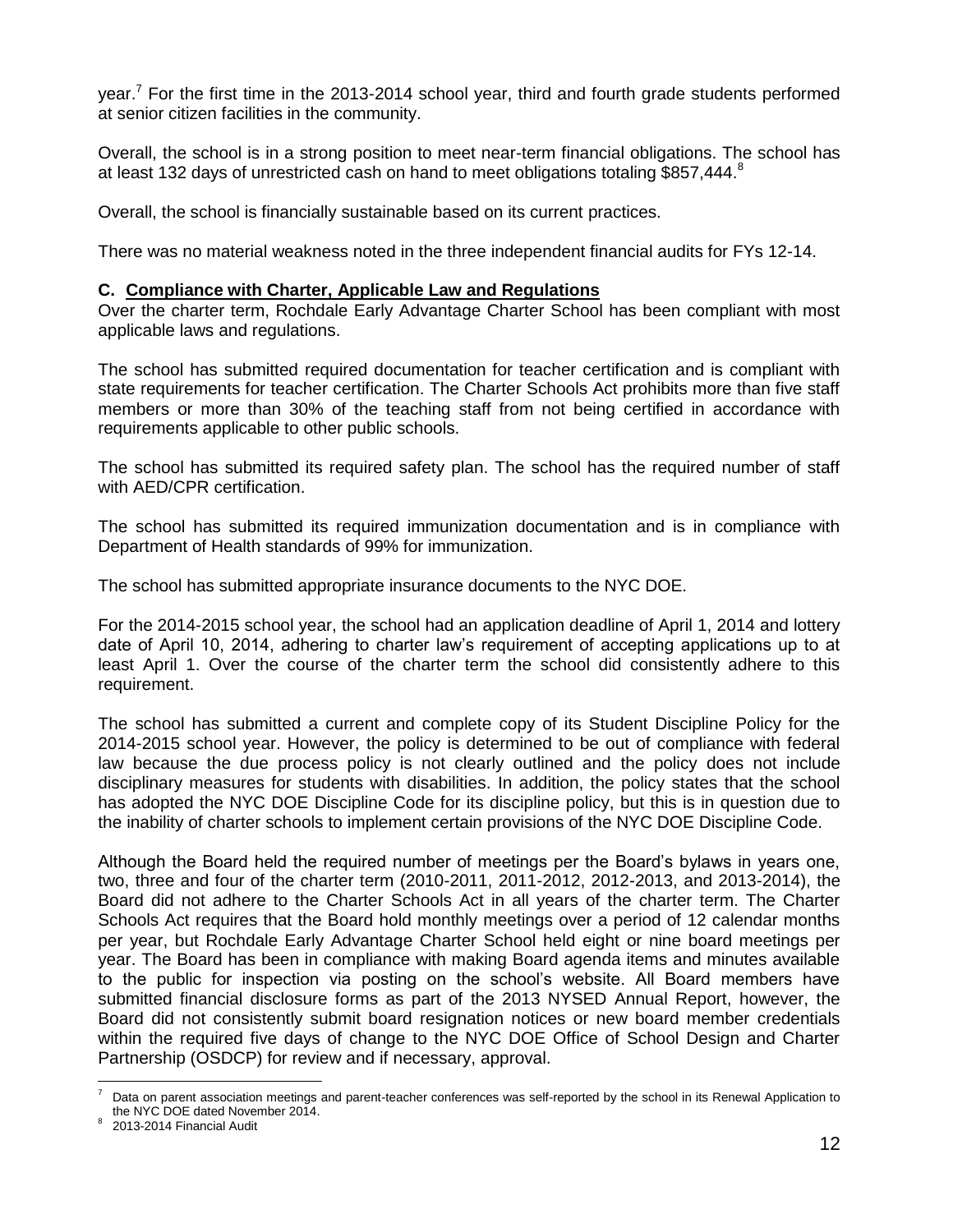year.[7] For the first time in the 2013-2014 school year, third and fourth grade students performed at senior citizen facilities in the community.

Overall, the school is in a strong position to meet near-term financial obligations. The school has at least 132 days of unrestricted cash on hand to meet obligations totaling $857,444.[8]

Overall, the school is financially sustainable based on its current practices.

There was no material weakness noted in the three independent financial audits for FYs 12-14.

### C. Compliance with Charter, Applicable Law and Regulations

Over the charter term, Rochdale Early Advantage Charter School has been compliant with most applicable laws and regulations.

The school has submitted required documentation for teacher certification and is compliant with state requirements for teacher certification. The Charter Schools Act prohibits more than five staff members or more than 30% of the teaching staff from not being certified in accordance with requirements applicable to other public schools.

The school has submitted its required safety plan. The school has the required number of staff with AED/CPR certification.

The school has submitted its required immunization documentation and is in compliance with Department of Health standards of 99% for immunization.

The school has submitted appropriate insurance documents to the NYC DOE.

For the 2014-2015 school year, the school had an application deadline of April 1, 2014 and lottery date of April 10, 2014, adhering to charter law's requirement of accepting applications up to at least April 1. Over the course of the charter term the school did consistently adhere to this requirement.

The school has submitted a current and complete copy of its Student Discipline Policy for the 2014-2015 school year. However, the policy is determined to be out of compliance with federal law because the due process policy is not clearly outlined and the policy does not include disciplinary measures for students with disabilities. In addition, the policy states that the school has adopted the NYC DOE Discipline Code for its discipline policy, but this is in question due to the inability of charter schools to implement certain provisions of the NYC DOE Discipline Code.

Although the Board held the required number of meetings per the Board's bylaws in years one, two, three and four of the charter term (2010-2011, 2011-2012, 2012-2013, and 2013-2014), the Board did not adhere to the Charter Schools Act in all years of the charter term. The Charter Schools Act requires that the Board hold monthly meetings over a period of 12 calendar months per year, but Rochdale Early Advantage Charter School held eight or nine board meetings per year. The Board has been in compliance with making Board agenda items and minutes available to the public for inspection via posting on the school's website. All Board members have submitted financial disclosure forms as part of the 2013 NYSED Annual Report, however, the Board did not consistently submit board resignation notices or new board member credentials within the required five days of change to the NYC DOE Office of School Design and Charter Partnership (OSDCP) for review and if necessary, approval.

---

[7] Data on parent association meetings and parent-teacher conferences was self-reported by the school in its Renewal Application to the NYC DOE dated November 2014.

[8] 2013-2014 Financial Audit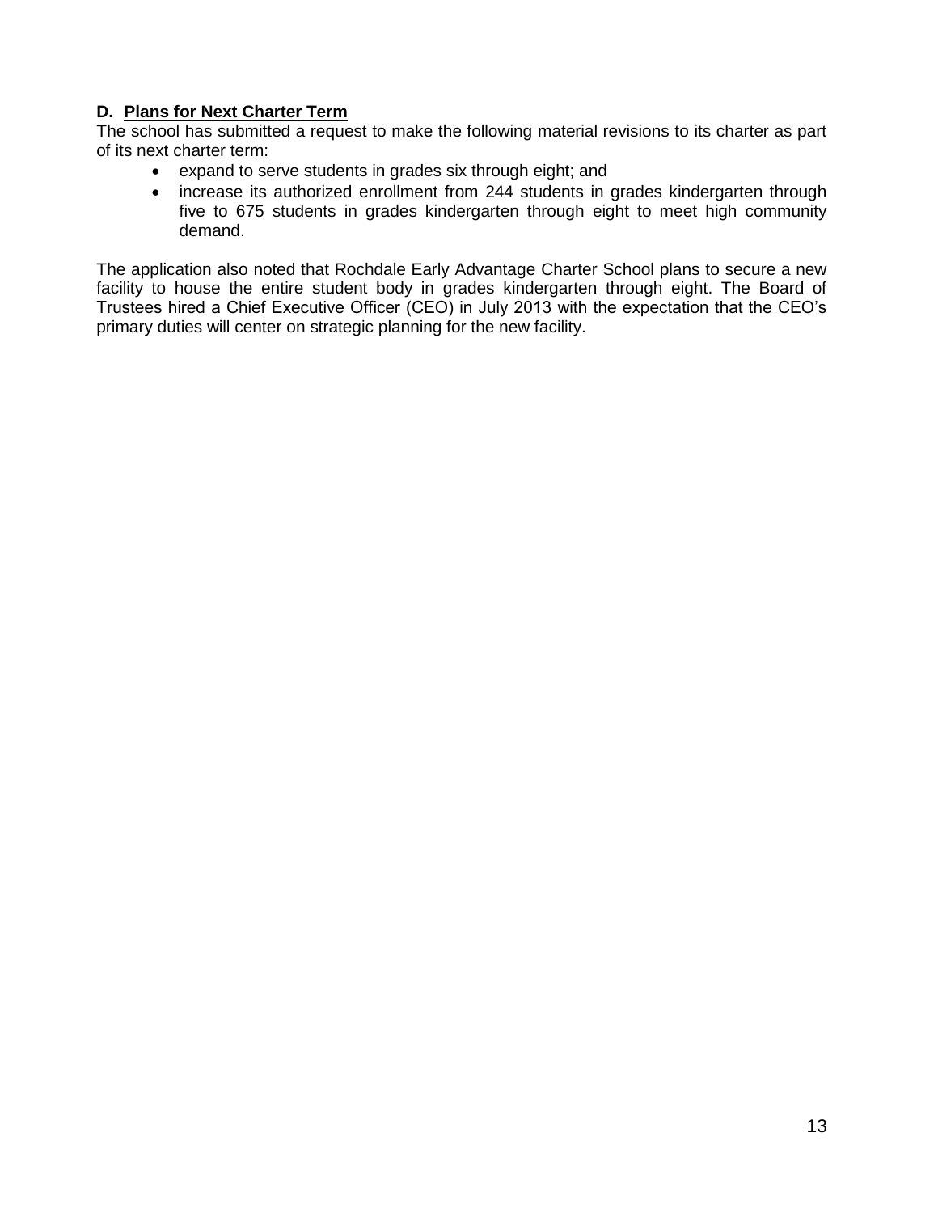## D. Plans for Next Charter Term

The school has submitted a request to make the following material revisions to its charter as part of its next charter term:

- expand to serve students in grades six through eight; and
- increase its authorized enrollment from 244 students in grades kindergarten through five to 675 students in grades kindergarten through eight to meet high community demand.

The application also noted that Rochdale Early Advantage Charter School plans to secure a new facility to house the entire student body in grades kindergarten through eight. The Board of Trustees hired a Chief Executive Officer (CEO) in July 2013 with the expectation that the CEO's primary duties will center on strategic planning for the new facility.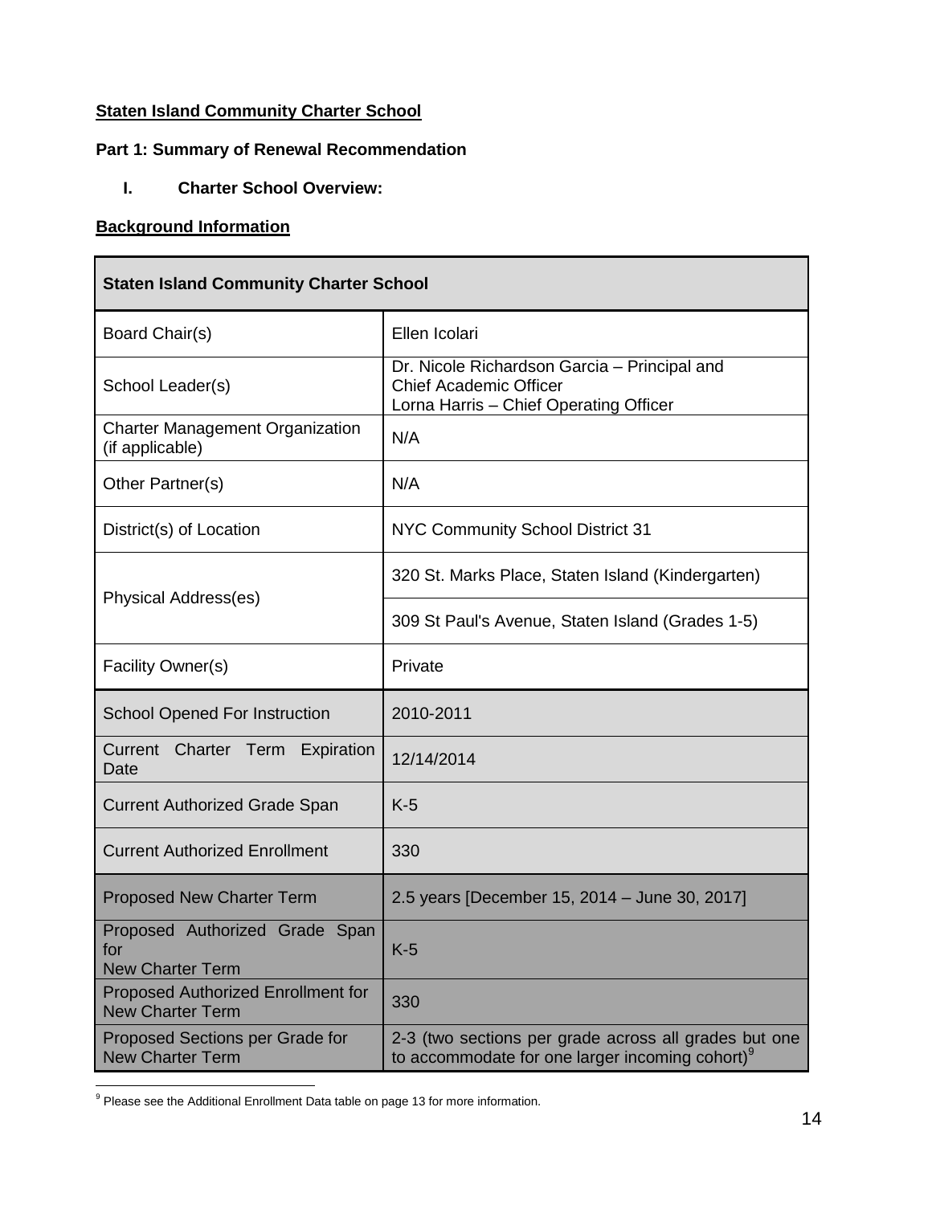**Staten Island Community Charter School**

**Part 1: Summary of Renewal Recommendation**

**I. Charter School Overview:**

**Background Information**

| Staten Island Community Charter School | |
|---|---|
| Board Chair(s) | Ellen Icolari |
| School Leader(s) | Dr. Nicole Richardson Garcia – Principal and Chief Academic Officer<br>Lorna Harris – Chief Operating Officer |
| Charter Management Organization (if applicable) | N/A |
| Other Partner(s) | N/A |
| District(s) of Location | NYC Community School District 31 |
| Physical Address(es) | 320 St. Marks Place, Staten Island (Kindergarten) |
| | 309 St Paul's Avenue, Staten Island (Grades 1-5) |
| Facility Owner(s) | Private |
| School Opened For Instruction | 2010-2011 |
| Current Charter Term Expiration Date | 12/14/2014 |
| Current Authorized Grade Span | K-5 |
| Current Authorized Enrollment | 330 |
| Proposed New Charter Term | 2.5 years [December 15, 2014 – June 30, 2017] |
| Proposed Authorized Grade Span for New Charter Term | K-5 |
| Proposed Authorized Enrollment for New Charter Term | 330 |
| Proposed Sections per Grade for New Charter Term | 2-3 (two sections per grade across all grades but one to accommodate for one larger incoming cohort)[9] |

[9] Please see the Additional Enrollment Data table on page 13 for more information.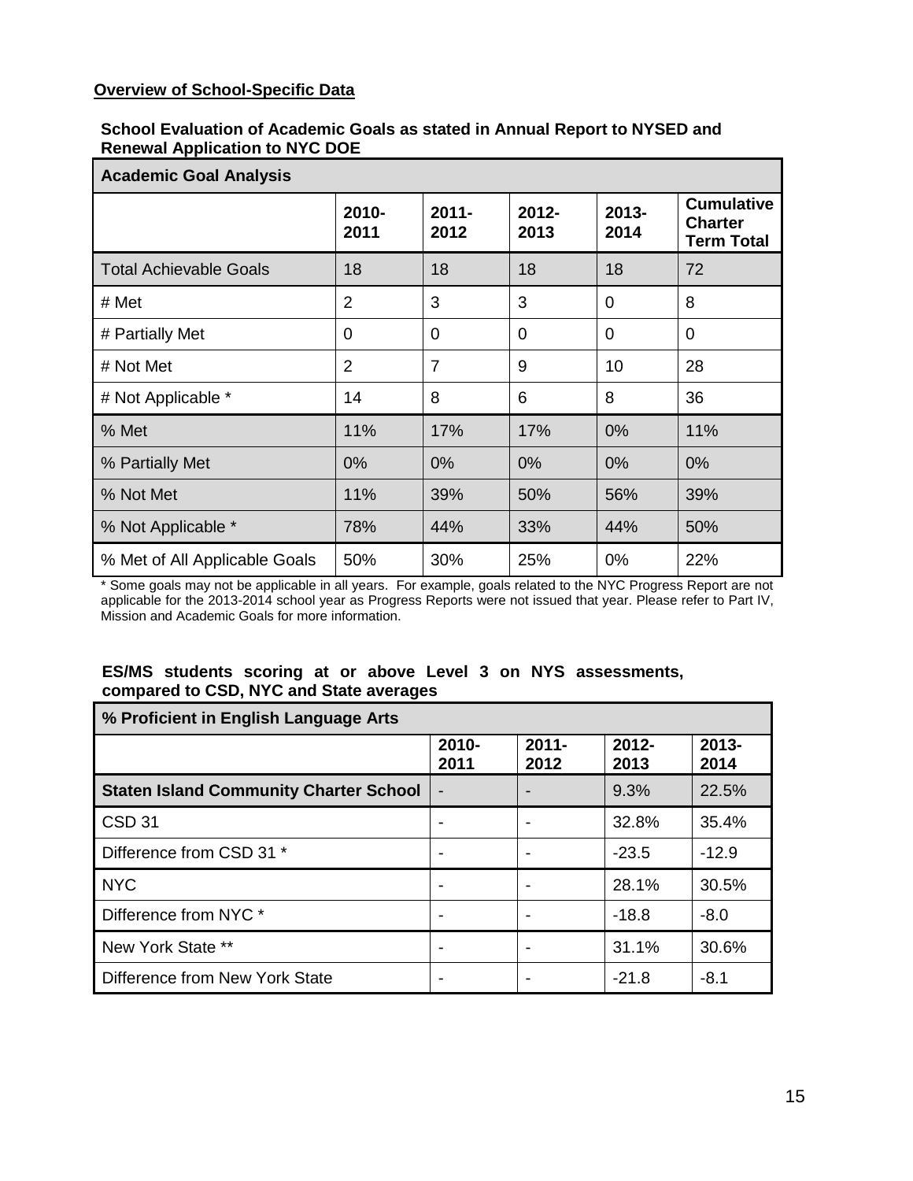**Overview of School-Specific Data**

**School Evaluation of Academic Goals as stated in Annual Report to NYSED and Renewal Application to NYC DOE**

| Academic Goal Analysis | | | | | |
|---|---|---|---|---|---|
| | **2010-2011** | **2011-2012** | **2012-2013** | **2013-2014** | **Cumulative Charter Term Total** |
| Total Achievable Goals | 18 | 18 | 18 | 18 | 72 |
| # Met | 2 | 3 | 3 | 0 | 8 |
| # Partially Met | 0 | 0 | 0 | 0 | 0 |
| # Not Met | 2 | 7 | 9 | 10 | 28 |
| # Not Applicable * | 14 | 8 | 6 | 8 | 36 |
| % Met | 11% | 17% | 17% | 0% | 11% |
| % Partially Met | 0% | 0% | 0% | 0% | 0% |
| % Not Met | 11% | 39% | 50% | 56% | 39% |
| % Not Applicable * | 78% | 44% | 33% | 44% | 50% |
| % Met of All Applicable Goals | 50% | 30% | 25% | 0% | 22% |

* Some goals may not be applicable in all years. For example, goals related to the NYC Progress Report are not applicable for the 2013-2014 school year as Progress Reports were not issued that year. Please refer to Part IV, Mission and Academic Goals for more information.

**ES/MS students scoring at or above Level 3 on NYS assessments, compared to CSD, NYC and State averages**

| % Proficient in English Language Arts | | | | |
|---|---|---|---|---|
| | **2010-2011** | **2011-2012** | **2012-2013** | **2013-2014** |
| **Staten Island Community Charter School** | - | - | 9.3% | 22.5% |
| CSD 31 | - | - | 32.8% | 35.4% |
| Difference from CSD 31 * | - | - | -23.5 | -12.9 |
| NYC | - | - | 28.1% | 30.5% |
| Difference from NYC * | - | - | -18.8 | -8.0 |
| New York State ** | - | - | 31.1% | 30.6% |
| Difference from New York State | - | - | -21.8 | -8.1 |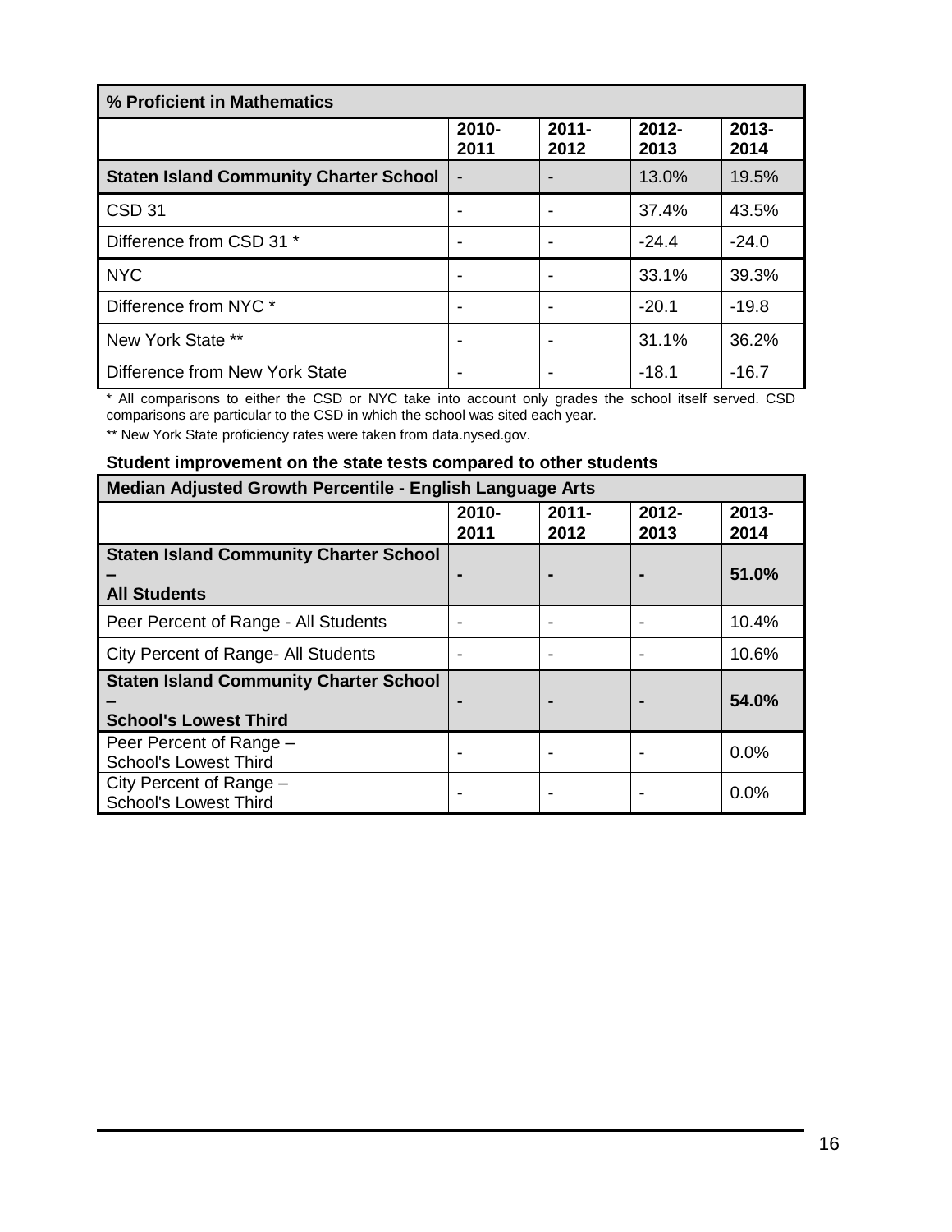| % Proficient in Mathematics | | | | |
|---|---|---|---|---|
| | 2010-2011 | 2011-2012 | 2012-2013 | 2013-2014 |
| **Staten Island Community Charter School** | - | - | 13.0% | 19.5% |
| CSD 31 | - | - | 37.4% | 43.5% |
| Difference from CSD 31 * | - | - | -24.4 | -24.0 |
| NYC | - | - | 33.1% | 39.3% |
| Difference from NYC * | - | - | -20.1 | -19.8 |
| New York State ** | - | - | 31.1% | 36.2% |
| Difference from New York State | - | - | -18.1 | -16.7 |

* All comparisons to either the CSD or NYC take into account only grades the school itself served. CSD comparisons are particular to the CSD in which the school was sited each year.

** New York State proficiency rates were taken from data.nysed.gov.

**Student improvement on the state tests compared to other students**

| Median Adjusted Growth Percentile - English Language Arts | | | | |
|---|---|---|---|---|
| | 2010-2011 | 2011-2012 | 2012-2013 | 2013-2014 |
| **Staten Island Community Charter School – All Students** | - | - | - | **51.0%** |
| Peer Percent of Range - All Students | - | - | - | 10.4% |
| City Percent of Range- All Students | - | - | - | 10.6% |
| **Staten Island Community Charter School – School's Lowest Third** | - | - | - | **54.0%** |
| Peer Percent of Range – School's Lowest Third | - | - | - | 0.0% |
| City Percent of Range – School's Lowest Third | - | - | - | 0.0% |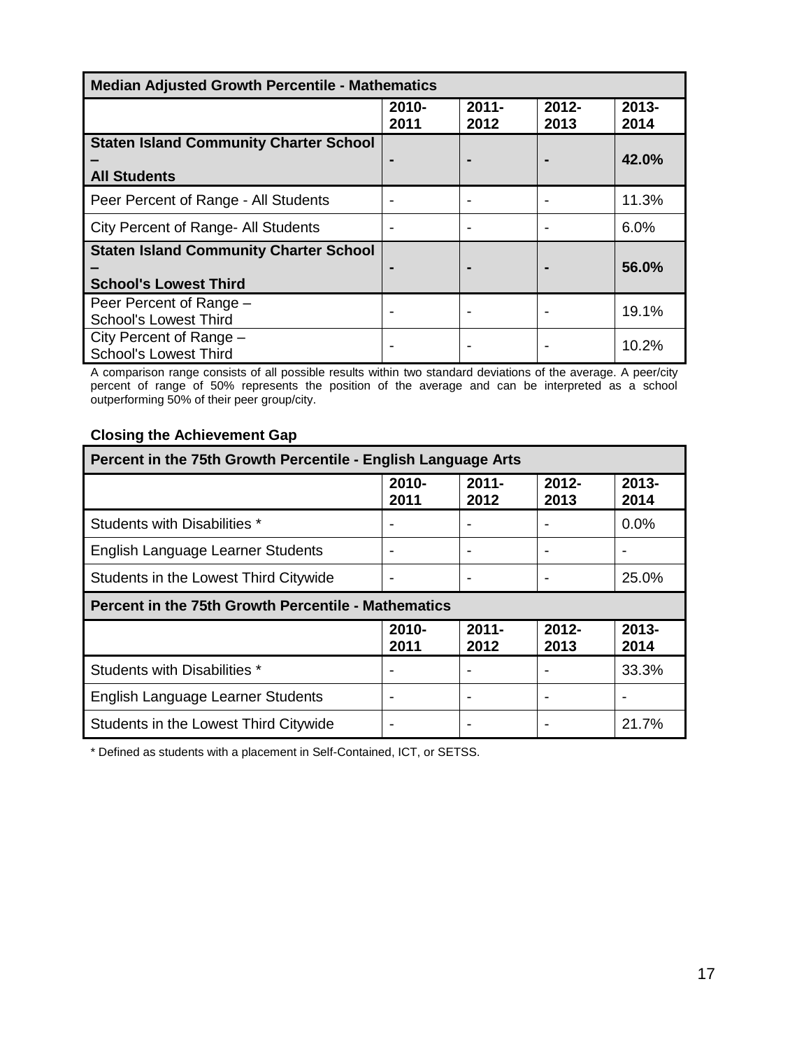| Median Adjusted Growth Percentile - Mathematics | | | | |
|---|---|---|---|---|
| | **2010-2011** | **2011-2012** | **2012-2013** | **2013-2014** |
| **Staten Island Community Charter School – All Students** | **-** | **-** | **-** | **42.0%** |
| Peer Percent of Range - All Students | - | - | - | 11.3% |
| City Percent of Range- All Students | - | - | - | 6.0% |
| **Staten Island Community Charter School – School's Lowest Third** | **-** | **-** | **-** | **56.0%** |
| Peer Percent of Range – School's Lowest Third | - | - | - | 19.1% |
| City Percent of Range – School's Lowest Third | - | - | - | 10.2% |

A comparison range consists of all possible results within two standard deviations of the average. A peer/city percent of range of 50% represents the position of the average and can be interpreted as a school outperforming 50% of their peer group/city.

**Closing the Achievement Gap**

| Percent in the 75th Growth Percentile - English Language Arts | | | | |
|---|---|---|---|---|
| | **2010-2011** | **2011-2012** | **2012-2013** | **2013-2014** |
| Students with Disabilities * | - | - | - | 0.0% |
| English Language Learner Students | - | - | - | - |
| Students in the Lowest Third Citywide | - | - | - | 25.0% |
| **Percent in the 75th Growth Percentile - Mathematics** | | | | |
| | **2010-2011** | **2011-2012** | **2012-2013** | **2013-2014** |
| Students with Disabilities * | - | - | - | 33.3% |
| English Language Learner Students | - | - | - | - |
| Students in the Lowest Third Citywide | - | - | - | 21.7% |

* Defined as students with a placement in Self-Contained, ICT, or SETSS.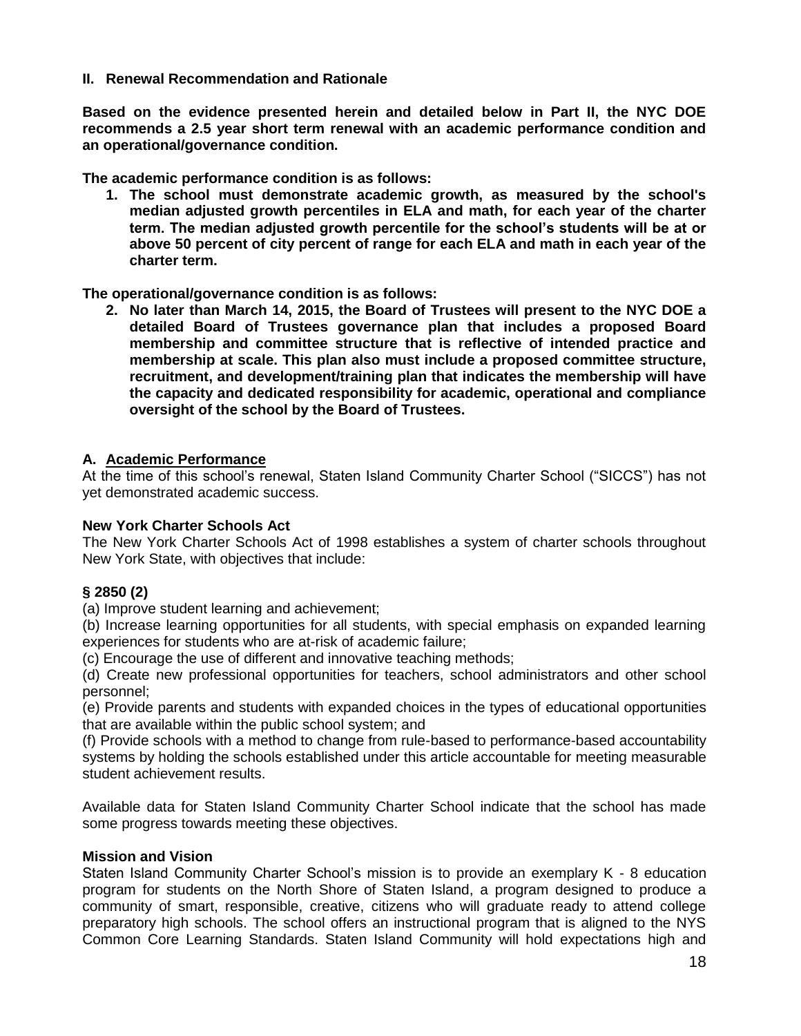## II. Renewal Recommendation and Rationale

**Based on the evidence presented herein and detailed below in Part II, the NYC DOE recommends a 2.5 year short term renewal with an academic performance condition and an operational/governance condition.**

**The academic performance condition is as follows:**

1. **The school must demonstrate academic growth, as measured by the school's median adjusted growth percentiles in ELA and math, for each year of the charter term. The median adjusted growth percentile for the school's students will be at or above 50 percent of city percent of range for each ELA and math in each year of the charter term.**

**The operational/governance condition is as follows:**

2. **No later than March 14, 2015, the Board of Trustees will present to the NYC DOE a detailed Board of Trustees governance plan that includes a proposed Board membership and committee structure that is reflective of intended practice and membership at scale. This plan also must include a proposed committee structure, recruitment, and development/training plan that indicates the membership will have the capacity and dedicated responsibility for academic, operational and compliance oversight of the school by the Board of Trustees.**

### A. Academic Performance

At the time of this school's renewal, Staten Island Community Charter School ("SICCS") has not yet demonstrated academic success.

**New York Charter Schools Act**

The New York Charter Schools Act of 1998 establishes a system of charter schools throughout New York State, with objectives that include:

**§ 2850 (2)**

(a) Improve student learning and achievement;
(b) Increase learning opportunities for all students, with special emphasis on expanded learning experiences for students who are at-risk of academic failure;
(c) Encourage the use of different and innovative teaching methods;
(d) Create new professional opportunities for teachers, school administrators and other school personnel;
(e) Provide parents and students with expanded choices in the types of educational opportunities that are available within the public school system; and
(f) Provide schools with a method to change from rule-based to performance-based accountability systems by holding the schools established under this article accountable for meeting measurable student achievement results.

Available data for Staten Island Community Charter School indicate that the school has made some progress towards meeting these objectives.

**Mission and Vision**

Staten Island Community Charter School's mission is to provide an exemplary K - 8 education program for students on the North Shore of Staten Island, a program designed to produce a community of smart, responsible, creative, citizens who will graduate ready to attend college preparatory high schools. The school offers an instructional program that is aligned to the NYS Common Core Learning Standards. Staten Island Community will hold expectations high and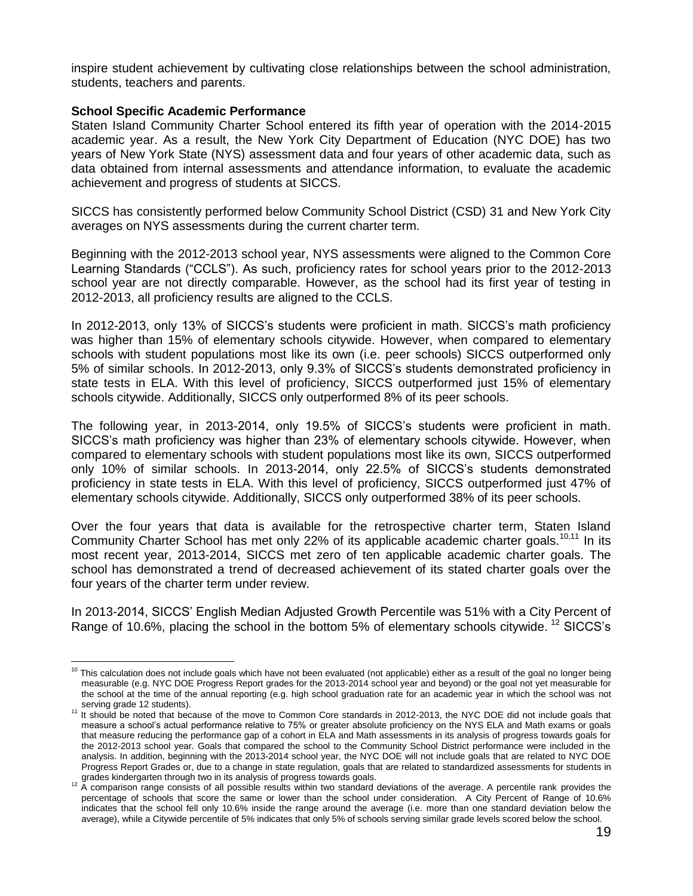inspire student achievement by cultivating close relationships between the school administration, students, teachers and parents.

**School Specific Academic Performance**

Staten Island Community Charter School entered its fifth year of operation with the 2014-2015 academic year. As a result, the New York City Department of Education (NYC DOE) has two years of New York State (NYS) assessment data and four years of other academic data, such as data obtained from internal assessments and attendance information, to evaluate the academic achievement and progress of students at SICCS.

SICCS has consistently performed below Community School District (CSD) 31 and New York City averages on NYS assessments during the current charter term.

Beginning with the 2012-2013 school year, NYS assessments were aligned to the Common Core Learning Standards ("CCLS"). As such, proficiency rates for school years prior to the 2012-2013 school year are not directly comparable. However, as the school had its first year of testing in 2012-2013, all proficiency results are aligned to the CCLS.

In 2012-2013, only 13% of SICCS's students were proficient in math. SICCS's math proficiency was higher than 15% of elementary schools citywide. However, when compared to elementary schools with student populations most like its own (i.e. peer schools) SICCS outperformed only 5% of similar schools. In 2012-2013, only 9.3% of SICCS's students demonstrated proficiency in state tests in ELA. With this level of proficiency, SICCS outperformed just 15% of elementary schools citywide. Additionally, SICCS only outperformed 8% of its peer schools.

The following year, in 2013-2014, only 19.5% of SICCS's students were proficient in math. SICCS's math proficiency was higher than 23% of elementary schools citywide. However, when compared to elementary schools with student populations most like its own, SICCS outperformed only 10% of similar schools. In 2013-2014, only 22.5% of SICCS's students demonstrated proficiency in state tests in ELA. With this level of proficiency, SICCS outperformed just 47% of elementary schools citywide. Additionally, SICCS only outperformed 38% of its peer schools.

Over the four years that data is available for the retrospective charter term, Staten Island Community Charter School has met only 22% of its applicable academic charter goals.[10,11] In its most recent year, 2013-2014, SICCS met zero of ten applicable academic charter goals. The school has demonstrated a trend of decreased achievement of its stated charter goals over the four years of the charter term under review.

In 2013-2014, SICCS' English Median Adjusted Growth Percentile was 51% with a City Percent of Range of 10.6%, placing the school in the bottom 5% of elementary schools citywide.[12] SICCS's

---

[10] This calculation does not include goals which have not been evaluated (not applicable) either as a result of the goal no longer being measurable (e.g. NYC DOE Progress Report grades for the 2013-2014 school year and beyond) or the goal not yet measurable for the school at the time of the annual reporting (e.g. high school graduation rate for an academic year in which the school was not serving grade 12 students).

[11] It should be noted that because of the move to Common Core standards in 2012-2013, the NYC DOE did not include goals that measure a school's actual performance relative to 75% or greater absolute proficiency on the NYS ELA and Math exams or goals that measure reducing the performance gap of a cohort in ELA and Math assessments in its analysis of progress towards goals for the 2012-2013 school year. Goals that compared the school to the Community School District performance were included in the analysis. In addition, beginning with the 2013-2014 school year, the NYC DOE will not include goals that are related to NYC DOE Progress Report Grades or, due to a change in state regulation, goals that are related to standardized assessments for students in grades kindergarten through two in its analysis of progress towards goals.

[12] A comparison range consists of all possible results within two standard deviations of the average. A percentile rank provides the percentage of schools that score the same or lower than the school under consideration. A City Percent of Range of 10.6% indicates that the school fell only 10.6% inside the range around the average (i.e. more than one standard deviation below the average), while a Citywide percentile of 5% indicates that only 5% of schools serving similar grade levels scored below the school.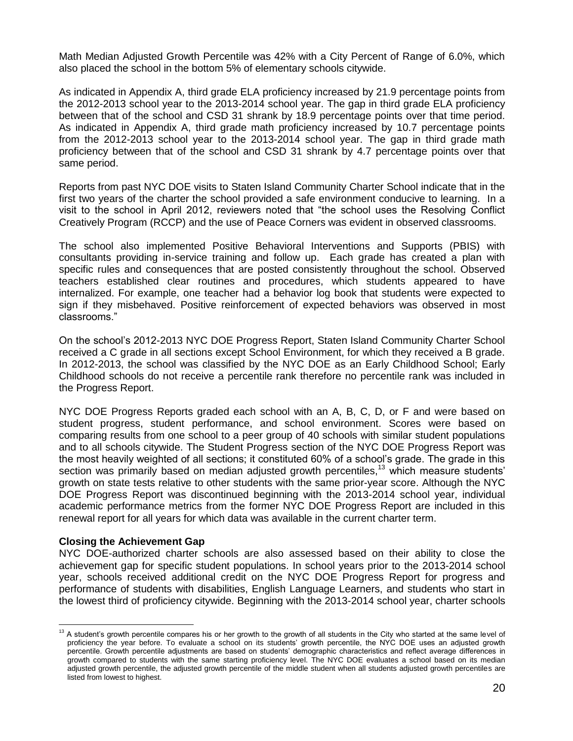Math Median Adjusted Growth Percentile was 42% with a City Percent of Range of 6.0%, which also placed the school in the bottom 5% of elementary schools citywide.

As indicated in Appendix A, third grade ELA proficiency increased by 21.9 percentage points from the 2012-2013 school year to the 2013-2014 school year. The gap in third grade ELA proficiency between that of the school and CSD 31 shrank by 18.9 percentage points over that time period. As indicated in Appendix A, third grade math proficiency increased by 10.7 percentage points from the 2012-2013 school year to the 2013-2014 school year. The gap in third grade math proficiency between that of the school and CSD 31 shrank by 4.7 percentage points over that same period.

Reports from past NYC DOE visits to Staten Island Community Charter School indicate that in the first two years of the charter the school provided a safe environment conducive to learning. In a visit to the school in April 2012, reviewers noted that "the school uses the Resolving Conflict Creatively Program (RCCP) and the use of Peace Corners was evident in observed classrooms.

The school also implemented Positive Behavioral Interventions and Supports (PBIS) with consultants providing in-service training and follow up. Each grade has created a plan with specific rules and consequences that are posted consistently throughout the school. Observed teachers established clear routines and procedures, which students appeared to have internalized. For example, one teacher had a behavior log book that students were expected to sign if they misbehaved. Positive reinforcement of expected behaviors was observed in most classrooms."

On the school's 2012-2013 NYC DOE Progress Report, Staten Island Community Charter School received a C grade in all sections except School Environment, for which they received a B grade. In 2012-2013, the school was classified by the NYC DOE as an Early Childhood School; Early Childhood schools do not receive a percentile rank therefore no percentile rank was included in the Progress Report.

NYC DOE Progress Reports graded each school with an A, B, C, D, or F and were based on student progress, student performance, and school environment. Scores were based on comparing results from one school to a peer group of 40 schools with similar student populations and to all schools citywide. The Student Progress section of the NYC DOE Progress Report was the most heavily weighted of all sections; it constituted 60% of a school's grade. The grade in this section was primarily based on median adjusted growth percentiles,[13] which measure students' growth on state tests relative to other students with the same prior-year score. Although the NYC DOE Progress Report was discontinued beginning with the 2013-2014 school year, individual academic performance metrics from the former NYC DOE Progress Report are included in this renewal report for all years for which data was available in the current charter term.

**Closing the Achievement Gap**

NYC DOE-authorized charter schools are also assessed based on their ability to close the achievement gap for specific student populations. In school years prior to the 2013-2014 school year, schools received additional credit on the NYC DOE Progress Report for progress and performance of students with disabilities, English Language Learners, and students who start in the lowest third of proficiency citywide. Beginning with the 2013-2014 school year, charter schools

[13] A student's growth percentile compares his or her growth to the growth of all students in the City who started at the same level of proficiency the year before. To evaluate a school on its students' growth percentile, the NYC DOE uses an adjusted growth percentile. Growth percentile adjustments are based on students' demographic characteristics and reflect average differences in growth compared to students with the same starting proficiency level. The NYC DOE evaluates a school based on its median adjusted growth percentile, the adjusted growth percentile of the middle student when all students adjusted growth percentiles are listed from lowest to highest.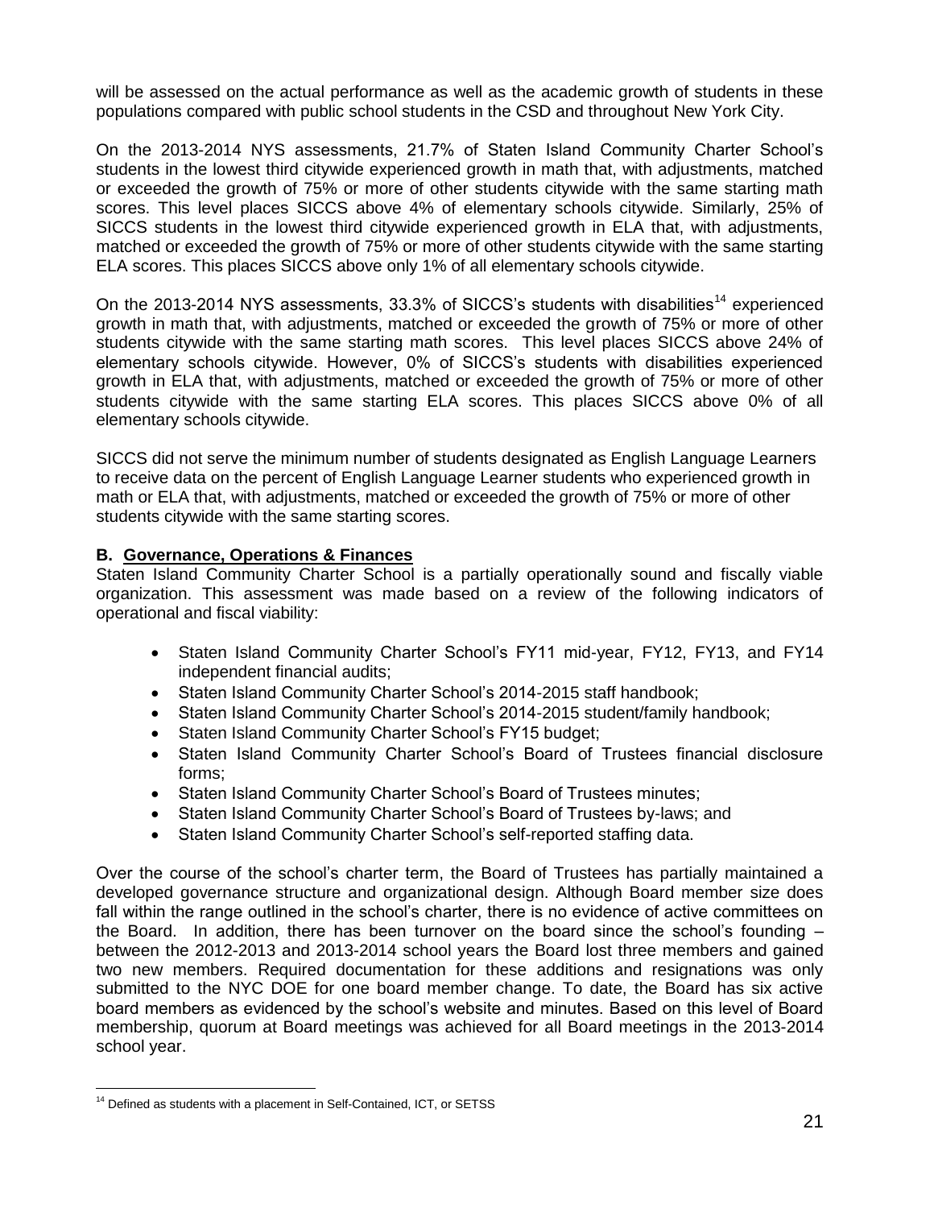will be assessed on the actual performance as well as the academic growth of students in these populations compared with public school students in the CSD and throughout New York City.

On the 2013-2014 NYS assessments, 21.7% of Staten Island Community Charter School's students in the lowest third citywide experienced growth in math that, with adjustments, matched or exceeded the growth of 75% or more of other students citywide with the same starting math scores. This level places SICCS above 4% of elementary schools citywide. Similarly, 25% of SICCS students in the lowest third citywide experienced growth in ELA that, with adjustments, matched or exceeded the growth of 75% or more of other students citywide with the same starting ELA scores. This places SICCS above only 1% of all elementary schools citywide.

On the 2013-2014 NYS assessments, 33.3% of SICCS's students with disabilities[14] experienced growth in math that, with adjustments, matched or exceeded the growth of 75% or more of other students citywide with the same starting math scores. This level places SICCS above 24% of elementary schools citywide. However, 0% of SICCS's students with disabilities experienced growth in ELA that, with adjustments, matched or exceeded the growth of 75% or more of other students citywide with the same starting ELA scores. This places SICCS above 0% of all elementary schools citywide.

SICCS did not serve the minimum number of students designated as English Language Learners to receive data on the percent of English Language Learner students who experienced growth in math or ELA that, with adjustments, matched or exceeded the growth of 75% or more of other students citywide with the same starting scores.

### B. Governance, Operations & Finances

Staten Island Community Charter School is a partially operationally sound and fiscally viable organization. This assessment was made based on a review of the following indicators of operational and fiscal viability:

- Staten Island Community Charter School's FY11 mid-year, FY12, FY13, and FY14 independent financial audits;
- Staten Island Community Charter School's 2014-2015 staff handbook;
- Staten Island Community Charter School's 2014-2015 student/family handbook;
- Staten Island Community Charter School's FY15 budget;
- Staten Island Community Charter School's Board of Trustees financial disclosure forms;
- Staten Island Community Charter School's Board of Trustees minutes;
- Staten Island Community Charter School's Board of Trustees by-laws; and
- Staten Island Community Charter School's self-reported staffing data.

Over the course of the school's charter term, the Board of Trustees has partially maintained a developed governance structure and organizational design. Although Board member size does fall within the range outlined in the school's charter, there is no evidence of active committees on the Board. In addition, there has been turnover on the board since the school's founding – between the 2012-2013 and 2013-2014 school years the Board lost three members and gained two new members. Required documentation for these additions and resignations was only submitted to the NYC DOE for one board member change. To date, the Board has six active board members as evidenced by the school's website and minutes. Based on this level of Board membership, quorum at Board meetings was achieved for all Board meetings in the 2013-2014 school year.

[14] Defined as students with a placement in Self-Contained, ICT, or SETSS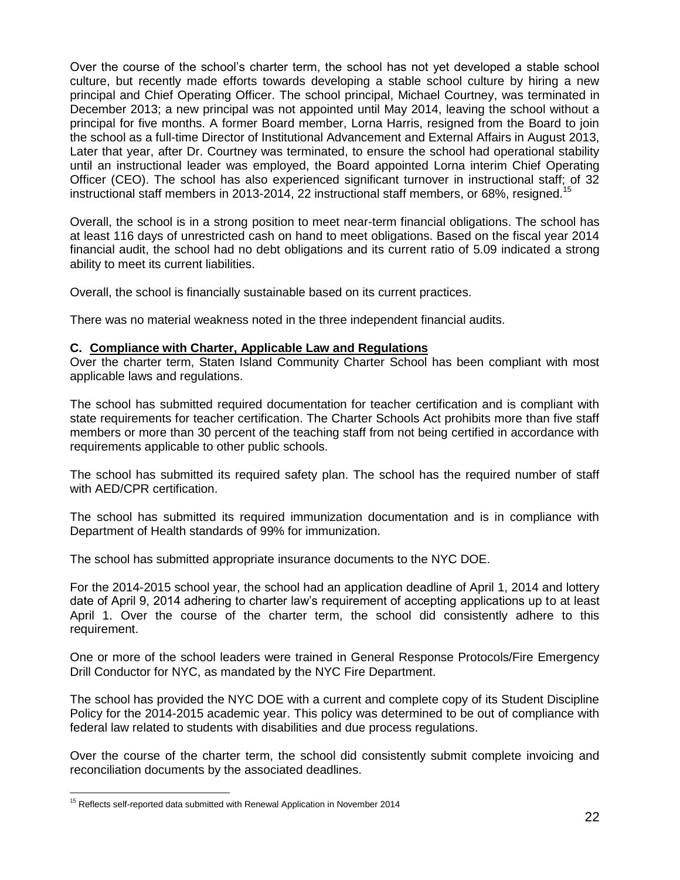Over the course of the school's charter term, the school has not yet developed a stable school culture, but recently made efforts towards developing a stable school culture by hiring a new principal and Chief Operating Officer. The school principal, Michael Courtney, was terminated in December 2013; a new principal was not appointed until May 2014, leaving the school without a principal for five months. A former Board member, Lorna Harris, resigned from the Board to join the school as a full-time Director of Institutional Advancement and External Affairs in August 2013, Later that year, after Dr. Courtney was terminated, to ensure the school had operational stability until an instructional leader was employed, the Board appointed Lorna interim Chief Operating Officer (CEO). The school has also experienced significant turnover in instructional staff; of 32 instructional staff members in 2013-2014, 22 instructional staff members, or 68%, resigned.[15]

Overall, the school is in a strong position to meet near-term financial obligations. The school has at least 116 days of unrestricted cash on hand to meet obligations. Based on the fiscal year 2014 financial audit, the school had no debt obligations and its current ratio of 5.09 indicated a strong ability to meet its current liabilities.

Overall, the school is financially sustainable based on its current practices.

There was no material weakness noted in the three independent financial audits.

### C. Compliance with Charter, Applicable Law and Regulations

Over the charter term, Staten Island Community Charter School has been compliant with most applicable laws and regulations.

The school has submitted required documentation for teacher certification and is compliant with state requirements for teacher certification. The Charter Schools Act prohibits more than five staff members or more than 30 percent of the teaching staff from not being certified in accordance with requirements applicable to other public schools.

The school has submitted its required safety plan. The school has the required number of staff with AED/CPR certification.

The school has submitted its required immunization documentation and is in compliance with Department of Health standards of 99% for immunization.

The school has submitted appropriate insurance documents to the NYC DOE.

For the 2014-2015 school year, the school had an application deadline of April 1, 2014 and lottery date of April 9, 2014 adhering to charter law's requirement of accepting applications up to at least April 1. Over the course of the charter term, the school did consistently adhere to this requirement.

One or more of the school leaders were trained in General Response Protocols/Fire Emergency Drill Conductor for NYC, as mandated by the NYC Fire Department.

The school has provided the NYC DOE with a current and complete copy of its Student Discipline Policy for the 2014-2015 academic year. This policy was determined to be out of compliance with federal law related to students with disabilities and due process regulations.

Over the course of the charter term, the school did consistently submit complete invoicing and reconciliation documents by the associated deadlines.

---

[15] Reflects self-reported data submitted with Renewal Application in November 2014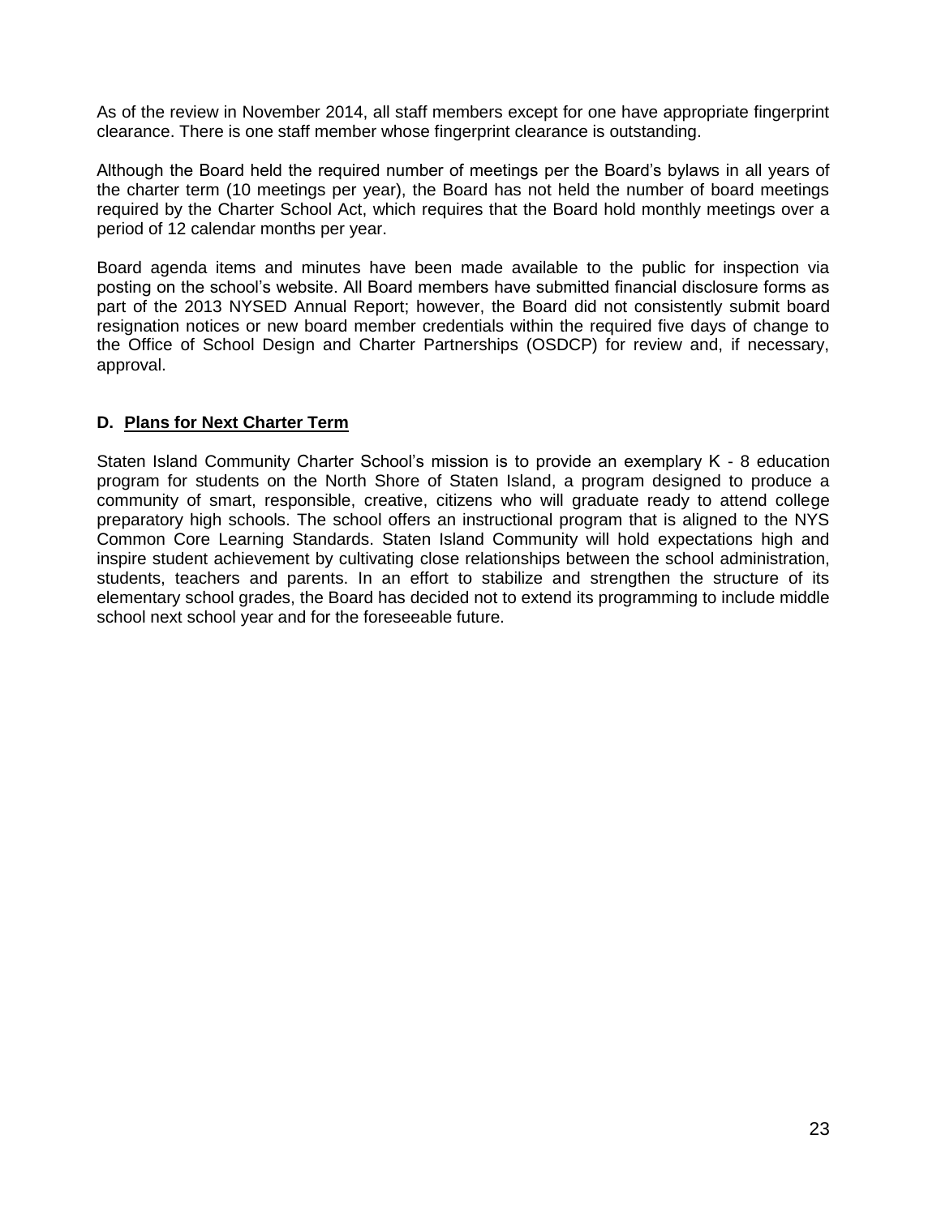As of the review in November 2014, all staff members except for one have appropriate fingerprint clearance. There is one staff member whose fingerprint clearance is outstanding.

Although the Board held the required number of meetings per the Board's bylaws in all years of the charter term (10 meetings per year), the Board has not held the number of board meetings required by the Charter School Act, which requires that the Board hold monthly meetings over a period of 12 calendar months per year.

Board agenda items and minutes have been made available to the public for inspection via posting on the school's website. All Board members have submitted financial disclosure forms as part of the 2013 NYSED Annual Report; however, the Board did not consistently submit board resignation notices or new board member credentials within the required five days of change to the Office of School Design and Charter Partnerships (OSDCP) for review and, if necessary, approval.

### D. Plans for Next Charter Term

Staten Island Community Charter School's mission is to provide an exemplary K - 8 education program for students on the North Shore of Staten Island, a program designed to produce a community of smart, responsible, creative, citizens who will graduate ready to attend college preparatory high schools. The school offers an instructional program that is aligned to the NYS Common Core Learning Standards. Staten Island Community will hold expectations high and inspire student achievement by cultivating close relationships between the school administration, students, teachers and parents. In an effort to stabilize and strengthen the structure of its elementary school grades, the Board has decided not to extend its programming to include middle school next school year and for the foreseeable future.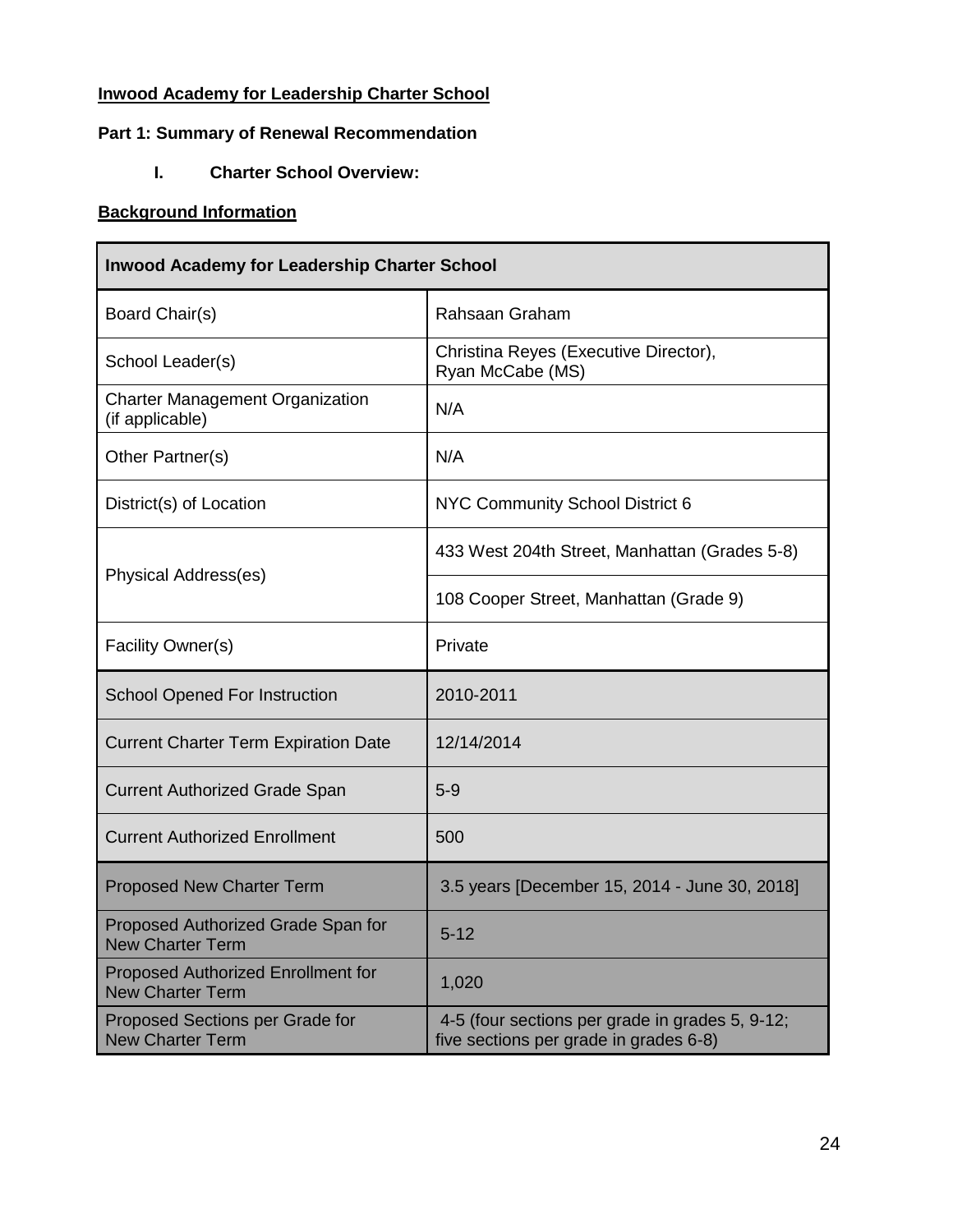**Inwood Academy for Leadership Charter School**

**Part 1: Summary of Renewal Recommendation**

**I. Charter School Overview:**

**Background Information**

| Inwood Academy for Leadership Charter School | |
|---|---|
| Board Chair(s) | Rahsaan Graham |
| School Leader(s) | Christina Reyes (Executive Director), Ryan McCabe (MS) |
| Charter Management Organization (if applicable) | N/A |
| Other Partner(s) | N/A |
| District(s) of Location | NYC Community School District 6 |
| Physical Address(es) | 433 West 204th Street, Manhattan (Grades 5-8) |
| | 108 Cooper Street, Manhattan (Grade 9) |
| Facility Owner(s) | Private |
| School Opened For Instruction | 2010-2011 |
| Current Charter Term Expiration Date | 12/14/2014 |
| Current Authorized Grade Span | 5-9 |
| Current Authorized Enrollment | 500 |
| Proposed New Charter Term | 3.5 years [December 15, 2014 - June 30, 2018] |
| Proposed Authorized Grade Span for New Charter Term | 5-12 |
| Proposed Authorized Enrollment for New Charter Term | 1,020 |
| Proposed Sections per Grade for New Charter Term | 4-5 (four sections per grade in grades 5, 9-12; five sections per grade in grades 6-8) |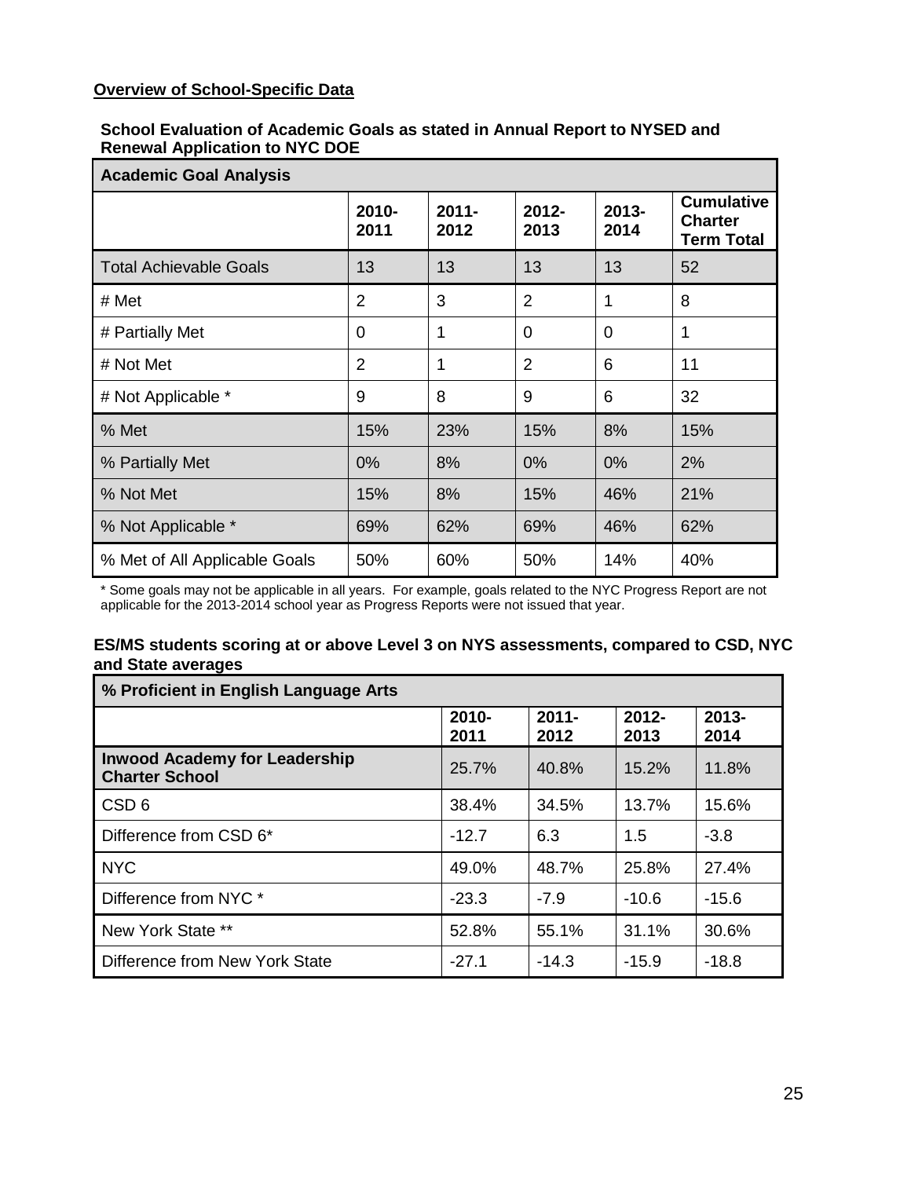**Overview of School-Specific Data**

**School Evaluation of Academic Goals as stated in Annual Report to NYSED and Renewal Application to NYC DOE**

| Academic Goal Analysis | | | | | |
|---|---|---|---|---|---|
| | **2010-2011** | **2011-2012** | **2012-2013** | **2013-2014** | **Cumulative Charter Term Total** |
| Total Achievable Goals | 13 | 13 | 13 | 13 | 52 |
| # Met | 2 | 3 | 2 | 1 | 8 |
| # Partially Met | 0 | 1 | 0 | 0 | 1 |
| # Not Met | 2 | 1 | 2 | 6 | 11 |
| # Not Applicable * | 9 | 8 | 9 | 6 | 32 |
| % Met | 15% | 23% | 15% | 8% | 15% |
| % Partially Met | 0% | 8% | 0% | 0% | 2% |
| % Not Met | 15% | 8% | 15% | 46% | 21% |
| % Not Applicable * | 69% | 62% | 69% | 46% | 62% |
| % Met of All Applicable Goals | 50% | 60% | 50% | 14% | 40% |

* Some goals may not be applicable in all years. For example, goals related to the NYC Progress Report are not applicable for the 2013-2014 school year as Progress Reports were not issued that year.

**ES/MS students scoring at or above Level 3 on NYS assessments, compared to CSD, NYC and State averages**

| % Proficient in English Language Arts | | | | |
|---|---|---|---|---|
| | **2010-2011** | **2011-2012** | **2012-2013** | **2013-2014** |
| **Inwood Academy for Leadership Charter School** | 25.7% | 40.8% | 15.2% | 11.8% |
| CSD 6 | 38.4% | 34.5% | 13.7% | 15.6% |
| Difference from CSD 6* | -12.7 | 6.3 | 1.5 | -3.8 |
| NYC | 49.0% | 48.7% | 25.8% | 27.4% |
| Difference from NYC * | -23.3 | -7.9 | -10.6 | -15.6 |
| New York State ** | 52.8% | 55.1% | 31.1% | 30.6% |
| Difference from New York State | -27.1 | -14.3 | -15.9 | -18.8 |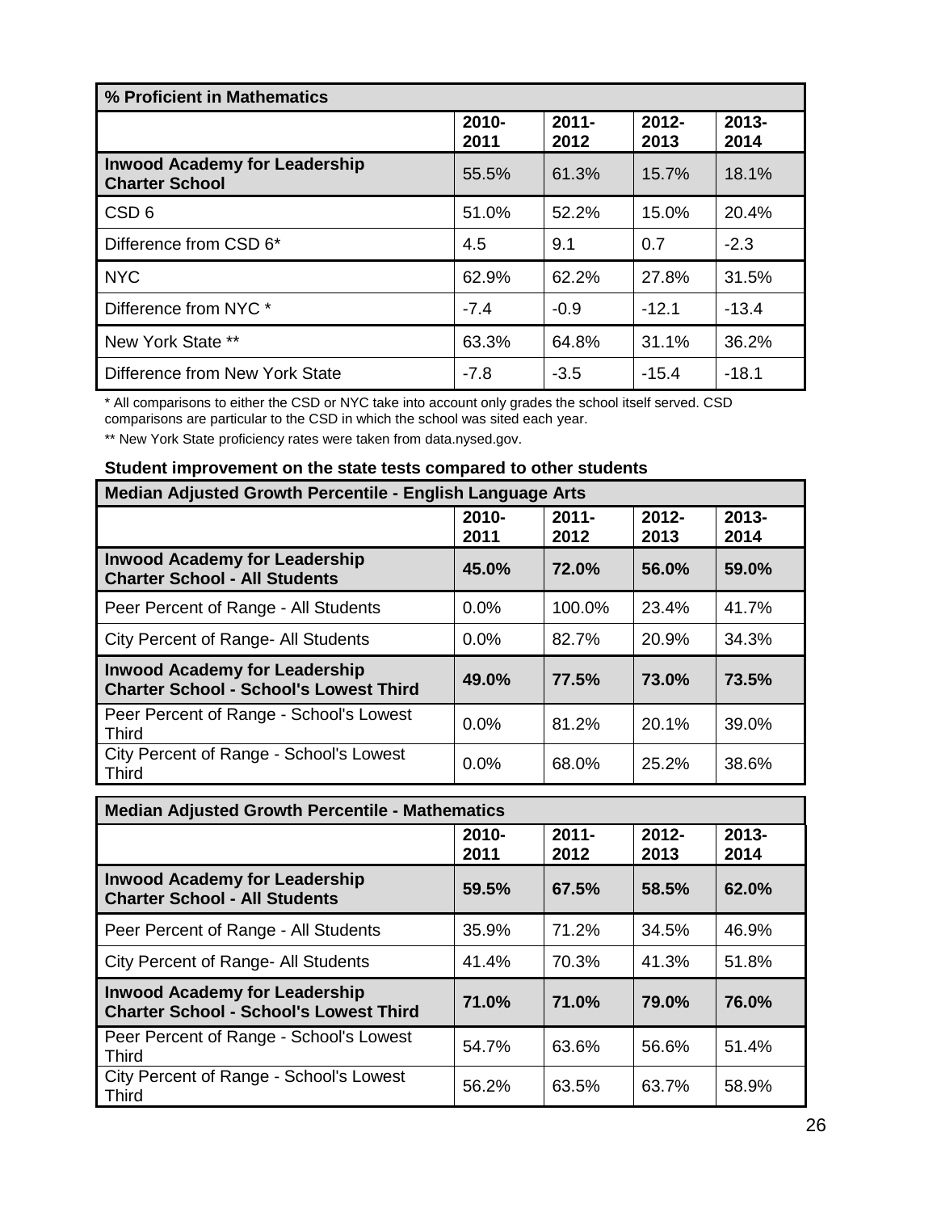| % Proficient in Mathematics | | | | |
|---|---|---|---|---|
| | 2010-2011 | 2011-2012 | 2012-2013 | 2013-2014 |
| **Inwood Academy for Leadership Charter School** | 55.5% | 61.3% | 15.7% | 18.1% |
| CSD 6 | 51.0% | 52.2% | 15.0% | 20.4% |
| Difference from CSD 6* | 4.5 | 9.1 | 0.7 | -2.3 |
| NYC | 62.9% | 62.2% | 27.8% | 31.5% |
| Difference from NYC * | -7.4 | -0.9 | -12.1 | -13.4 |
| New York State ** | 63.3% | 64.8% | 31.1% | 36.2% |
| Difference from New York State | -7.8 | -3.5 | -15.4 | -18.1 |

\* All comparisons to either the CSD or NYC take into account only grades the school itself served. CSD comparisons are particular to the CSD in which the school was sited each year.

** New York State proficiency rates were taken from data.nysed.gov.

**Student improvement on the state tests compared to other students**

| Median Adjusted Growth Percentile - English Language Arts | | | | |
|---|---|---|---|---|
| | 2010-2011 | 2011-2012 | 2012-2013 | 2013-2014 |
| **Inwood Academy for Leadership Charter School - All Students** | **45.0%** | **72.0%** | **56.0%** | **59.0%** |
| Peer Percent of Range - All Students | 0.0% | 100.0% | 23.4% | 41.7% |
| City Percent of Range- All Students | 0.0% | 82.7% | 20.9% | 34.3% |
| **Inwood Academy for Leadership Charter School - School's Lowest Third** | **49.0%** | **77.5%** | **73.0%** | **73.5%** |
| Peer Percent of Range - School's Lowest Third | 0.0% | 81.2% | 20.1% | 39.0% |
| City Percent of Range - School's Lowest Third | 0.0% | 68.0% | 25.2% | 38.6% |

| Median Adjusted Growth Percentile - Mathematics | | | | |
|---|---|---|---|---|
| | 2010-2011 | 2011-2012 | 2012-2013 | 2013-2014 |
| **Inwood Academy for Leadership Charter School - All Students** | **59.5%** | **67.5%** | **58.5%** | **62.0%** |
| Peer Percent of Range - All Students | 35.9% | 71.2% | 34.5% | 46.9% |
| City Percent of Range- All Students | 41.4% | 70.3% | 41.3% | 51.8% |
| **Inwood Academy for Leadership Charter School - School's Lowest Third** | **71.0%** | **71.0%** | **79.0%** | **76.0%** |
| Peer Percent of Range - School's Lowest Third | 54.7% | 63.6% | 56.6% | 51.4% |
| City Percent of Range - School's Lowest Third | 56.2% | 63.5% | 63.7% | 58.9% |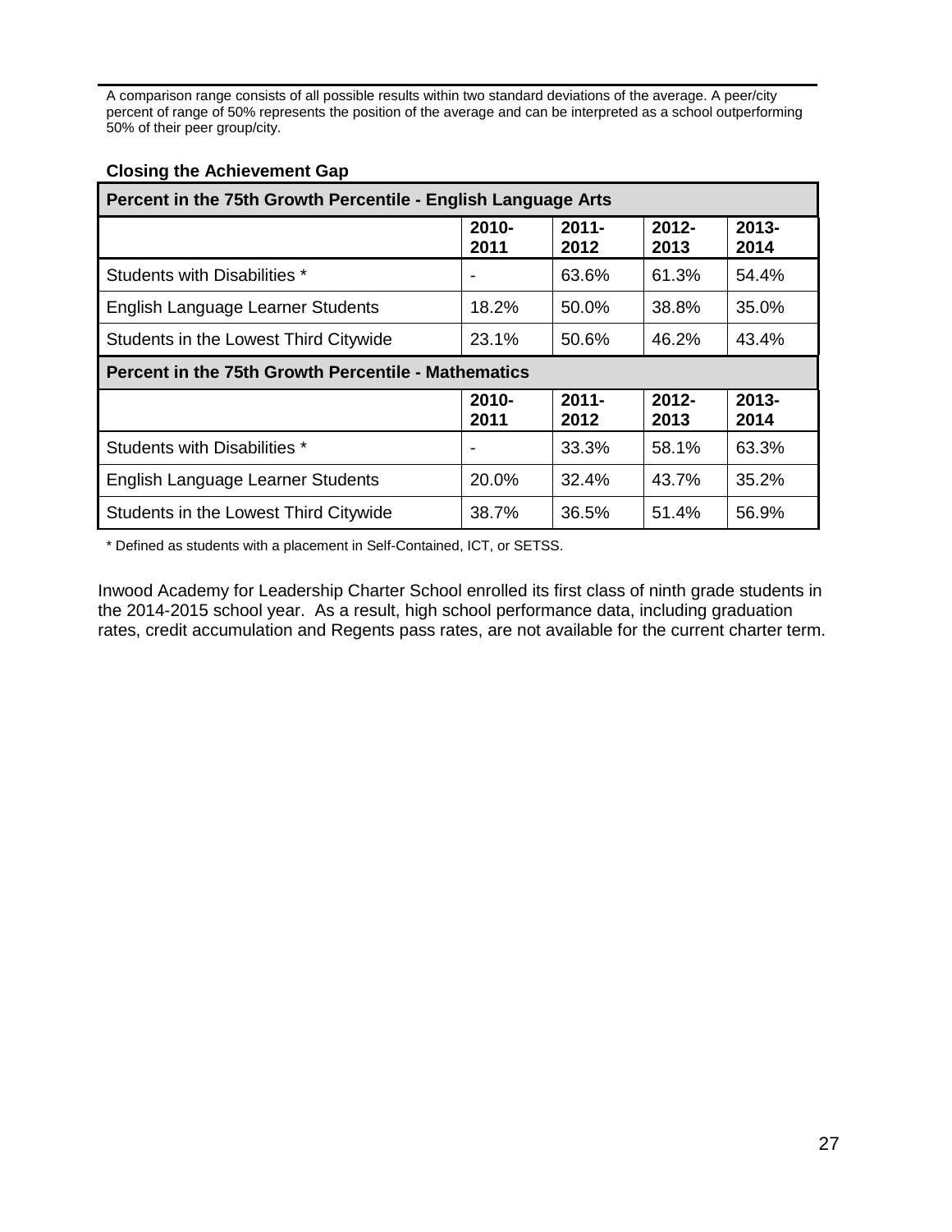A comparison range consists of all possible results within two standard deviations of the average. A peer/city percent of range of 50% represents the position of the average and can be interpreted as a school outperforming 50% of their peer group/city.

**Closing the Achievement Gap**

| Percent in the 75th Growth Percentile - English Language Arts | | | | |
|---|---|---|---|---|
| | 2010-2011 | 2011-2012 | 2012-2013 | 2013-2014 |
| Students with Disabilities * | - | 63.6% | 61.3% | 54.4% |
| English Language Learner Students | 18.2% | 50.0% | 38.8% | 35.0% |
| Students in the Lowest Third Citywide | 23.1% | 50.6% | 46.2% | 43.4% |
| **Percent in the 75th Growth Percentile - Mathematics** | | | | |
| | 2010-2011 | 2011-2012 | 2012-2013 | 2013-2014 |
| Students with Disabilities * | - | 33.3% | 58.1% | 63.3% |
| English Language Learner Students | 20.0% | 32.4% | 43.7% | 35.2% |
| Students in the Lowest Third Citywide | 38.7% | 36.5% | 51.4% | 56.9% |

\* Defined as students with a placement in Self-Contained, ICT, or SETSS.

Inwood Academy for Leadership Charter School enrolled its first class of ninth grade students in the 2014-2015 school year. As a result, high school performance data, including graduation rates, credit accumulation and Regents pass rates, are not available for the current charter term.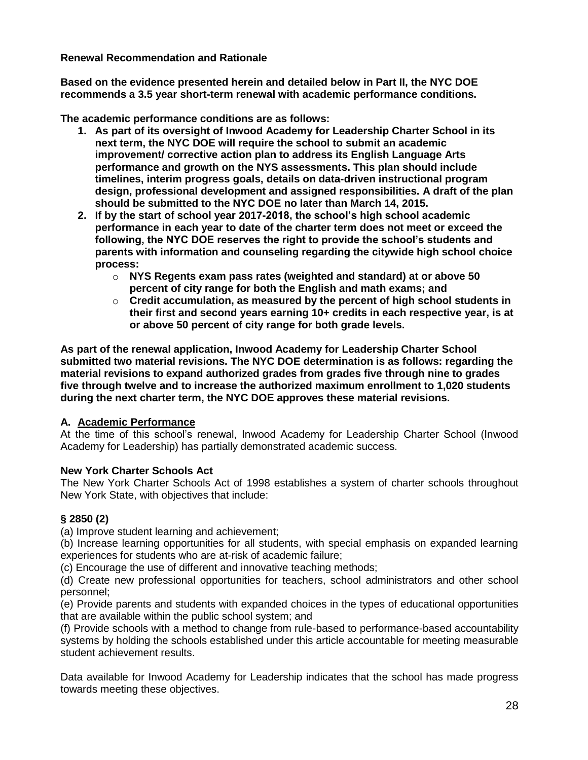**Renewal Recommendation and Rationale**

**Based on the evidence presented herein and detailed below in Part II, the NYC DOE recommends a 3.5 year short-term renewal with academic performance conditions.**

**The academic performance conditions are as follows:**

1. **As part of its oversight of Inwood Academy for Leadership Charter School in its next term, the NYC DOE will require the school to submit an academic improvement/ corrective action plan to address its English Language Arts performance and growth on the NYS assessments. This plan should include timelines, interim progress goals, details on data-driven instructional program design, professional development and assigned responsibilities. A draft of the plan should be submitted to the NYC DOE no later than March 14, 2015.**
2. **If by the start of school year 2017-2018, the school's high school academic performance in each year to date of the charter term does not meet or exceed the following, the NYC DOE reserves the right to provide the school's students and parents with information and counseling regarding the citywide high school choice process:**
   - **NYS Regents exam pass rates (weighted and standard) at or above 50 percent of city range for both the English and math exams; and**
   - **Credit accumulation, as measured by the percent of high school students in their first and second years earning 10+ credits in each respective year, is at or above 50 percent of city range for both grade levels.**

**As part of the renewal application, Inwood Academy for Leadership Charter School submitted two material revisions. The NYC DOE determination is as follows: regarding the material revisions to expand authorized grades from grades five through nine to grades five through twelve and to increase the authorized maximum enrollment to 1,020 students during the next charter term, the NYC DOE approves these material revisions.**

## A. Academic Performance

At the time of this school's renewal, Inwood Academy for Leadership Charter School (Inwood Academy for Leadership) has partially demonstrated academic success.

**New York Charter Schools Act**

The New York Charter Schools Act of 1998 establishes a system of charter schools throughout New York State, with objectives that include:

**§ 2850 (2)**

(a) Improve student learning and achievement;
(b) Increase learning opportunities for all students, with special emphasis on expanded learning experiences for students who are at-risk of academic failure;
(c) Encourage the use of different and innovative teaching methods;
(d) Create new professional opportunities for teachers, school administrators and other school personnel;
(e) Provide parents and students with expanded choices in the types of educational opportunities that are available within the public school system; and
(f) Provide schools with a method to change from rule-based to performance-based accountability systems by holding the schools established under this article accountable for meeting measurable student achievement results.

Data available for Inwood Academy for Leadership indicates that the school has made progress towards meeting these objectives.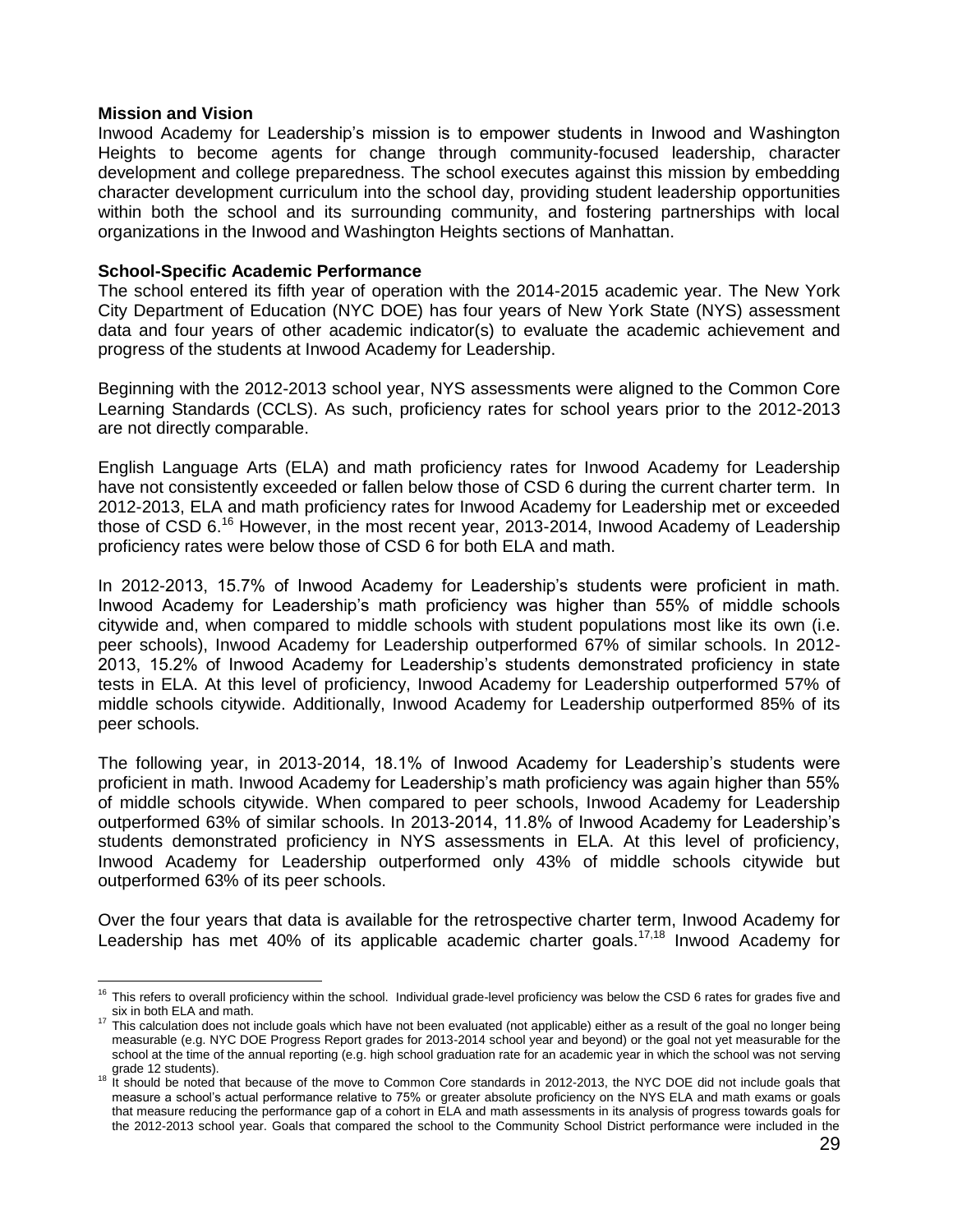**Mission and Vision**

Inwood Academy for Leadership's mission is to empower students in Inwood and Washington Heights to become agents for change through community-focused leadership, character development and college preparedness. The school executes against this mission by embedding character development curriculum into the school day, providing student leadership opportunities within both the school and its surrounding community, and fostering partnerships with local organizations in the Inwood and Washington Heights sections of Manhattan.

**School-Specific Academic Performance**

The school entered its fifth year of operation with the 2014-2015 academic year. The New York City Department of Education (NYC DOE) has four years of New York State (NYS) assessment data and four years of other academic indicator(s) to evaluate the academic achievement and progress of the students at Inwood Academy for Leadership.

Beginning with the 2012-2013 school year, NYS assessments were aligned to the Common Core Learning Standards (CCLS). As such, proficiency rates for school years prior to the 2012-2013 are not directly comparable.

English Language Arts (ELA) and math proficiency rates for Inwood Academy for Leadership have not consistently exceeded or fallen below those of CSD 6 during the current charter term. In 2012-2013, ELA and math proficiency rates for Inwood Academy for Leadership met or exceeded those of CSD 6.[16] However, in the most recent year, 2013-2014, Inwood Academy of Leadership proficiency rates were below those of CSD 6 for both ELA and math.

In 2012-2013, 15.7% of Inwood Academy for Leadership's students were proficient in math. Inwood Academy for Leadership's math proficiency was higher than 55% of middle schools citywide and, when compared to middle schools with student populations most like its own (i.e. peer schools), Inwood Academy for Leadership outperformed 67% of similar schools. In 2012-2013, 15.2% of Inwood Academy for Leadership's students demonstrated proficiency in state tests in ELA. At this level of proficiency, Inwood Academy for Leadership outperformed 57% of middle schools citywide. Additionally, Inwood Academy for Leadership outperformed 85% of its peer schools.

The following year, in 2013-2014, 18.1% of Inwood Academy for Leadership's students were proficient in math. Inwood Academy for Leadership's math proficiency was again higher than 55% of middle schools citywide. When compared to peer schools, Inwood Academy for Leadership outperformed 63% of similar schools. In 2013-2014, 11.8% of Inwood Academy for Leadership's students demonstrated proficiency in NYS assessments in ELA. At this level of proficiency, Inwood Academy for Leadership outperformed only 43% of middle schools citywide but outperformed 63% of its peer schools.

Over the four years that data is available for the retrospective charter term, Inwood Academy for Leadership has met 40% of its applicable academic charter goals.[17,18] Inwood Academy for

---

[16] This refers to overall proficiency within the school. Individual grade-level proficiency was below the CSD 6 rates for grades five and six in both ELA and math.

[17] This calculation does not include goals which have not been evaluated (not applicable) either as a result of the goal no longer being measurable (e.g. NYC DOE Progress Report grades for 2013-2014 school year and beyond) or the goal not yet measurable for the school at the time of the annual reporting (e.g. high school graduation rate for an academic year in which the school was not serving grade 12 students).

[18] It should be noted that because of the move to Common Core standards in 2012-2013, the NYC DOE did not include goals that measure a school's actual performance relative to 75% or greater absolute proficiency on the NYS ELA and math exams or goals that measure reducing the performance gap of a cohort in ELA and math assessments in its analysis of progress towards goals for the 2012-2013 school year. Goals that compared the school to the Community School District performance were included in the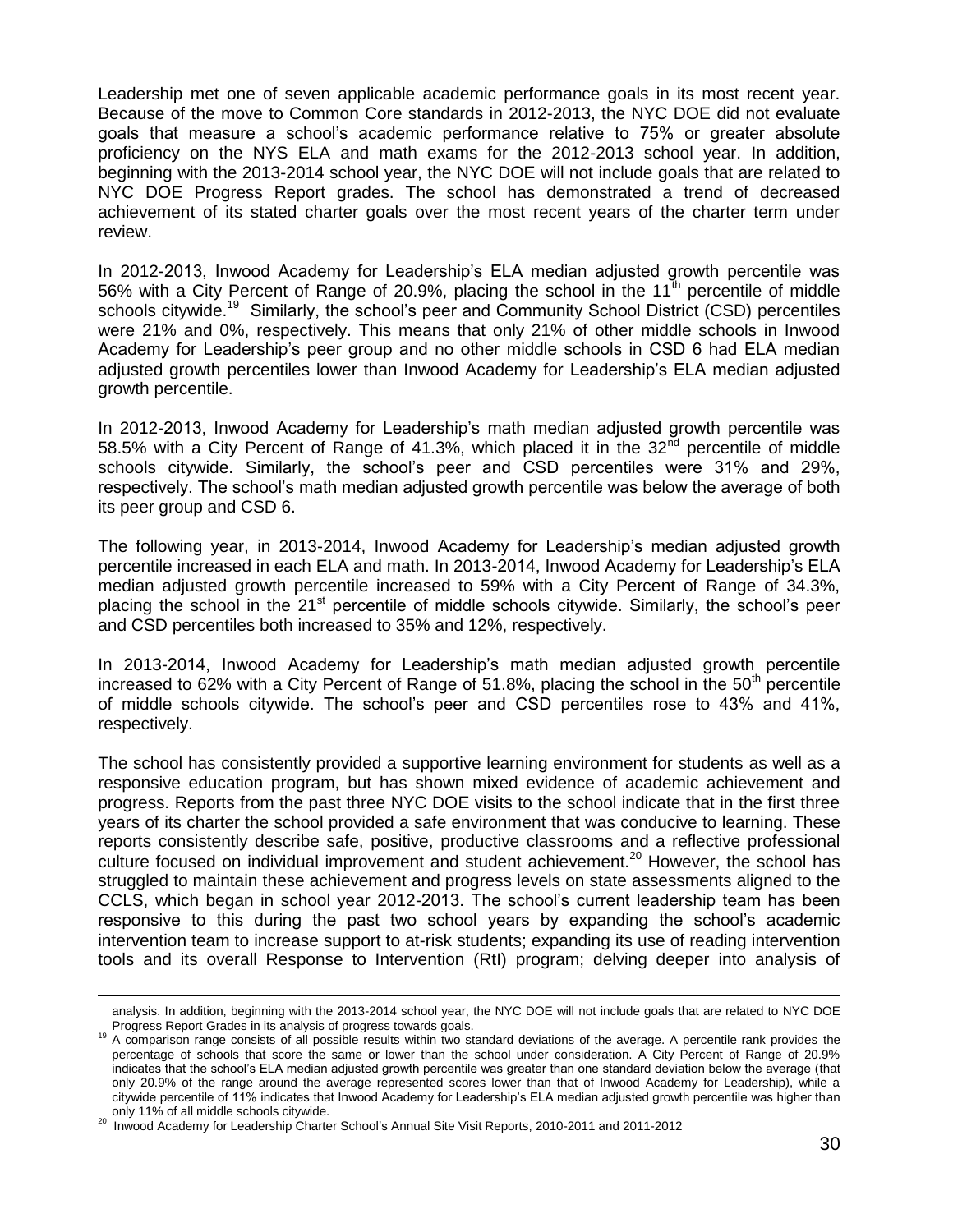Leadership met one of seven applicable academic performance goals in its most recent year. Because of the move to Common Core standards in 2012-2013, the NYC DOE did not evaluate goals that measure a school's academic performance relative to 75% or greater absolute proficiency on the NYS ELA and math exams for the 2012-2013 school year. In addition, beginning with the 2013-2014 school year, the NYC DOE will not include goals that are related to NYC DOE Progress Report grades. The school has demonstrated a trend of decreased achievement of its stated charter goals over the most recent years of the charter term under review.

In 2012-2013, Inwood Academy for Leadership's ELA median adjusted growth percentile was 56% with a City Percent of Range of 20.9%, placing the school in the 11th percentile of middle schools citywide.[19] Similarly, the school's peer and Community School District (CSD) percentiles were 21% and 0%, respectively. This means that only 21% of other middle schools in Inwood Academy for Leadership's peer group and no other middle schools in CSD 6 had ELA median adjusted growth percentiles lower than Inwood Academy for Leadership's ELA median adjusted growth percentile.

In 2012-2013, Inwood Academy for Leadership's math median adjusted growth percentile was 58.5% with a City Percent of Range of 41.3%, which placed it in the 32nd percentile of middle schools citywide. Similarly, the school's peer and CSD percentiles were 31% and 29%, respectively. The school's math median adjusted growth percentile was below the average of both its peer group and CSD 6.

The following year, in 2013-2014, Inwood Academy for Leadership's median adjusted growth percentile increased in each ELA and math. In 2013-2014, Inwood Academy for Leadership's ELA median adjusted growth percentile increased to 59% with a City Percent of Range of 34.3%, placing the school in the 21st percentile of middle schools citywide. Similarly, the school's peer and CSD percentiles both increased to 35% and 12%, respectively.

In 2013-2014, Inwood Academy for Leadership's math median adjusted growth percentile increased to 62% with a City Percent of Range of 51.8%, placing the school in the 50th percentile of middle schools citywide. The school's peer and CSD percentiles rose to 43% and 41%, respectively.

The school has consistently provided a supportive learning environment for students as well as a responsive education program, but has shown mixed evidence of academic achievement and progress. Reports from the past three NYC DOE visits to the school indicate that in the first three years of its charter the school provided a safe environment that was conducive to learning. These reports consistently describe safe, positive, productive classrooms and a reflective professional culture focused on individual improvement and student achievement.[20] However, the school has struggled to maintain these achievement and progress levels on state assessments aligned to the CCLS, which began in school year 2012-2013. The school's current leadership team has been responsive to this during the past two school years by expanding the school's academic intervention team to increase support to at-risk students; expanding its use of reading intervention tools and its overall Response to Intervention (RtI) program; delving deeper into analysis of

---

analysis. In addition, beginning with the 2013-2014 school year, the NYC DOE will not include goals that are related to NYC DOE Progress Report Grades in its analysis of progress towards goals.

[19] A comparison range consists of all possible results within two standard deviations of the average. A percentile rank provides the percentage of schools that score the same or lower than the school under consideration. A City Percent of Range of 20.9% indicates that the school's ELA median adjusted growth percentile was greater than one standard deviation below the average (that only 20.9% of the range around the average represented scores lower than that of Inwood Academy for Leadership), while a citywide percentile of 11% indicates that Inwood Academy for Leadership's ELA median adjusted growth percentile was higher than only 11% of all middle schools citywide.

[20] Inwood Academy for Leadership Charter School's Annual Site Visit Reports, 2010-2011 and 2011-2012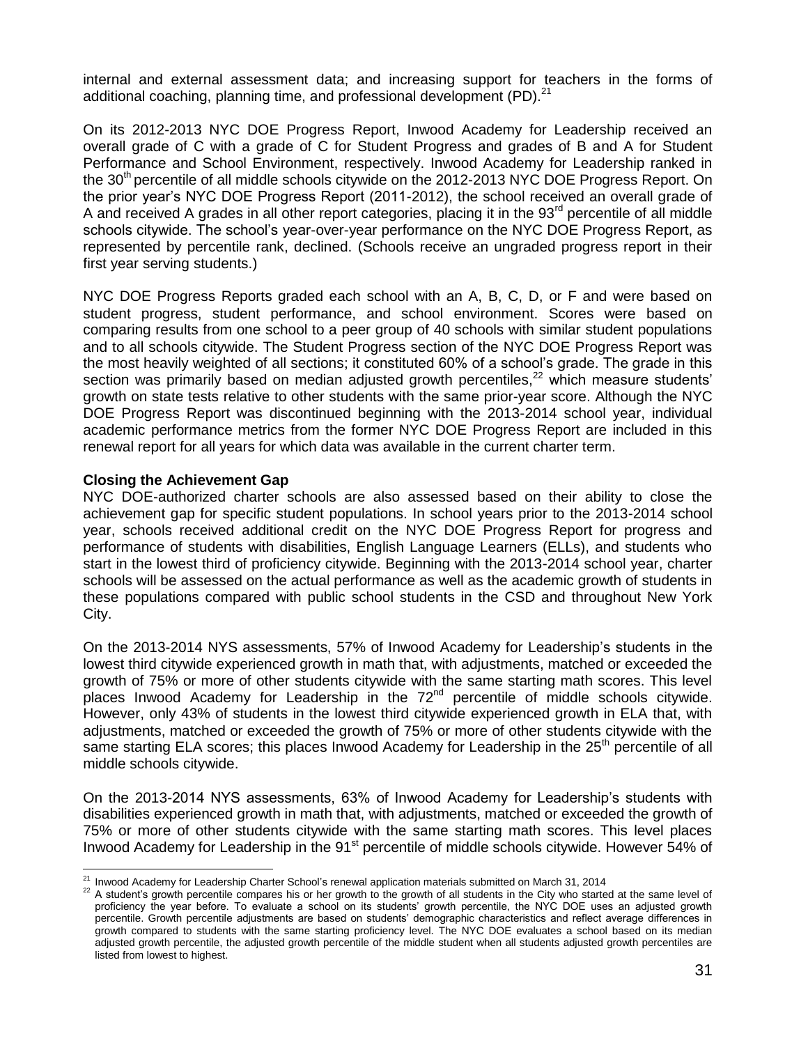internal and external assessment data; and increasing support for teachers in the forms of additional coaching, planning time, and professional development (PD).[21]

On its 2012-2013 NYC DOE Progress Report, Inwood Academy for Leadership received an overall grade of C with a grade of C for Student Progress and grades of B and A for Student Performance and School Environment, respectively. Inwood Academy for Leadership ranked in the 30th percentile of all middle schools citywide on the 2012-2013 NYC DOE Progress Report. On the prior year's NYC DOE Progress Report (2011-2012), the school received an overall grade of A and received A grades in all other report categories, placing it in the 93rd percentile of all middle schools citywide. The school's year-over-year performance on the NYC DOE Progress Report, as represented by percentile rank, declined. (Schools receive an ungraded progress report in their first year serving students.)

NYC DOE Progress Reports graded each school with an A, B, C, D, or F and were based on student progress, student performance, and school environment. Scores were based on comparing results from one school to a peer group of 40 schools with similar student populations and to all schools citywide. The Student Progress section of the NYC DOE Progress Report was the most heavily weighted of all sections; it constituted 60% of a school's grade. The grade in this section was primarily based on median adjusted growth percentiles,[22] which measure students' growth on state tests relative to other students with the same prior-year score. Although the NYC DOE Progress Report was discontinued beginning with the 2013-2014 school year, individual academic performance metrics from the former NYC DOE Progress Report are included in this renewal report for all years for which data was available in the current charter term.

**Closing the Achievement Gap**

NYC DOE-authorized charter schools are also assessed based on their ability to close the achievement gap for specific student populations. In school years prior to the 2013-2014 school year, schools received additional credit on the NYC DOE Progress Report for progress and performance of students with disabilities, English Language Learners (ELLs), and students who start in the lowest third of proficiency citywide. Beginning with the 2013-2014 school year, charter schools will be assessed on the actual performance as well as the academic growth of students in these populations compared with public school students in the CSD and throughout New York City.

On the 2013-2014 NYS assessments, 57% of Inwood Academy for Leadership's students in the lowest third citywide experienced growth in math that, with adjustments, matched or exceeded the growth of 75% or more of other students citywide with the same starting math scores. This level places Inwood Academy for Leadership in the 72nd percentile of middle schools citywide. However, only 43% of students in the lowest third citywide experienced growth in ELA that, with adjustments, matched or exceeded the growth of 75% or more of other students citywide with the same starting ELA scores; this places Inwood Academy for Leadership in the 25th percentile of all middle schools citywide.

On the 2013-2014 NYS assessments, 63% of Inwood Academy for Leadership's students with disabilities experienced growth in math that, with adjustments, matched or exceeded the growth of 75% or more of other students citywide with the same starting math scores. This level places Inwood Academy for Leadership in the 91st percentile of middle schools citywide. However 54% of

---

[21] Inwood Academy for Leadership Charter School's renewal application materials submitted on March 31, 2014

[22] A student's growth percentile compares his or her growth to the growth of all students in the City who started at the same level of proficiency the year before. To evaluate a school on its students' growth percentile, the NYC DOE uses an adjusted growth percentile. Growth percentile adjustments are based on students' demographic characteristics and reflect average differences in growth compared to students with the same starting proficiency level. The NYC DOE evaluates a school based on its median adjusted growth percentile, the adjusted growth percentile of the middle student when all students adjusted growth percentiles are listed from lowest to highest.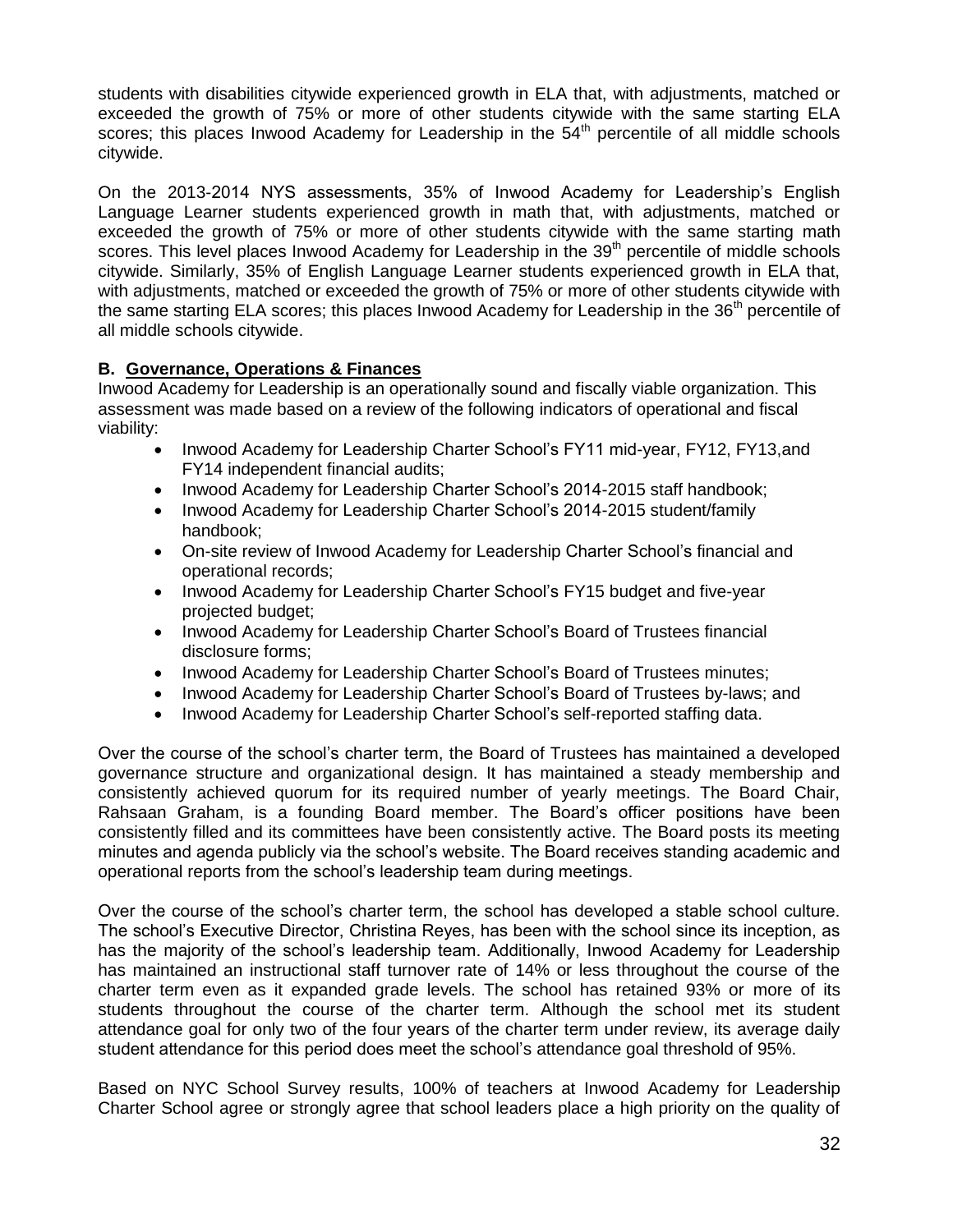students with disabilities citywide experienced growth in ELA that, with adjustments, matched or exceeded the growth of 75% or more of other students citywide with the same starting ELA scores; this places Inwood Academy for Leadership in the 54th percentile of all middle schools citywide.

On the 2013-2014 NYS assessments, 35% of Inwood Academy for Leadership's English Language Learner students experienced growth in math that, with adjustments, matched or exceeded the growth of 75% or more of other students citywide with the same starting math scores. This level places Inwood Academy for Leadership in the 39th percentile of middle schools citywide. Similarly, 35% of English Language Learner students experienced growth in ELA that, with adjustments, matched or exceeded the growth of 75% or more of other students citywide with the same starting ELA scores; this places Inwood Academy for Leadership in the 36th percentile of all middle schools citywide.

### B. Governance, Operations & Finances

Inwood Academy for Leadership is an operationally sound and fiscally viable organization. This assessment was made based on a review of the following indicators of operational and fiscal viability:

- Inwood Academy for Leadership Charter School's FY11 mid-year, FY12, FY13,and FY14 independent financial audits;
- Inwood Academy for Leadership Charter School's 2014-2015 staff handbook;
- Inwood Academy for Leadership Charter School's 2014-2015 student/family handbook;
- On-site review of Inwood Academy for Leadership Charter School's financial and operational records;
- Inwood Academy for Leadership Charter School's FY15 budget and five-year projected budget;
- Inwood Academy for Leadership Charter School's Board of Trustees financial disclosure forms;
- Inwood Academy for Leadership Charter School's Board of Trustees minutes;
- Inwood Academy for Leadership Charter School's Board of Trustees by-laws; and
- Inwood Academy for Leadership Charter School's self-reported staffing data.

Over the course of the school's charter term, the Board of Trustees has maintained a developed governance structure and organizational design. It has maintained a steady membership and consistently achieved quorum for its required number of yearly meetings. The Board Chair, Rahsaan Graham, is a founding Board member. The Board's officer positions have been consistently filled and its committees have been consistently active. The Board posts its meeting minutes and agenda publicly via the school's website. The Board receives standing academic and operational reports from the school's leadership team during meetings.

Over the course of the school's charter term, the school has developed a stable school culture. The school's Executive Director, Christina Reyes, has been with the school since its inception, as has the majority of the school's leadership team. Additionally, Inwood Academy for Leadership has maintained an instructional staff turnover rate of 14% or less throughout the course of the charter term even as it expanded grade levels. The school has retained 93% or more of its students throughout the course of the charter term. Although the school met its student attendance goal for only two of the four years of the charter term under review, its average daily student attendance for this period does meet the school's attendance goal threshold of 95%.

Based on NYC School Survey results, 100% of teachers at Inwood Academy for Leadership Charter School agree or strongly agree that school leaders place a high priority on the quality of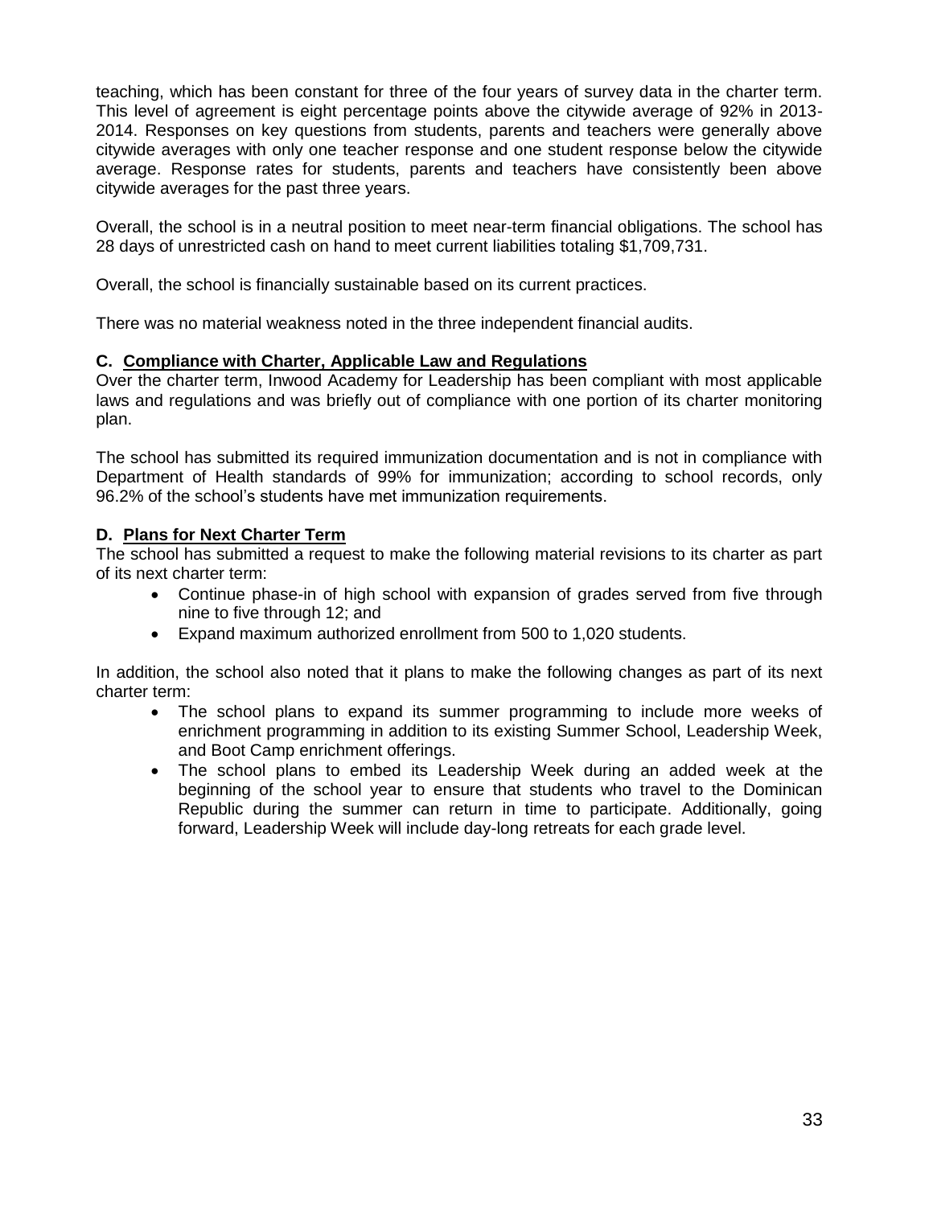teaching, which has been constant for three of the four years of survey data in the charter term. This level of agreement is eight percentage points above the citywide average of 92% in 2013-2014. Responses on key questions from students, parents and teachers were generally above citywide averages with only one teacher response and one student response below the citywide average. Response rates for students, parents and teachers have consistently been above citywide averages for the past three years.

Overall, the school is in a neutral position to meet near-term financial obligations. The school has 28 days of unrestricted cash on hand to meet current liabilities totaling $1,709,731.

Overall, the school is financially sustainable based on its current practices.

There was no material weakness noted in the three independent financial audits.

### C. Compliance with Charter, Applicable Law and Regulations

Over the charter term, Inwood Academy for Leadership has been compliant with most applicable laws and regulations and was briefly out of compliance with one portion of its charter monitoring plan.

The school has submitted its required immunization documentation and is not in compliance with Department of Health standards of 99% for immunization; according to school records, only 96.2% of the school's students have met immunization requirements.

### D. Plans for Next Charter Term

The school has submitted a request to make the following material revisions to its charter as part of its next charter term:

- Continue phase-in of high school with expansion of grades served from five through nine to five through 12; and
- Expand maximum authorized enrollment from 500 to 1,020 students.

In addition, the school also noted that it plans to make the following changes as part of its next charter term:

- The school plans to expand its summer programming to include more weeks of enrichment programming in addition to its existing Summer School, Leadership Week, and Boot Camp enrichment offerings.
- The school plans to embed its Leadership Week during an added week at the beginning of the school year to ensure that students who travel to the Dominican Republic during the summer can return in time to participate. Additionally, going forward, Leadership Week will include day-long retreats for each grade level.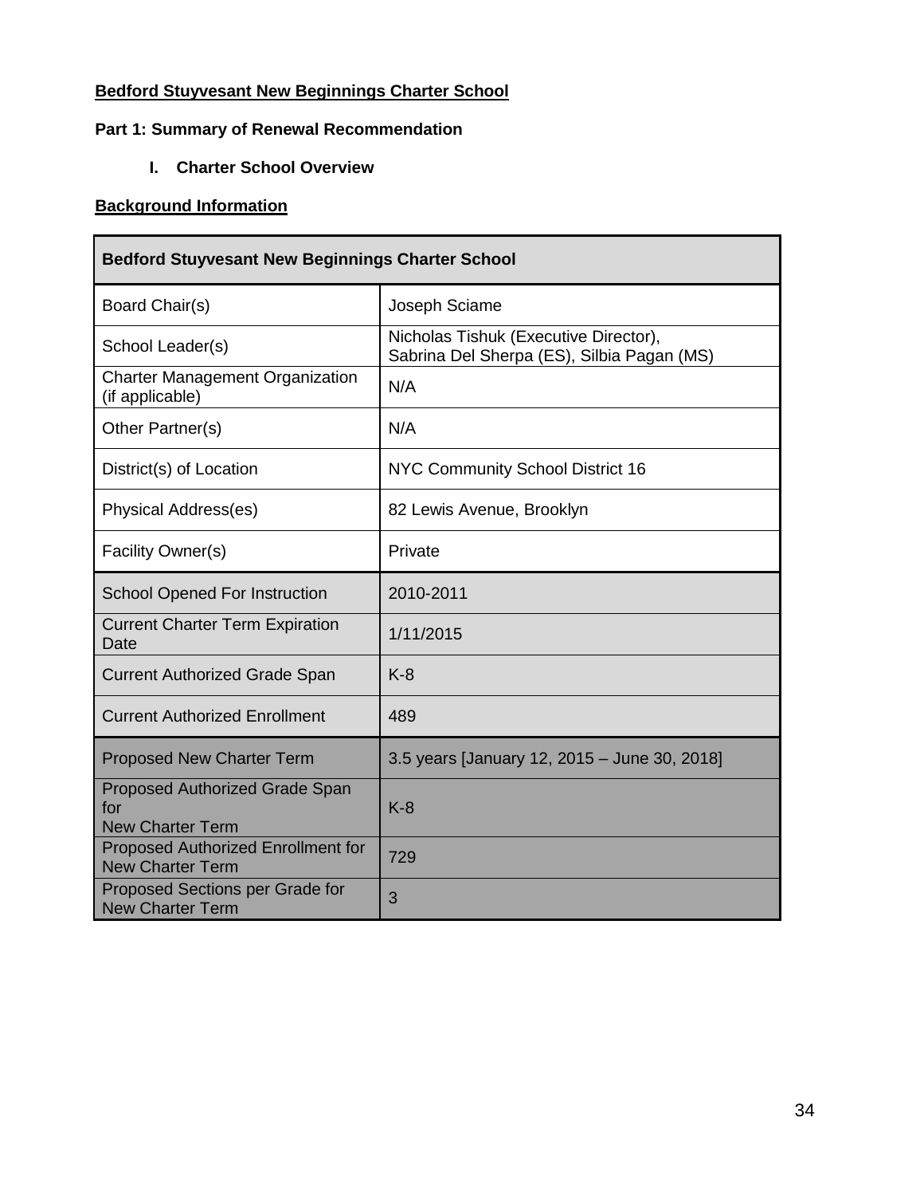**Bedford Stuyvesant New Beginnings Charter School**

**Part 1: Summary of Renewal Recommendation**

**I. Charter School Overview**

**Background Information**

| Bedford Stuyvesant New Beginnings Charter School | |
|---|---|
| Board Chair(s) | Joseph Sciame |
| School Leader(s) | Nicholas Tishuk (Executive Director), Sabrina Del Sherpa (ES), Silbia Pagan (MS) |
| Charter Management Organization (if applicable) | N/A |
| Other Partner(s) | N/A |
| District(s) of Location | NYC Community School District 16 |
| Physical Address(es) | 82 Lewis Avenue, Brooklyn |
| Facility Owner(s) | Private |
| School Opened For Instruction | 2010-2011 |
| Current Charter Term Expiration Date | 1/11/2015 |
| Current Authorized Grade Span | K-8 |
| Current Authorized Enrollment | 489 |
| Proposed New Charter Term | 3.5 years [January 12, 2015 – June 30, 2018] |
| Proposed Authorized Grade Span for New Charter Term | K-8 |
| Proposed Authorized Enrollment for New Charter Term | 729 |
| Proposed Sections per Grade for New Charter Term | 3 |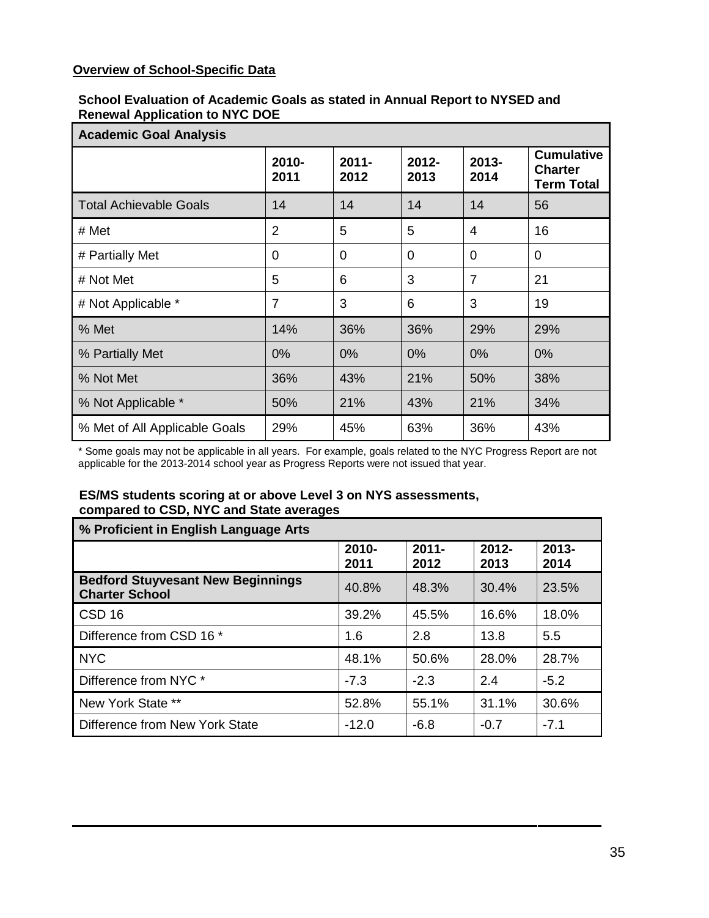**Overview of School-Specific Data**

**School Evaluation of Academic Goals as stated in Annual Report to NYSED and Renewal Application to NYC DOE**

| Academic Goal Analysis | | | | | |
|---|---|---|---|---|---|
| | **2010-2011** | **2011-2012** | **2012-2013** | **2013-2014** | **Cumulative Charter Term Total** |
| Total Achievable Goals | 14 | 14 | 14 | 14 | 56 |
| # Met | 2 | 5 | 5 | 4 | 16 |
| # Partially Met | 0 | 0 | 0 | 0 | 0 |
| # Not Met | 5 | 6 | 3 | 7 | 21 |
| # Not Applicable * | 7 | 3 | 6 | 3 | 19 |
| % Met | 14% | 36% | 36% | 29% | 29% |
| % Partially Met | 0% | 0% | 0% | 0% | 0% |
| % Not Met | 36% | 43% | 21% | 50% | 38% |
| % Not Applicable * | 50% | 21% | 43% | 21% | 34% |
| % Met of All Applicable Goals | 29% | 45% | 63% | 36% | 43% |

\* Some goals may not be applicable in all years. For example, goals related to the NYC Progress Report are not applicable for the 2013-2014 school year as Progress Reports were not issued that year.

**ES/MS students scoring at or above Level 3 on NYS assessments, compared to CSD, NYC and State averages**

| % Proficient in English Language Arts | | | | |
|---|---|---|---|---|
| | **2010-2011** | **2011-2012** | **2012-2013** | **2013-2014** |
| **Bedford Stuyvesant New Beginnings Charter School** | 40.8% | 48.3% | 30.4% | 23.5% |
| CSD 16 | 39.2% | 45.5% | 16.6% | 18.0% |
| Difference from CSD 16 * | 1.6 | 2.8 | 13.8 | 5.5 |
| NYC | 48.1% | 50.6% | 28.0% | 28.7% |
| Difference from NYC * | -7.3 | -2.3 | 2.4 | -5.2 |
| New York State ** | 52.8% | 55.1% | 31.1% | 30.6% |
| Difference from New York State | -12.0 | -6.8 | -0.7 | -7.1 |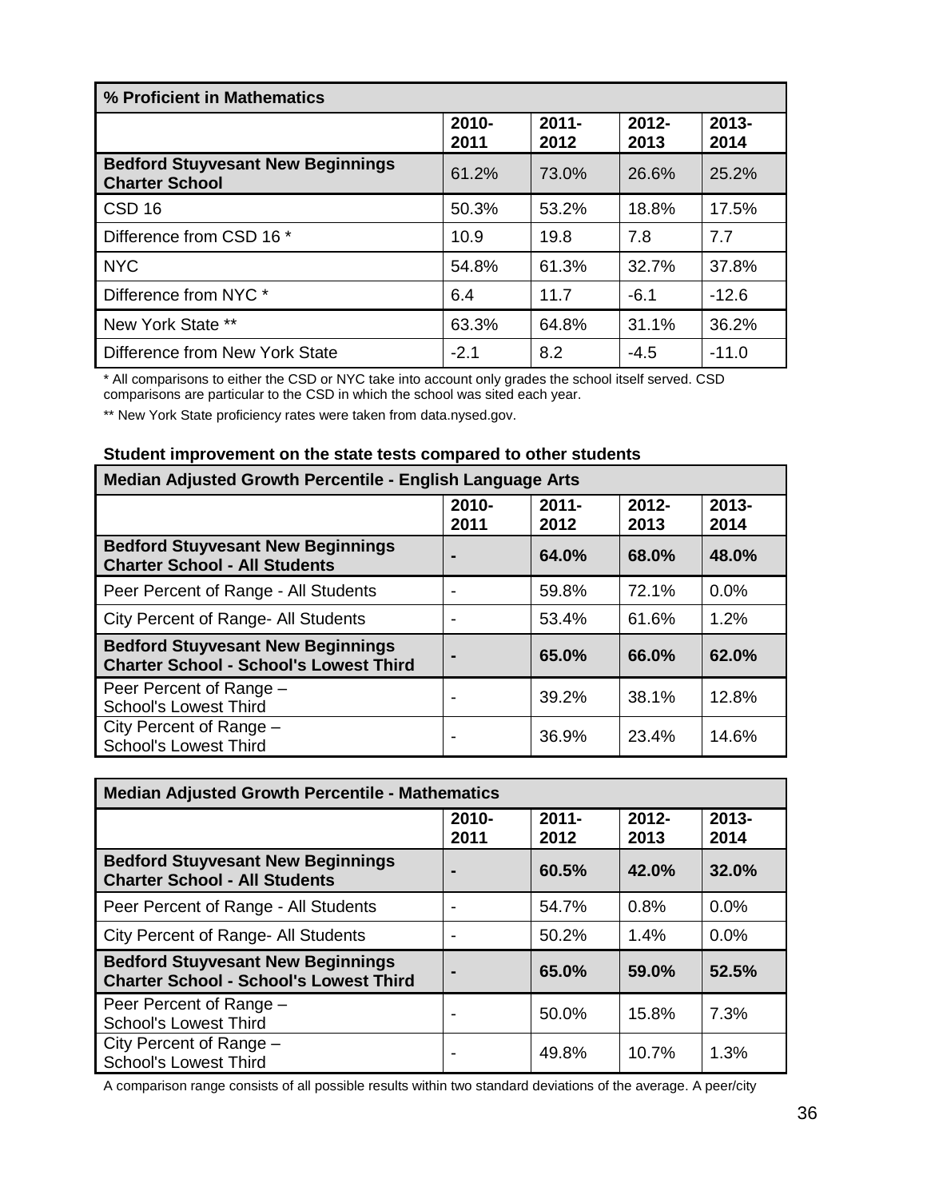| % Proficient in Mathematics | | | | |
|---|---|---|---|---|
| | 2010-2011 | 2011-2012 | 2012-2013 | 2013-2014 |
| **Bedford Stuyvesant New Beginnings Charter School** | 61.2% | 73.0% | 26.6% | 25.2% |
| CSD 16 | 50.3% | 53.2% | 18.8% | 17.5% |
| Difference from CSD 16 * | 10.9 | 19.8 | 7.8 | 7.7 |
| NYC | 54.8% | 61.3% | 32.7% | 37.8% |
| Difference from NYC * | 6.4 | 11.7 | -6.1 | -12.6 |
| New York State ** | 63.3% | 64.8% | 31.1% | 36.2% |
| Difference from New York State | -2.1 | 8.2 | -4.5 | -11.0 |

\* All comparisons to either the CSD or NYC take into account only grades the school itself served. CSD comparisons are particular to the CSD in which the school was sited each year.

\*\* New York State proficiency rates were taken from data.nysed.gov.

**Student improvement on the state tests compared to other students**

| Median Adjusted Growth Percentile - English Language Arts | | | | |
|---|---|---|---|---|
| | 2010-2011 | 2011-2012 | 2012-2013 | 2013-2014 |
| **Bedford Stuyvesant New Beginnings Charter School - All Students** | **-** | **64.0%** | **68.0%** | **48.0%** |
| Peer Percent of Range - All Students | - | 59.8% | 72.1% | 0.0% |
| City Percent of Range- All Students | - | 53.4% | 61.6% | 1.2% |
| **Bedford Stuyvesant New Beginnings Charter School - School's Lowest Third** | **-** | **65.0%** | **66.0%** | **62.0%** |
| Peer Percent of Range – School's Lowest Third | - | 39.2% | 38.1% | 12.8% |
| City Percent of Range – School's Lowest Third | - | 36.9% | 23.4% | 14.6% |

| Median Adjusted Growth Percentile - Mathematics | | | | |
|---|---|---|---|---|
| | 2010-2011 | 2011-2012 | 2012-2013 | 2013-2014 |
| **Bedford Stuyvesant New Beginnings Charter School - All Students** | **-** | **60.5%** | **42.0%** | **32.0%** |
| Peer Percent of Range - All Students | - | 54.7% | 0.8% | 0.0% |
| City Percent of Range- All Students | - | 50.2% | 1.4% | 0.0% |
| **Bedford Stuyvesant New Beginnings Charter School - School's Lowest Third** | **-** | **65.0%** | **59.0%** | **52.5%** |
| Peer Percent of Range – School's Lowest Third | - | 50.0% | 15.8% | 7.3% |
| City Percent of Range – School's Lowest Third | - | 49.8% | 10.7% | 1.3% |

A comparison range consists of all possible results within two standard deviations of the average. A peer/city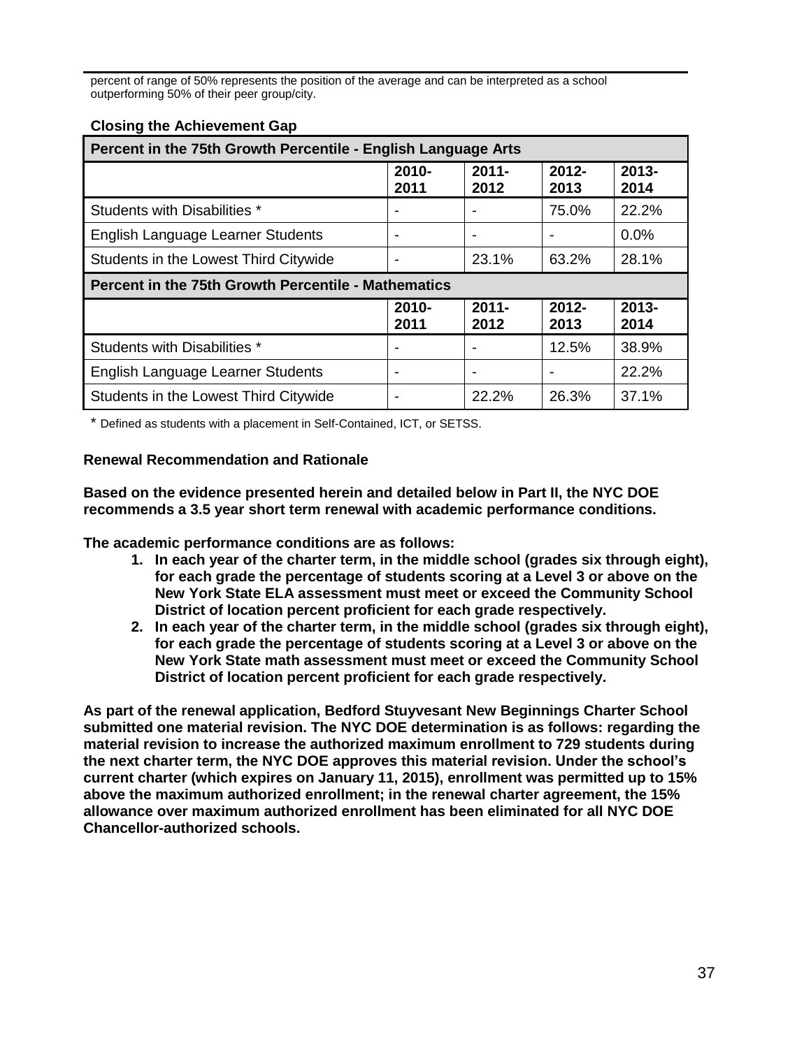percent of range of 50% represents the position of the average and can be interpreted as a school outperforming 50% of their peer group/city.

**Closing the Achievement Gap**

| Percent in the 75th Growth Percentile - English Language Arts | | | | |
|---|---|---|---|---|
| | 2010-2011 | 2011-2012 | 2012-2013 | 2013-2014 |
| Students with Disabilities * | - | - | 75.0% | 22.2% |
| English Language Learner Students | - | - | - | 0.0% |
| Students in the Lowest Third Citywide | - | 23.1% | 63.2% | 28.1% |
| **Percent in the 75th Growth Percentile - Mathematics** | | | | |
| | 2010-2011 | 2011-2012 | 2012-2013 | 2013-2014 |
| Students with Disabilities * | - | - | 12.5% | 38.9% |
| English Language Learner Students | - | - | - | 22.2% |
| Students in the Lowest Third Citywide | - | 22.2% | 26.3% | 37.1% |

* Defined as students with a placement in Self-Contained, ICT, or SETSS.

**Renewal Recommendation and Rationale**

**Based on the evidence presented herein and detailed below in Part II, the NYC DOE recommends a 3.5 year short term renewal with academic performance conditions.**

**The academic performance conditions are as follows:**

1. **In each year of the charter term, in the middle school (grades six through eight), for each grade the percentage of students scoring at a Level 3 or above on the New York State ELA assessment must meet or exceed the Community School District of location percent proficient for each grade respectively.**
2. **In each year of the charter term, in the middle school (grades six through eight), for each grade the percentage of students scoring at a Level 3 or above on the New York State math assessment must meet or exceed the Community School District of location percent proficient for each grade respectively.**

**As part of the renewal application, Bedford Stuyvesant New Beginnings Charter School submitted one material revision. The NYC DOE determination is as follows: regarding the material revision to increase the authorized maximum enrollment to 729 students during the next charter term, the NYC DOE approves this material revision. Under the school's current charter (which expires on January 11, 2015), enrollment was permitted up to 15% above the maximum authorized enrollment; in the renewal charter agreement, the 15% allowance over maximum authorized enrollment has been eliminated for all NYC DOE Chancellor-authorized schools.**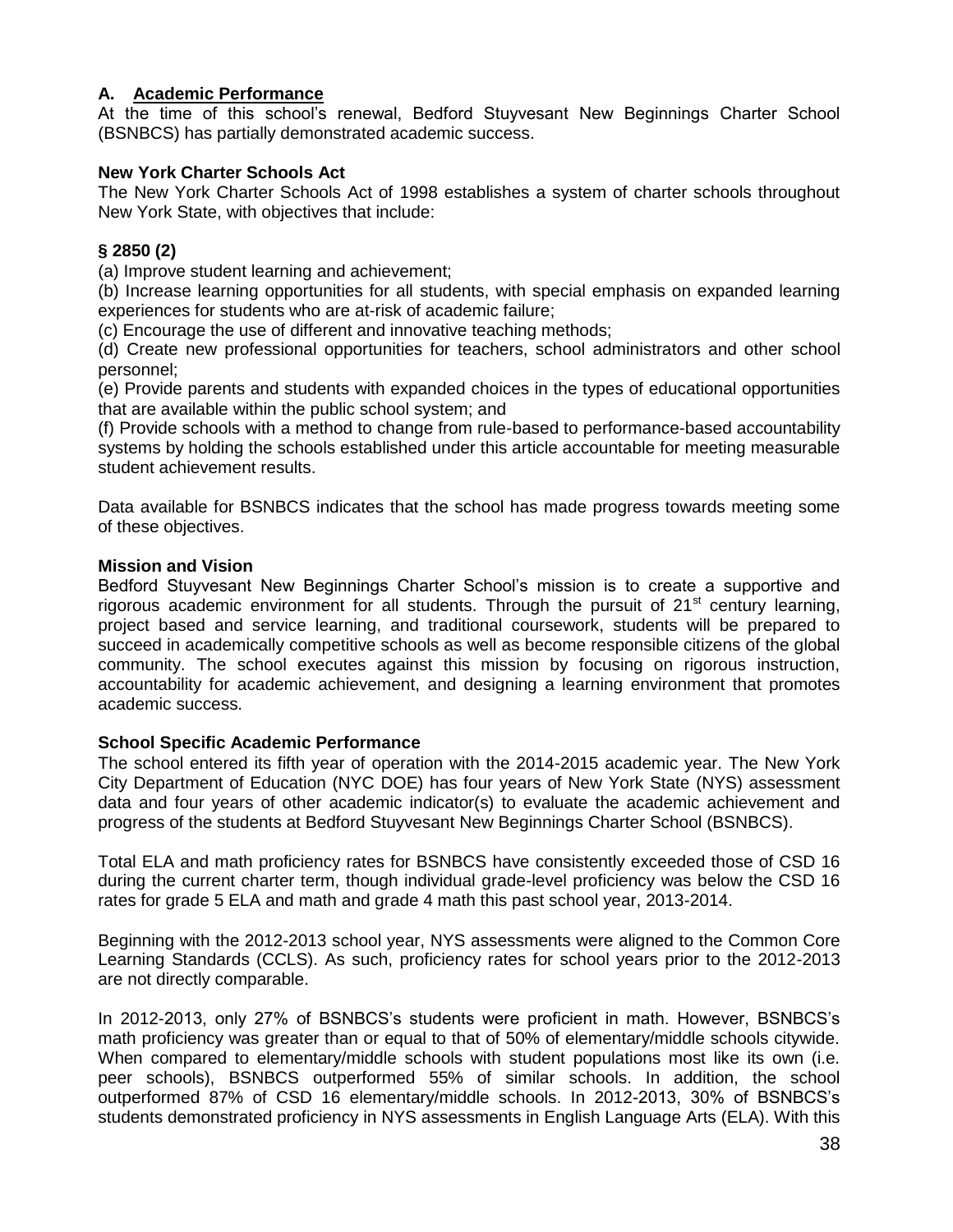## A. Academic Performance

At the time of this school's renewal, Bedford Stuyvesant New Beginnings Charter School (BSNBCS) has partially demonstrated academic success.

**New York Charter Schools Act**

The New York Charter Schools Act of 1998 establishes a system of charter schools throughout New York State, with objectives that include:

**§ 2850 (2)**

(a) Improve student learning and achievement;
(b) Increase learning opportunities for all students, with special emphasis on expanded learning experiences for students who are at-risk of academic failure;
(c) Encourage the use of different and innovative teaching methods;
(d) Create new professional opportunities for teachers, school administrators and other school personnel;
(e) Provide parents and students with expanded choices in the types of educational opportunities that are available within the public school system; and
(f) Provide schools with a method to change from rule-based to performance-based accountability systems by holding the schools established under this article accountable for meeting measurable student achievement results.

Data available for BSNBCS indicates that the school has made progress towards meeting some of these objectives.

**Mission and Vision**

Bedford Stuyvesant New Beginnings Charter School's mission is to create a supportive and rigorous academic environment for all students. Through the pursuit of 21st century learning, project based and service learning, and traditional coursework, students will be prepared to succeed in academically competitive schools as well as become responsible citizens of the global community. The school executes against this mission by focusing on rigorous instruction, accountability for academic achievement, and designing a learning environment that promotes academic success.

**School Specific Academic Performance**

The school entered its fifth year of operation with the 2014-2015 academic year. The New York City Department of Education (NYC DOE) has four years of New York State (NYS) assessment data and four years of other academic indicator(s) to evaluate the academic achievement and progress of the students at Bedford Stuyvesant New Beginnings Charter School (BSNBCS).

Total ELA and math proficiency rates for BSNBCS have consistently exceeded those of CSD 16 during the current charter term, though individual grade-level proficiency was below the CSD 16 rates for grade 5 ELA and math and grade 4 math this past school year, 2013-2014.

Beginning with the 2012-2013 school year, NYS assessments were aligned to the Common Core Learning Standards (CCLS). As such, proficiency rates for school years prior to the 2012-2013 are not directly comparable.

In 2012-2013, only 27% of BSNBCS's students were proficient in math. However, BSNBCS's math proficiency was greater than or equal to that of 50% of elementary/middle schools citywide. When compared to elementary/middle schools with student populations most like its own (i.e. peer schools), BSNBCS outperformed 55% of similar schools. In addition, the school outperformed 87% of CSD 16 elementary/middle schools. In 2012-2013, 30% of BSNBCS's students demonstrated proficiency in NYS assessments in English Language Arts (ELA). With this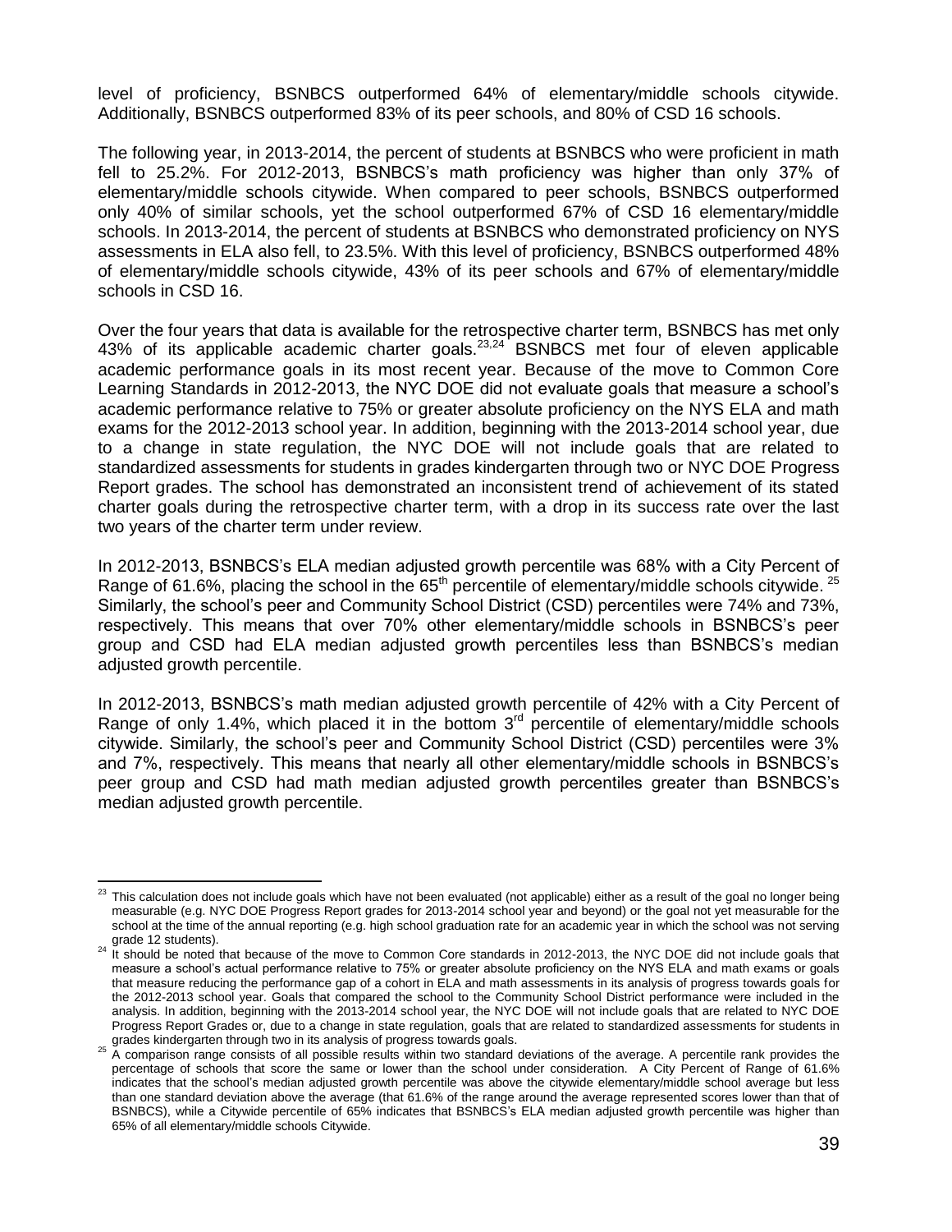level of proficiency, BSNBCS outperformed 64% of elementary/middle schools citywide. Additionally, BSNBCS outperformed 83% of its peer schools, and 80% of CSD 16 schools.

The following year, in 2013-2014, the percent of students at BSNBCS who were proficient in math fell to 25.2%. For 2012-2013, BSNBCS's math proficiency was higher than only 37% of elementary/middle schools citywide. When compared to peer schools, BSNBCS outperformed only 40% of similar schools, yet the school outperformed 67% of CSD 16 elementary/middle schools. In 2013-2014, the percent of students at BSNBCS who demonstrated proficiency on NYS assessments in ELA also fell, to 23.5%. With this level of proficiency, BSNBCS outperformed 48% of elementary/middle schools citywide, 43% of its peer schools and 67% of elementary/middle schools in CSD 16.

Over the four years that data is available for the retrospective charter term, BSNBCS has met only 43% of its applicable academic charter goals.[23,24] BSNBCS met four of eleven applicable academic performance goals in its most recent year. Because of the move to Common Core Learning Standards in 2012-2013, the NYC DOE did not evaluate goals that measure a school's academic performance relative to 75% or greater absolute proficiency on the NYS ELA and math exams for the 2012-2013 school year. In addition, beginning with the 2013-2014 school year, due to a change in state regulation, the NYC DOE will not include goals that are related to standardized assessments for students in grades kindergarten through two or NYC DOE Progress Report grades. The school has demonstrated an inconsistent trend of achievement of its stated charter goals during the retrospective charter term, with a drop in its success rate over the last two years of the charter term under review.

In 2012-2013, BSNBCS's ELA median adjusted growth percentile was 68% with a City Percent of Range of 61.6%, placing the school in the 65th percentile of elementary/middle schools citywide.[25] Similarly, the school's peer and Community School District (CSD) percentiles were 74% and 73%, respectively. This means that over 70% other elementary/middle schools in BSNBCS's peer group and CSD had ELA median adjusted growth percentiles less than BSNBCS's median adjusted growth percentile.

In 2012-2013, BSNBCS's math median adjusted growth percentile of 42% with a City Percent of Range of only 1.4%, which placed it in the bottom 3rd percentile of elementary/middle schools citywide. Similarly, the school's peer and Community School District (CSD) percentiles were 3% and 7%, respectively. This means that nearly all other elementary/middle schools in BSNBCS's peer group and CSD had math median adjusted growth percentiles greater than BSNBCS's median adjusted growth percentile.

---

[23] This calculation does not include goals which have not been evaluated (not applicable) either as a result of the goal no longer being measurable (e.g. NYC DOE Progress Report grades for 2013-2014 school year and beyond) or the goal not yet measurable for the school at the time of the annual reporting (e.g. high school graduation rate for an academic year in which the school was not serving grade 12 students).

[24] It should be noted that because of the move to Common Core standards in 2012-2013, the NYC DOE did not include goals that measure a school's actual performance relative to 75% or greater absolute proficiency on the NYS ELA and math exams or goals that measure reducing the performance gap of a cohort in ELA and math assessments in its analysis of progress towards goals for the 2012-2013 school year. Goals that compared the school to the Community School District performance were included in the analysis. In addition, beginning with the 2013-2014 school year, the NYC DOE will not include goals that are related to NYC DOE Progress Report Grades or, due to a change in state regulation, goals that are related to standardized assessments for students in grades kindergarten through two in its analysis of progress towards goals.

[25] A comparison range consists of all possible results within two standard deviations of the average. A percentile rank provides the percentage of schools that score the same or lower than the school under consideration. A City Percent of Range of 61.6% indicates that the school's median adjusted growth percentile was above the citywide elementary/middle school average but less than one standard deviation above the average (that 61.6% of the range around the average represented scores lower than that of BSNBCS), while a Citywide percentile of 65% indicates that BSNBCS's ELA median adjusted growth percentile was higher than 65% of all elementary/middle schools Citywide.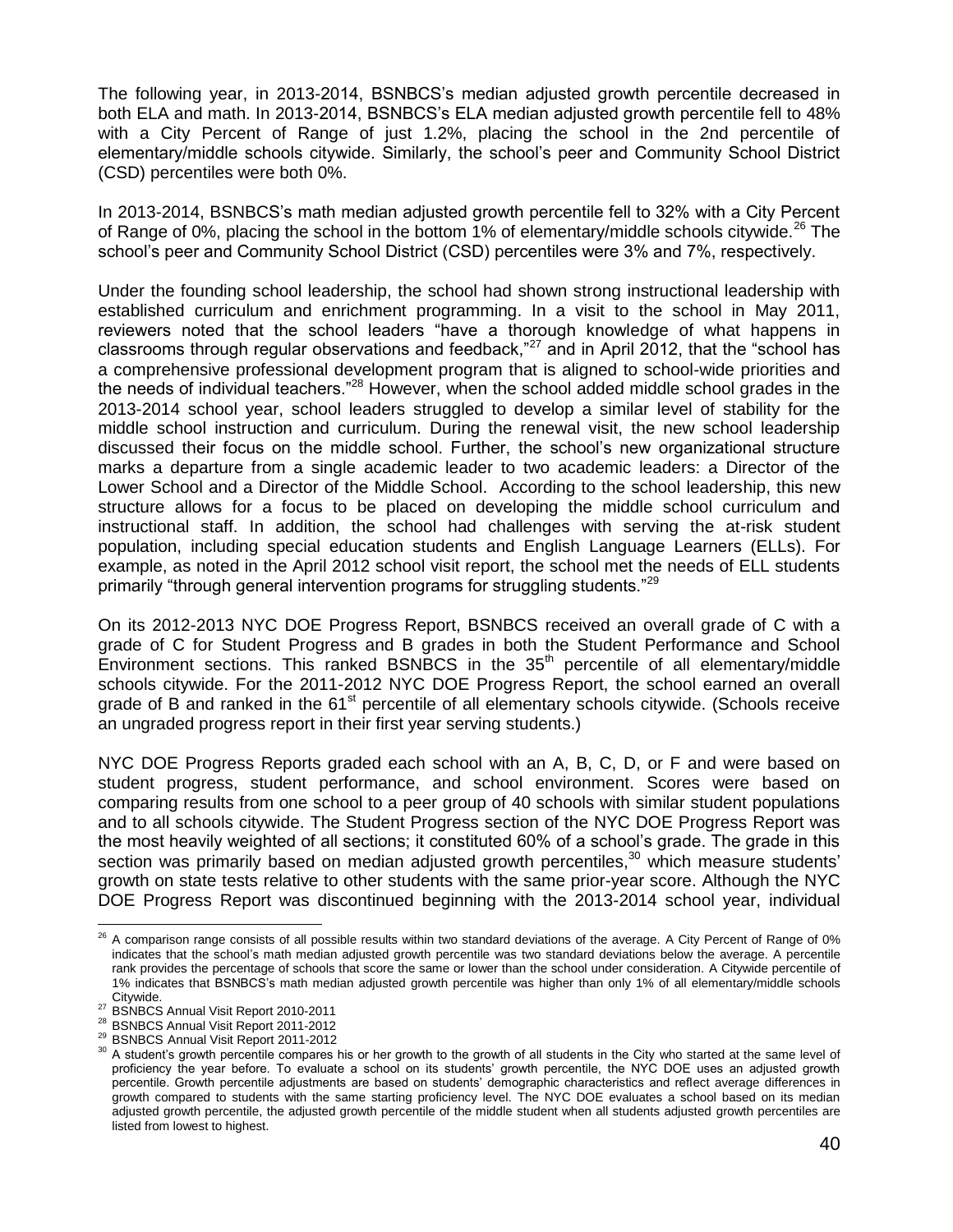The following year, in 2013-2014, BSNBCS's median adjusted growth percentile decreased in both ELA and math. In 2013-2014, BSNBCS's ELA median adjusted growth percentile fell to 48% with a City Percent of Range of just 1.2%, placing the school in the 2nd percentile of elementary/middle schools citywide. Similarly, the school's peer and Community School District (CSD) percentiles were both 0%.

In 2013-2014, BSNBCS's math median adjusted growth percentile fell to 32% with a City Percent of Range of 0%, placing the school in the bottom 1% of elementary/middle schools citywide.[26] The school's peer and Community School District (CSD) percentiles were 3% and 7%, respectively.

Under the founding school leadership, the school had shown strong instructional leadership with established curriculum and enrichment programming. In a visit to the school in May 2011, reviewers noted that the school leaders "have a thorough knowledge of what happens in classrooms through regular observations and feedback,"[27] and in April 2012, that the "school has a comprehensive professional development program that is aligned to school-wide priorities and the needs of individual teachers."[28] However, when the school added middle school grades in the 2013-2014 school year, school leaders struggled to develop a similar level of stability for the middle school instruction and curriculum. During the renewal visit, the new school leadership discussed their focus on the middle school. Further, the school's new organizational structure marks a departure from a single academic leader to two academic leaders: a Director of the Lower School and a Director of the Middle School. According to the school leadership, this new structure allows for a focus to be placed on developing the middle school curriculum and instructional staff. In addition, the school had challenges with serving the at-risk student population, including special education students and English Language Learners (ELLs). For example, as noted in the April 2012 school visit report, the school met the needs of ELL students primarily "through general intervention programs for struggling students."[29]

On its 2012-2013 NYC DOE Progress Report, BSNBCS received an overall grade of C with a grade of C for Student Progress and B grades in both the Student Performance and School Environment sections. This ranked BSNBCS in the 35th percentile of all elementary/middle schools citywide. For the 2011-2012 NYC DOE Progress Report, the school earned an overall grade of B and ranked in the 61st percentile of all elementary schools citywide. (Schools receive an ungraded progress report in their first year serving students.)

NYC DOE Progress Reports graded each school with an A, B, C, D, or F and were based on student progress, student performance, and school environment. Scores were based on comparing results from one school to a peer group of 40 schools with similar student populations and to all schools citywide. The Student Progress section of the NYC DOE Progress Report was the most heavily weighted of all sections; it constituted 60% of a school's grade. The grade in this section was primarily based on median adjusted growth percentiles,[30] which measure students' growth on state tests relative to other students with the same prior-year score. Although the NYC DOE Progress Report was discontinued beginning with the 2013-2014 school year, individual

---

[26] A comparison range consists of all possible results within two standard deviations of the average. A City Percent of Range of 0% indicates that the school's math median adjusted growth percentile was two standard deviations below the average. A percentile rank provides the percentage of schools that score the same or lower than the school under consideration. A Citywide percentile of 1% indicates that BSNBCS's math median adjusted growth percentile was higher than only 1% of all elementary/middle schools Citywide.

[27] BSNBCS Annual Visit Report 2010-2011

[28] BSNBCS Annual Visit Report 2011-2012

[29] BSNBCS Annual Visit Report 2011-2012

[30] A student's growth percentile compares his or her growth to the growth of all students in the City who started at the same level of proficiency the year before. To evaluate a school on its students' growth percentile, the NYC DOE uses an adjusted growth percentile. Growth percentile adjustments are based on students' demographic characteristics and reflect average differences in growth compared to students with the same starting proficiency level. The NYC DOE evaluates a school based on its median adjusted growth percentile, the adjusted growth percentile of the middle student when all students adjusted growth percentiles are listed from lowest to highest.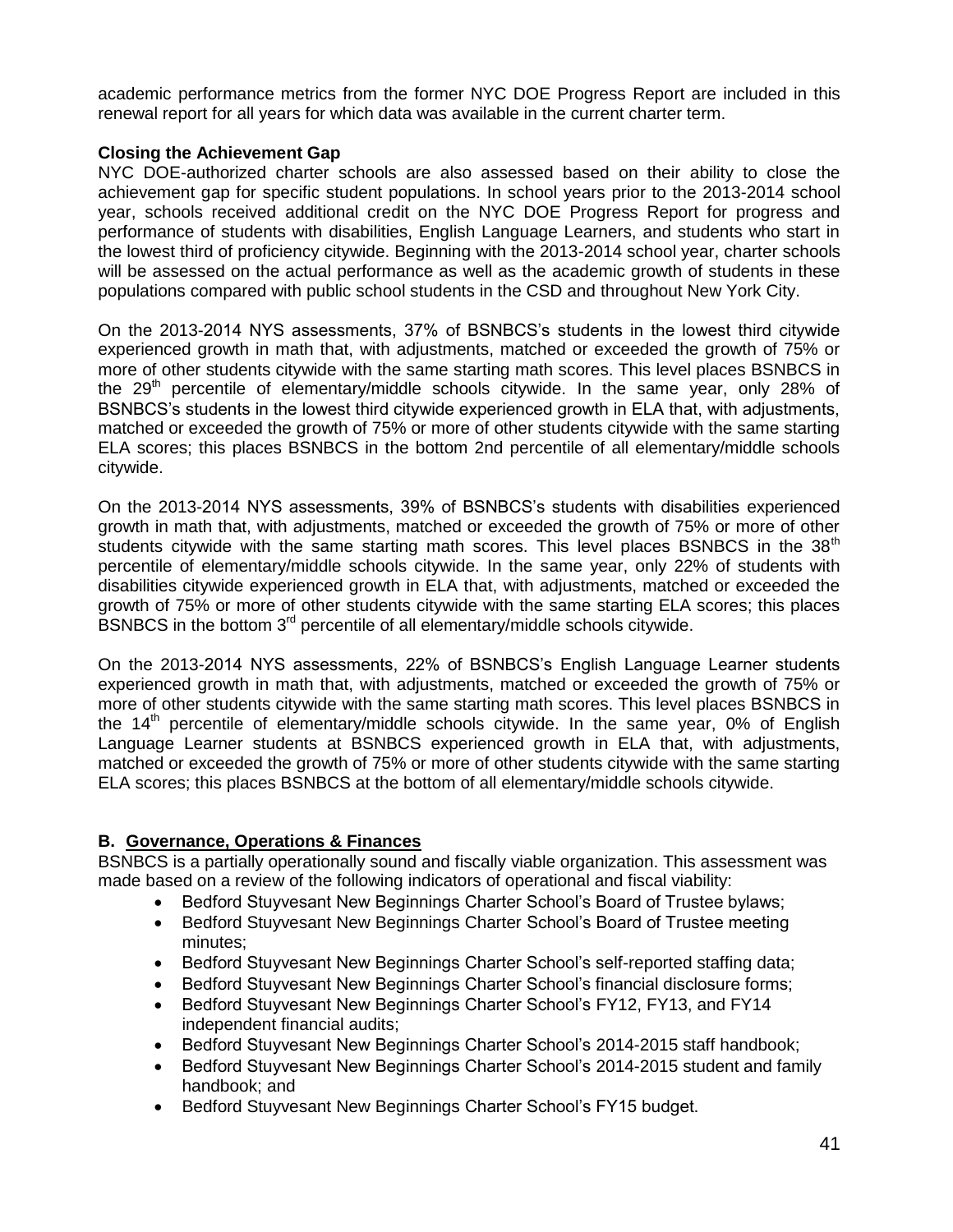academic performance metrics from the former NYC DOE Progress Report are included in this renewal report for all years for which data was available in the current charter term.

**Closing the Achievement Gap**

NYC DOE-authorized charter schools are also assessed based on their ability to close the achievement gap for specific student populations. In school years prior to the 2013-2014 school year, schools received additional credit on the NYC DOE Progress Report for progress and performance of students with disabilities, English Language Learners, and students who start in the lowest third of proficiency citywide. Beginning with the 2013-2014 school year, charter schools will be assessed on the actual performance as well as the academic growth of students in these populations compared with public school students in the CSD and throughout New York City.

On the 2013-2014 NYS assessments, 37% of BSNBCS's students in the lowest third citywide experienced growth in math that, with adjustments, matched or exceeded the growth of 75% or more of other students citywide with the same starting math scores. This level places BSNBCS in the 29th percentile of elementary/middle schools citywide. In the same year, only 28% of BSNBCS's students in the lowest third citywide experienced growth in ELA that, with adjustments, matched or exceeded the growth of 75% or more of other students citywide with the same starting ELA scores; this places BSNBCS in the bottom 2nd percentile of all elementary/middle schools citywide.

On the 2013-2014 NYS assessments, 39% of BSNBCS's students with disabilities experienced growth in math that, with adjustments, matched or exceeded the growth of 75% or more of other students citywide with the same starting math scores. This level places BSNBCS in the 38th percentile of elementary/middle schools citywide. In the same year, only 22% of students with disabilities citywide experienced growth in ELA that, with adjustments, matched or exceeded the growth of 75% or more of other students citywide with the same starting ELA scores; this places BSNBCS in the bottom 3rd percentile of all elementary/middle schools citywide.

On the 2013-2014 NYS assessments, 22% of BSNBCS's English Language Learner students experienced growth in math that, with adjustments, matched or exceeded the growth of 75% or more of other students citywide with the same starting math scores. This level places BSNBCS in the 14th percentile of elementary/middle schools citywide. In the same year, 0% of English Language Learner students at BSNBCS experienced growth in ELA that, with adjustments, matched or exceeded the growth of 75% or more of other students citywide with the same starting ELA scores; this places BSNBCS at the bottom of all elementary/middle schools citywide.

## B. Governance, Operations & Finances

BSNBCS is a partially operationally sound and fiscally viable organization. This assessment was made based on a review of the following indicators of operational and fiscal viability:

- Bedford Stuyvesant New Beginnings Charter School's Board of Trustee bylaws;
- Bedford Stuyvesant New Beginnings Charter School's Board of Trustee meeting minutes;
- Bedford Stuyvesant New Beginnings Charter School's self-reported staffing data;
- Bedford Stuyvesant New Beginnings Charter School's financial disclosure forms;
- Bedford Stuyvesant New Beginnings Charter School's FY12, FY13, and FY14 independent financial audits;
- Bedford Stuyvesant New Beginnings Charter School's 2014-2015 staff handbook;
- Bedford Stuyvesant New Beginnings Charter School's 2014-2015 student and family handbook; and
- Bedford Stuyvesant New Beginnings Charter School's FY15 budget.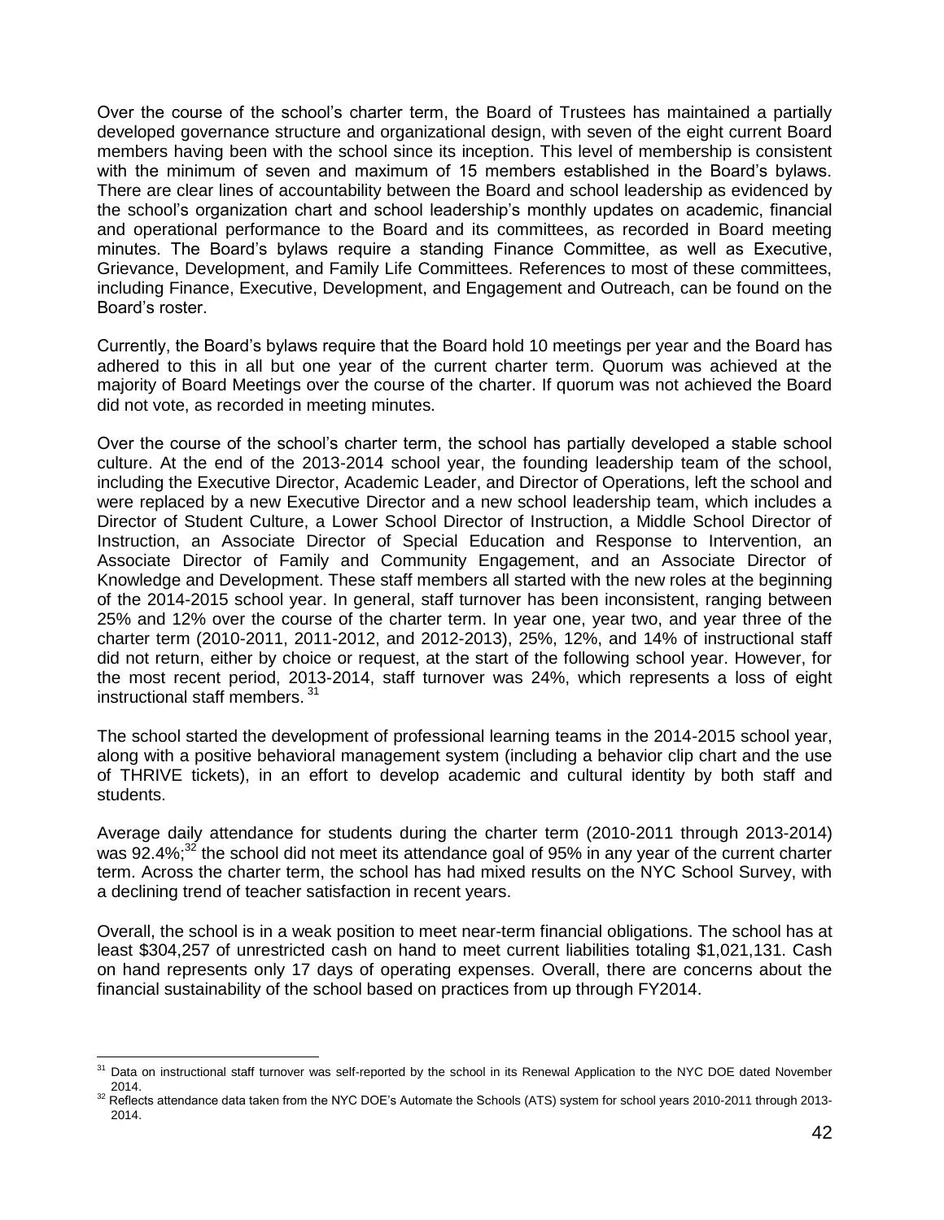Over the course of the school's charter term, the Board of Trustees has maintained a partially developed governance structure and organizational design, with seven of the eight current Board members having been with the school since its inception. This level of membership is consistent with the minimum of seven and maximum of 15 members established in the Board's bylaws. There are clear lines of accountability between the Board and school leadership as evidenced by the school's organization chart and school leadership's monthly updates on academic, financial and operational performance to the Board and its committees, as recorded in Board meeting minutes. The Board's bylaws require a standing Finance Committee, as well as Executive, Grievance, Development, and Family Life Committees. References to most of these committees, including Finance, Executive, Development, and Engagement and Outreach, can be found on the Board's roster.

Currently, the Board's bylaws require that the Board hold 10 meetings per year and the Board has adhered to this in all but one year of the current charter term. Quorum was achieved at the majority of Board Meetings over the course of the charter. If quorum was not achieved the Board did not vote, as recorded in meeting minutes.

Over the course of the school's charter term, the school has partially developed a stable school culture. At the end of the 2013-2014 school year, the founding leadership team of the school, including the Executive Director, Academic Leader, and Director of Operations, left the school and were replaced by a new Executive Director and a new school leadership team, which includes a Director of Student Culture, a Lower School Director of Instruction, a Middle School Director of Instruction, an Associate Director of Special Education and Response to Intervention, an Associate Director of Family and Community Engagement, and an Associate Director of Knowledge and Development. These staff members all started with the new roles at the beginning of the 2014-2015 school year. In general, staff turnover has been inconsistent, ranging between 25% and 12% over the course of the charter term. In year one, year two, and year three of the charter term (2010-2011, 2011-2012, and 2012-2013), 25%, 12%, and 14% of instructional staff did not return, either by choice or request, at the start of the following school year. However, for the most recent period, 2013-2014, staff turnover was 24%, which represents a loss of eight instructional staff members.[31]

The school started the development of professional learning teams in the 2014-2015 school year, along with a positive behavioral management system (including a behavior clip chart and the use of THRIVE tickets), in an effort to develop academic and cultural identity by both staff and students.

Average daily attendance for students during the charter term (2010-2011 through 2013-2014) was 92.4%;[32] the school did not meet its attendance goal of 95% in any year of the current charter term. Across the charter term, the school has had mixed results on the NYC School Survey, with a declining trend of teacher satisfaction in recent years.

Overall, the school is in a weak position to meet near-term financial obligations. The school has at least $304,257 of unrestricted cash on hand to meet current liabilities totaling $1,021,131. Cash on hand represents only 17 days of operating expenses. Overall, there are concerns about the financial sustainability of the school based on practices from up through FY2014.

---

[31] Data on instructional staff turnover was self-reported by the school in its Renewal Application to the NYC DOE dated November 2014.

[32] Reflects attendance data taken from the NYC DOE's Automate the Schools (ATS) system for school years 2010-2011 through 2013-2014.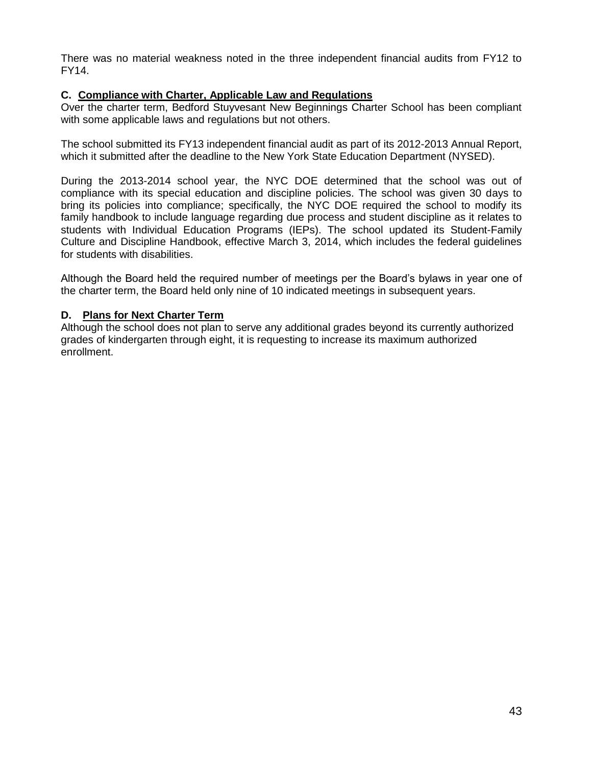There was no material weakness noted in the three independent financial audits from FY12 to FY14.

### C. Compliance with Charter, Applicable Law and Regulations

Over the charter term, Bedford Stuyvesant New Beginnings Charter School has been compliant with some applicable laws and regulations but not others.

The school submitted its FY13 independent financial audit as part of its 2012-2013 Annual Report, which it submitted after the deadline to the New York State Education Department (NYSED).

During the 2013-2014 school year, the NYC DOE determined that the school was out of compliance with its special education and discipline policies. The school was given 30 days to bring its policies into compliance; specifically, the NYC DOE required the school to modify its family handbook to include language regarding due process and student discipline as it relates to students with Individual Education Programs (IEPs). The school updated its Student-Family Culture and Discipline Handbook, effective March 3, 2014, which includes the federal guidelines for students with disabilities.

Although the Board held the required number of meetings per the Board's bylaws in year one of the charter term, the Board held only nine of 10 indicated meetings in subsequent years.

### D. Plans for Next Charter Term

Although the school does not plan to serve any additional grades beyond its currently authorized grades of kindergarten through eight, it is requesting to increase its maximum authorized enrollment.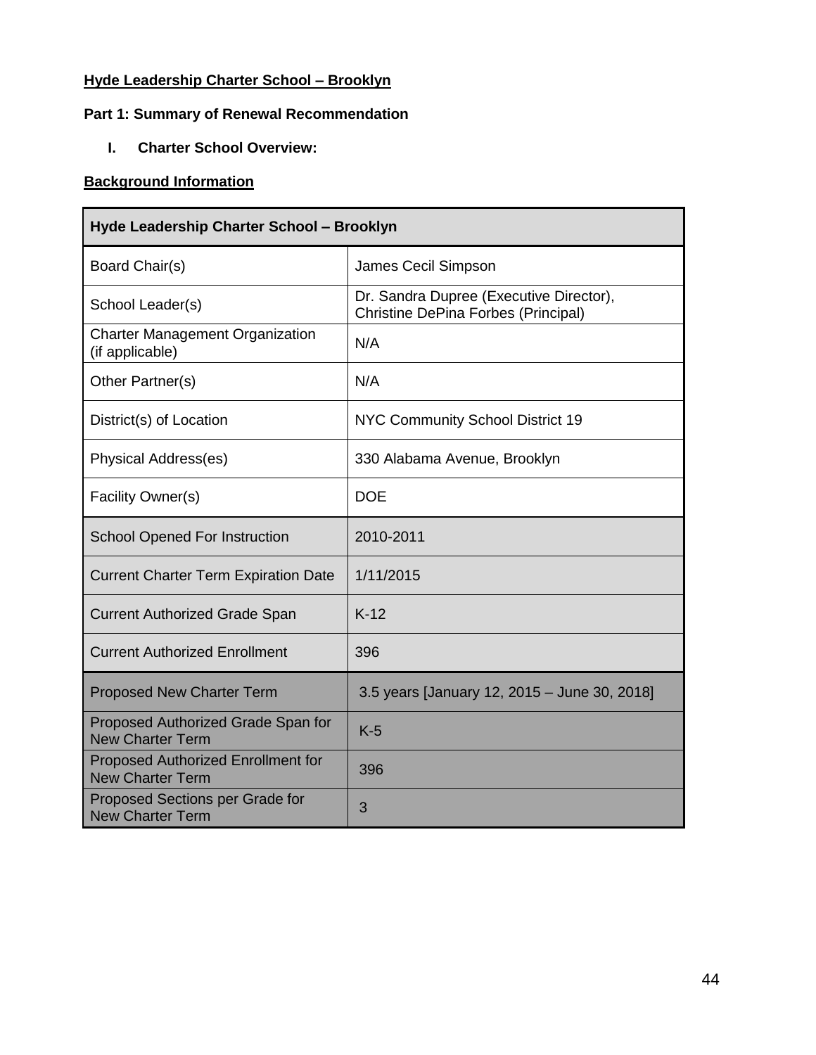**Hyde Leadership Charter School – Brooklyn**

**Part 1: Summary of Renewal Recommendation**

**I. Charter School Overview:**

**Background Information**

| Hyde Leadership Charter School – Brooklyn | |
|---|---|
| Board Chair(s) | James Cecil Simpson |
| School Leader(s) | Dr. Sandra Dupree (Executive Director), Christine DePina Forbes (Principal) |
| Charter Management Organization (if applicable) | N/A |
| Other Partner(s) | N/A |
| District(s) of Location | NYC Community School District 19 |
| Physical Address(es) | 330 Alabama Avenue, Brooklyn |
| Facility Owner(s) | DOE |
| School Opened For Instruction | 2010-2011 |
| Current Charter Term Expiration Date | 1/11/2015 |
| Current Authorized Grade Span | K-12 |
| Current Authorized Enrollment | 396 |
| Proposed New Charter Term | 3.5 years [January 12, 2015 – June 30, 2018] |
| Proposed Authorized Grade Span for New Charter Term | K-5 |
| Proposed Authorized Enrollment for New Charter Term | 396 |
| Proposed Sections per Grade for New Charter Term | 3 |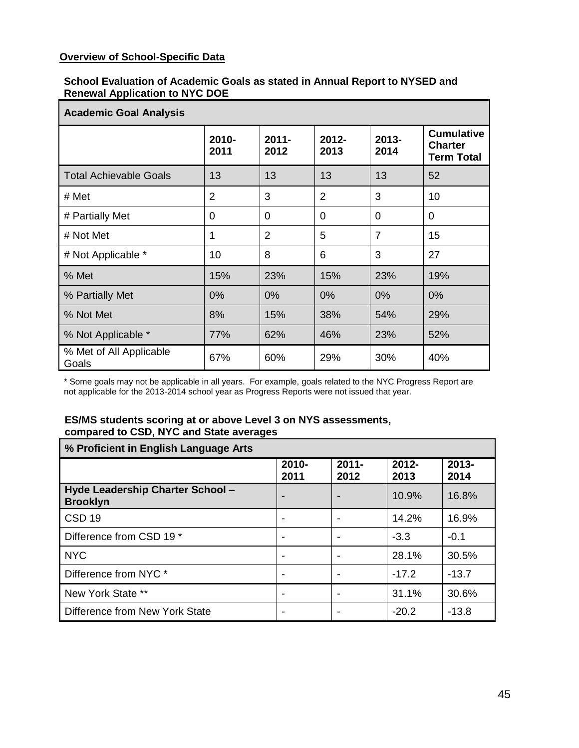**Overview of School-Specific Data**

**School Evaluation of Academic Goals as stated in Annual Report to NYSED and Renewal Application to NYC DOE**

| **Academic Goal Analysis** | | | | | |
|---|---|---|---|---|---|
| | **2010-2011** | **2011-2012** | **2012-2013** | **2013-2014** | **Cumulative Charter Term Total** |
| Total Achievable Goals | 13 | 13 | 13 | 13 | 52 |
| # Met | 2 | 3 | 2 | 3 | 10 |
| # Partially Met | 0 | 0 | 0 | 0 | 0 |
| # Not Met | 1 | 2 | 5 | 7 | 15 |
| # Not Applicable * | 10 | 8 | 6 | 3 | 27 |
| % Met | 15% | 23% | 15% | 23% | 19% |
| % Partially Met | 0% | 0% | 0% | 0% | 0% |
| % Not Met | 8% | 15% | 38% | 54% | 29% |
| % Not Applicable * | 77% | 62% | 46% | 23% | 52% |
| % Met of All Applicable Goals | 67% | 60% | 29% | 30% | 40% |

\* Some goals may not be applicable in all years. For example, goals related to the NYC Progress Report are not applicable for the 2013-2014 school year as Progress Reports were not issued that year.

**ES/MS students scoring at or above Level 3 on NYS assessments, compared to CSD, NYC and State averages**

| **% Proficient in English Language Arts** | | | | |
|---|---|---|---|---|
| | **2010-2011** | **2011-2012** | **2012-2013** | **2013-2014** |
| **Hyde Leadership Charter School – Brooklyn** | - | - | 10.9% | 16.8% |
| CSD 19 | - | - | 14.2% | 16.9% |
| Difference from CSD 19 * | - | - | -3.3 | -0.1 |
| NYC | - | - | 28.1% | 30.5% |
| Difference from NYC * | - | - | -17.2 | -13.7 |
| New York State ** | - | - | 31.1% | 30.6% |
| Difference from New York State | - | - | -20.2 | -13.8 |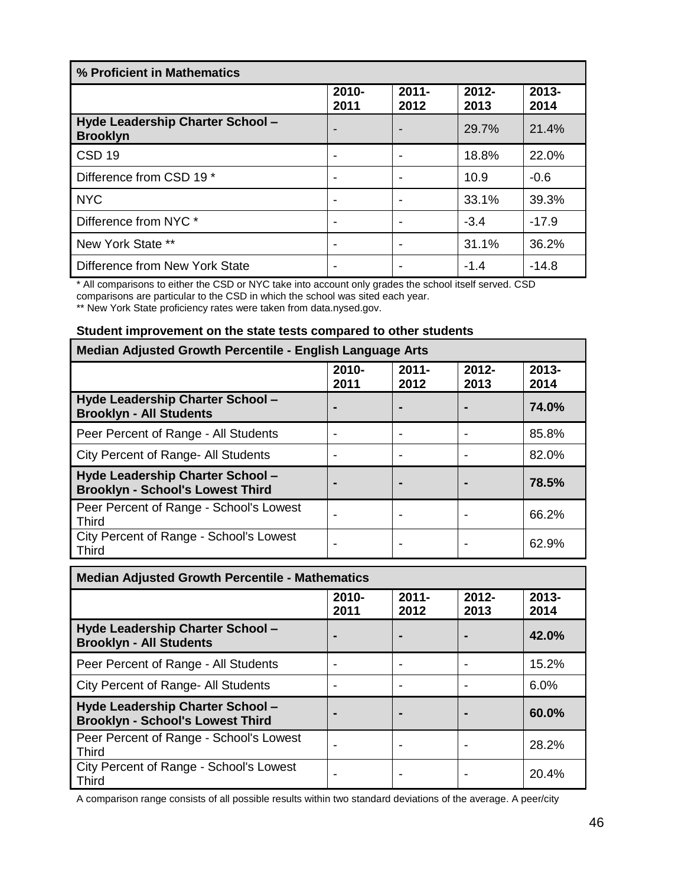| % Proficient in Mathematics | | | | |
|---|---|---|---|---|
| | 2010-2011 | 2011-2012 | 2012-2013 | 2013-2014 |
| **Hyde Leadership Charter School – Brooklyn** | - | - | 29.7% | 21.4% |
| CSD 19 | - | - | 18.8% | 22.0% |
| Difference from CSD 19 * | - | - | 10.9 | -0.6 |
| NYC | - | - | 33.1% | 39.3% |
| Difference from NYC * | - | - | -3.4 | -17.9 |
| New York State ** | - | - | 31.1% | 36.2% |
| Difference from New York State | - | - | -1.4 | -14.8 |

* All comparisons to either the CSD or NYC take into account only grades the school itself served. CSD comparisons are particular to the CSD in which the school was sited each year.
** New York State proficiency rates were taken from data.nysed.gov.

**Student improvement on the state tests compared to other students**

| Median Adjusted Growth Percentile - English Language Arts | | | | |
|---|---|---|---|---|
| | 2010-2011 | 2011-2012 | 2012-2013 | 2013-2014 |
| **Hyde Leadership Charter School – Brooklyn - All Students** | **-** | **-** | **-** | **74.0%** |
| Peer Percent of Range - All Students | - | - | - | 85.8% |
| City Percent of Range- All Students | - | - | - | 82.0% |
| **Hyde Leadership Charter School – Brooklyn - School's Lowest Third** | **-** | **-** | **-** | **78.5%** |
| Peer Percent of Range - School's Lowest Third | - | - | - | 66.2% |
| City Percent of Range - School's Lowest Third | - | - | - | 62.9% |

| Median Adjusted Growth Percentile - Mathematics | | | | |
|---|---|---|---|---|
| | 2010-2011 | 2011-2012 | 2012-2013 | 2013-2014 |
| **Hyde Leadership Charter School – Brooklyn - All Students** | **-** | **-** | **-** | **42.0%** |
| Peer Percent of Range - All Students | - | - | - | 15.2% |
| City Percent of Range- All Students | - | - | - | 6.0% |
| **Hyde Leadership Charter School – Brooklyn - School's Lowest Third** | **-** | **-** | **-** | **60.0%** |
| Peer Percent of Range - School's Lowest Third | - | - | - | 28.2% |
| City Percent of Range - School's Lowest Third | - | - | - | 20.4% |

A comparison range consists of all possible results within two standard deviations of the average. A peer/city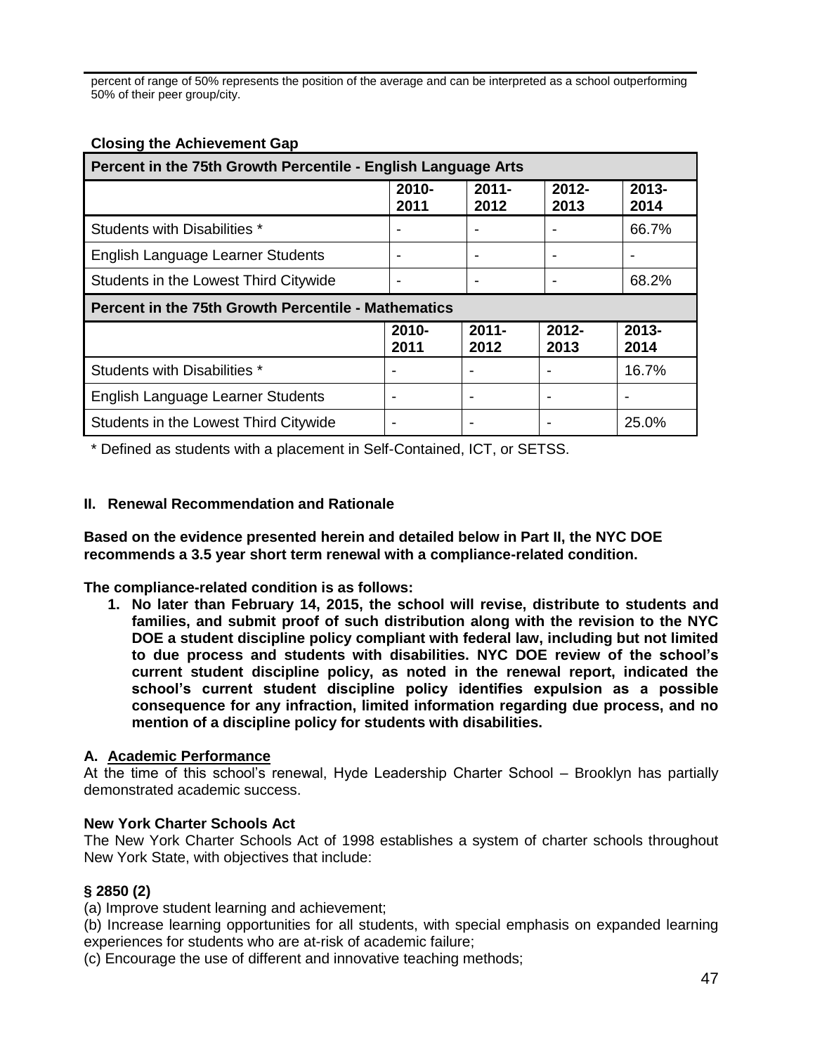percent of range of 50% represents the position of the average and can be interpreted as a school outperforming 50% of their peer group/city.

**Closing the Achievement Gap**

| Percent in the 75th Growth Percentile - English Language Arts | | | | |
|---|---|---|---|---|
| | **2010-2011** | **2011-2012** | **2012-2013** | **2013-2014** |
| Students with Disabilities * | - | - | - | 66.7% |
| English Language Learner Students | - | - | - | - |
| Students in the Lowest Third Citywide | - | - | - | 68.2% |
| **Percent in the 75th Growth Percentile - Mathematics** | | | | |
| | **2010-2011** | **2011-2012** | **2012-2013** | **2013-2014** |
| Students with Disabilities * | - | - | - | 16.7% |
| English Language Learner Students | - | - | - | - |
| Students in the Lowest Third Citywide | - | - | - | 25.0% |

* Defined as students with a placement in Self-Contained, ICT, or SETSS.

## II. Renewal Recommendation and Rationale

**Based on the evidence presented herein and detailed below in Part II, the NYC DOE recommends a 3.5 year short term renewal with a compliance-related condition.**

**The compliance-related condition is as follows:**

1. **No later than February 14, 2015, the school will revise, distribute to students and families, and submit proof of such distribution along with the revision to the NYC DOE a student discipline policy compliant with federal law, including but not limited to due process and students with disabilities. NYC DOE review of the school's current student discipline policy, as noted in the renewal report, indicated the school's current student discipline policy identifies expulsion as a possible consequence for any infraction, limited information regarding due process, and no mention of a discipline policy for students with disabilities.**

### A. Academic Performance

At the time of this school's renewal, Hyde Leadership Charter School – Brooklyn has partially demonstrated academic success.

**New York Charter Schools Act**

The New York Charter Schools Act of 1998 establishes a system of charter schools throughout New York State, with objectives that include:

**§ 2850 (2)**

(a) Improve student learning and achievement;

(b) Increase learning opportunities for all students, with special emphasis on expanded learning experiences for students who are at-risk of academic failure;

(c) Encourage the use of different and innovative teaching methods;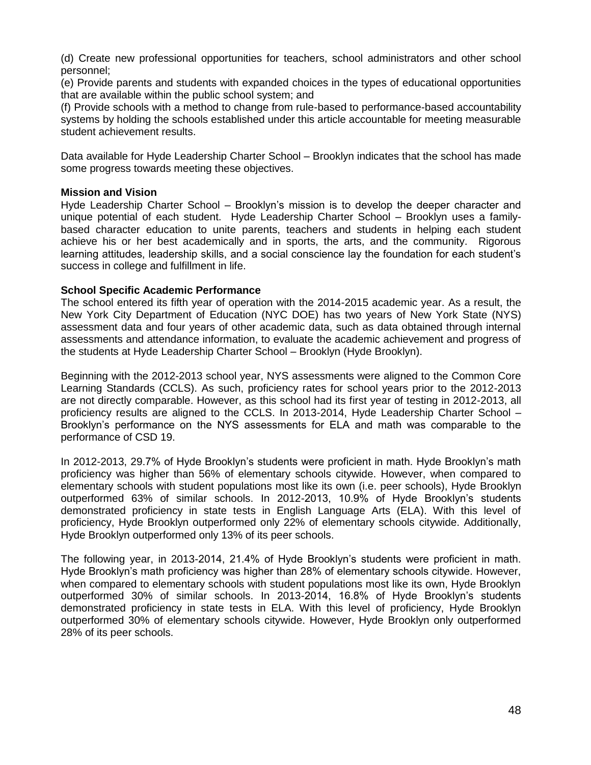(d) Create new professional opportunities for teachers, school administrators and other school personnel;

(e) Provide parents and students with expanded choices in the types of educational opportunities that are available within the public school system; and

(f) Provide schools with a method to change from rule-based to performance-based accountability systems by holding the schools established under this article accountable for meeting measurable student achievement results.

Data available for Hyde Leadership Charter School – Brooklyn indicates that the school has made some progress towards meeting these objectives.

**Mission and Vision**

Hyde Leadership Charter School – Brooklyn's mission is to develop the deeper character and unique potential of each student. Hyde Leadership Charter School – Brooklyn uses a family-based character education to unite parents, teachers and students in helping each student achieve his or her best academically and in sports, the arts, and the community. Rigorous learning attitudes, leadership skills, and a social conscience lay the foundation for each student's success in college and fulfillment in life.

**School Specific Academic Performance**

The school entered its fifth year of operation with the 2014-2015 academic year. As a result, the New York City Department of Education (NYC DOE) has two years of New York State (NYS) assessment data and four years of other academic data, such as data obtained through internal assessments and attendance information, to evaluate the academic achievement and progress of the students at Hyde Leadership Charter School – Brooklyn (Hyde Brooklyn).

Beginning with the 2012-2013 school year, NYS assessments were aligned to the Common Core Learning Standards (CCLS). As such, proficiency rates for school years prior to the 2012-2013 are not directly comparable. However, as this school had its first year of testing in 2012-2013, all proficiency results are aligned to the CCLS. In 2013-2014, Hyde Leadership Charter School – Brooklyn's performance on the NYS assessments for ELA and math was comparable to the performance of CSD 19.

In 2012-2013, 29.7% of Hyde Brooklyn's students were proficient in math. Hyde Brooklyn's math proficiency was higher than 56% of elementary schools citywide. However, when compared to elementary schools with student populations most like its own (i.e. peer schools), Hyde Brooklyn outperformed 63% of similar schools. In 2012-2013, 10.9% of Hyde Brooklyn's students demonstrated proficiency in state tests in English Language Arts (ELA). With this level of proficiency, Hyde Brooklyn outperformed only 22% of elementary schools citywide. Additionally, Hyde Brooklyn outperformed only 13% of its peer schools.

The following year, in 2013-2014, 21.4% of Hyde Brooklyn's students were proficient in math. Hyde Brooklyn's math proficiency was higher than 28% of elementary schools citywide. However, when compared to elementary schools with student populations most like its own, Hyde Brooklyn outperformed 30% of similar schools. In 2013-2014, 16.8% of Hyde Brooklyn's students demonstrated proficiency in state tests in ELA. With this level of proficiency, Hyde Brooklyn outperformed 30% of elementary schools citywide. However, Hyde Brooklyn only outperformed 28% of its peer schools.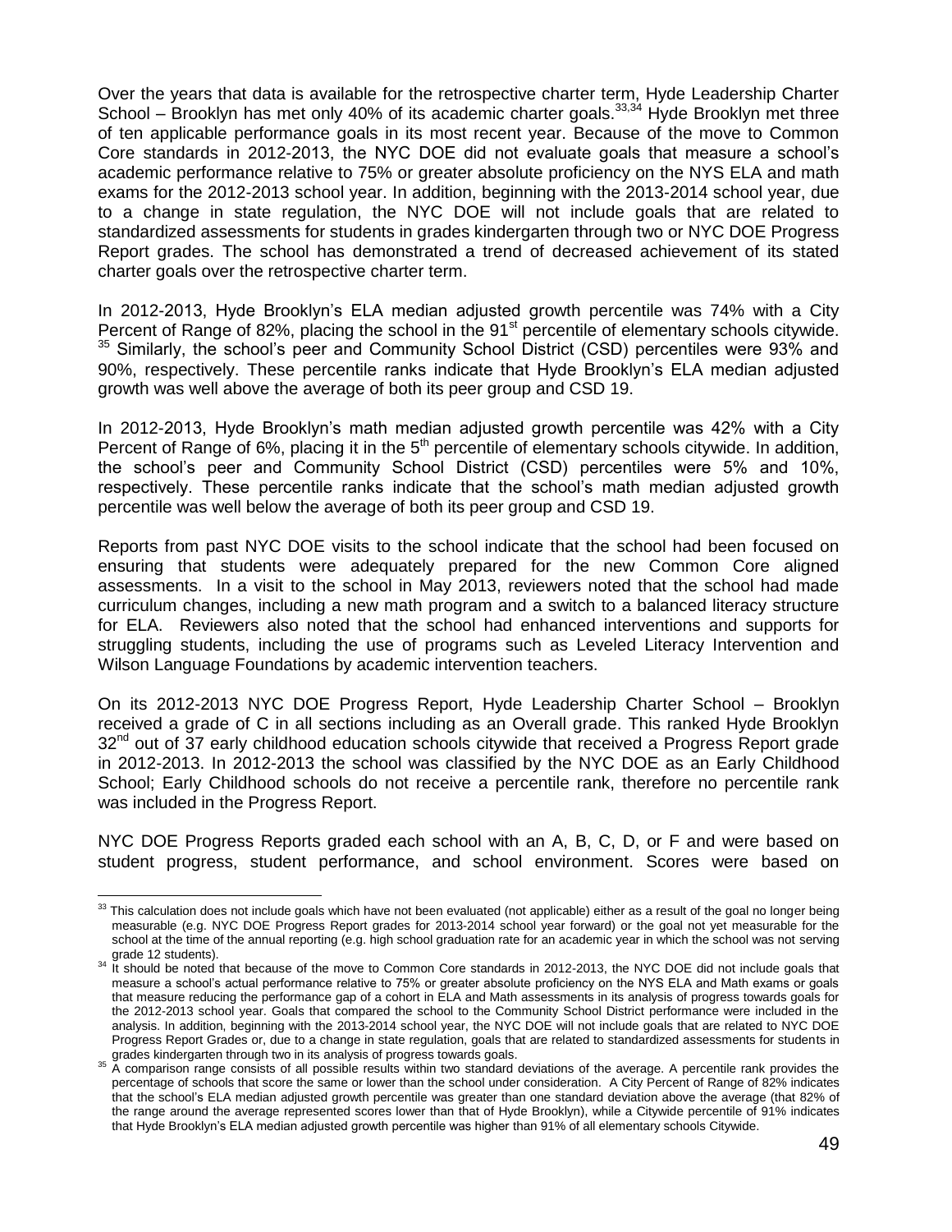Over the years that data is available for the retrospective charter term, Hyde Leadership Charter School – Brooklyn has met only 40% of its academic charter goals.[33,34] Hyde Brooklyn met three of ten applicable performance goals in its most recent year. Because of the move to Common Core standards in 2012-2013, the NYC DOE did not evaluate goals that measure a school's academic performance relative to 75% or greater absolute proficiency on the NYS ELA and math exams for the 2012-2013 school year. In addition, beginning with the 2013-2014 school year, due to a change in state regulation, the NYC DOE will not include goals that are related to standardized assessments for students in grades kindergarten through two or NYC DOE Progress Report grades. The school has demonstrated a trend of decreased achievement of its stated charter goals over the retrospective charter term.

In 2012-2013, Hyde Brooklyn's ELA median adjusted growth percentile was 74% with a City Percent of Range of 82%, placing the school in the 91st percentile of elementary schools citywide.[35] Similarly, the school's peer and Community School District (CSD) percentiles were 93% and 90%, respectively. These percentile ranks indicate that Hyde Brooklyn's ELA median adjusted growth was well above the average of both its peer group and CSD 19.

In 2012-2013, Hyde Brooklyn's math median adjusted growth percentile was 42% with a City Percent of Range of 6%, placing it in the 5th percentile of elementary schools citywide. In addition, the school's peer and Community School District (CSD) percentiles were 5% and 10%, respectively. These percentile ranks indicate that the school's math median adjusted growth percentile was well below the average of both its peer group and CSD 19.

Reports from past NYC DOE visits to the school indicate that the school had been focused on ensuring that students were adequately prepared for the new Common Core aligned assessments. In a visit to the school in May 2013, reviewers noted that the school had made curriculum changes, including a new math program and a switch to a balanced literacy structure for ELA. Reviewers also noted that the school had enhanced interventions and supports for struggling students, including the use of programs such as Leveled Literacy Intervention and Wilson Language Foundations by academic intervention teachers.

On its 2012-2013 NYC DOE Progress Report, Hyde Leadership Charter School – Brooklyn received a grade of C in all sections including as an Overall grade. This ranked Hyde Brooklyn 32nd out of 37 early childhood education schools citywide that received a Progress Report grade in 2012-2013. In 2012-2013 the school was classified by the NYC DOE as an Early Childhood School; Early Childhood schools do not receive a percentile rank, therefore no percentile rank was included in the Progress Report.

NYC DOE Progress Reports graded each school with an A, B, C, D, or F and were based on student progress, student performance, and school environment. Scores were based on

---

[33] This calculation does not include goals which have not been evaluated (not applicable) either as a result of the goal no longer being measurable (e.g. NYC DOE Progress Report grades for 2013-2014 school year forward) or the goal not yet measurable for the school at the time of the annual reporting (e.g. high school graduation rate for an academic year in which the school was not serving grade 12 students).

[34] It should be noted that because of the move to Common Core standards in 2012-2013, the NYC DOE did not include goals that measure a school's actual performance relative to 75% or greater absolute proficiency on the NYS ELA and Math exams or goals that measure reducing the performance gap of a cohort in ELA and Math assessments in its analysis of progress towards goals for the 2012-2013 school year. Goals that compared the school to the Community School District performance were included in the analysis. In addition, beginning with the 2013-2014 school year, the NYC DOE will not include goals that are related to NYC DOE Progress Report Grades or, due to a change in state regulation, goals that are related to standardized assessments for students in grades kindergarten through two in its analysis of progress towards goals.

[35] A comparison range consists of all possible results within two standard deviations of the average. A percentile rank provides the percentage of schools that score the same or lower than the school under consideration. A City Percent of Range of 82% indicates that the school's ELA median adjusted growth percentile was greater than one standard deviation above the average (that 82% of the range around the average represented scores lower than that of Hyde Brooklyn), while a Citywide percentile of 91% indicates that Hyde Brooklyn's ELA median adjusted growth percentile was higher than 91% of all elementary schools Citywide.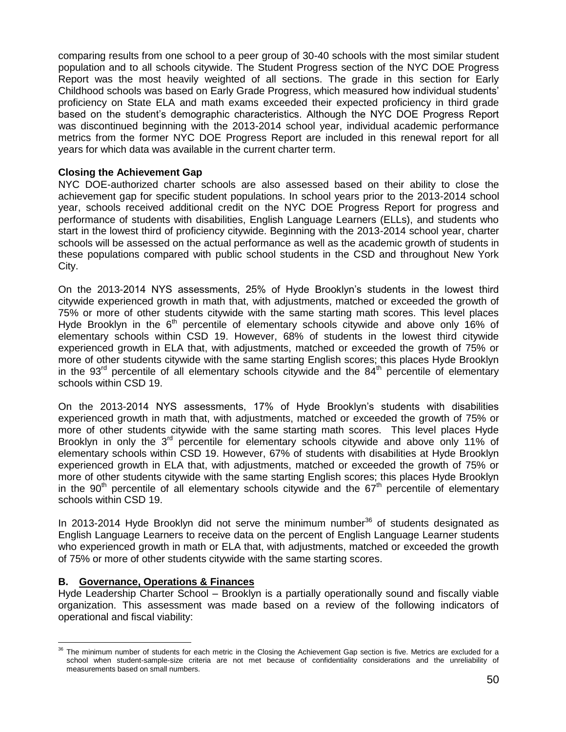comparing results from one school to a peer group of 30-40 schools with the most similar student population and to all schools citywide. The Student Progress section of the NYC DOE Progress Report was the most heavily weighted of all sections. The grade in this section for Early Childhood schools was based on Early Grade Progress, which measured how individual students' proficiency on State ELA and math exams exceeded their expected proficiency in third grade based on the student's demographic characteristics. Although the NYC DOE Progress Report was discontinued beginning with the 2013-2014 school year, individual academic performance metrics from the former NYC DOE Progress Report are included in this renewal report for all years for which data was available in the current charter term.

**Closing the Achievement Gap**

NYC DOE-authorized charter schools are also assessed based on their ability to close the achievement gap for specific student populations. In school years prior to the 2013-2014 school year, schools received additional credit on the NYC DOE Progress Report for progress and performance of students with disabilities, English Language Learners (ELLs), and students who start in the lowest third of proficiency citywide. Beginning with the 2013-2014 school year, charter schools will be assessed on the actual performance as well as the academic growth of students in these populations compared with public school students in the CSD and throughout New York City.

On the 2013-2014 NYS assessments, 25% of Hyde Brooklyn's students in the lowest third citywide experienced growth in math that, with adjustments, matched or exceeded the growth of 75% or more of other students citywide with the same starting math scores. This level places Hyde Brooklyn in the 6th percentile of elementary schools citywide and above only 16% of elementary schools within CSD 19. However, 68% of students in the lowest third citywide experienced growth in ELA that, with adjustments, matched or exceeded the growth of 75% or more of other students citywide with the same starting English scores; this places Hyde Brooklyn in the 93rd percentile of all elementary schools citywide and the 84th percentile of elementary schools within CSD 19.

On the 2013-2014 NYS assessments, 17% of Hyde Brooklyn's students with disabilities experienced growth in math that, with adjustments, matched or exceeded the growth of 75% or more of other students citywide with the same starting math scores. This level places Hyde Brooklyn in only the 3rd percentile for elementary schools citywide and above only 11% of elementary schools within CSD 19. However, 67% of students with disabilities at Hyde Brooklyn experienced growth in ELA that, with adjustments, matched or exceeded the growth of 75% or more of other students citywide with the same starting English scores; this places Hyde Brooklyn in the 90th percentile of all elementary schools citywide and the 67th percentile of elementary schools within CSD 19.

In 2013-2014 Hyde Brooklyn did not serve the minimum number[36] of students designated as English Language Learners to receive data on the percent of English Language Learner students who experienced growth in math or ELA that, with adjustments, matched or exceeded the growth of 75% or more of other students citywide with the same starting scores.

**B. Governance, Operations & Finances**

Hyde Leadership Charter School – Brooklyn is a partially operationally sound and fiscally viable organization. This assessment was made based on a review of the following indicators of operational and fiscal viability:

[36] The minimum number of students for each metric in the Closing the Achievement Gap section is five. Metrics are excluded for a school when student-sample-size criteria are not met because of confidentiality considerations and the unreliability of measurements based on small numbers.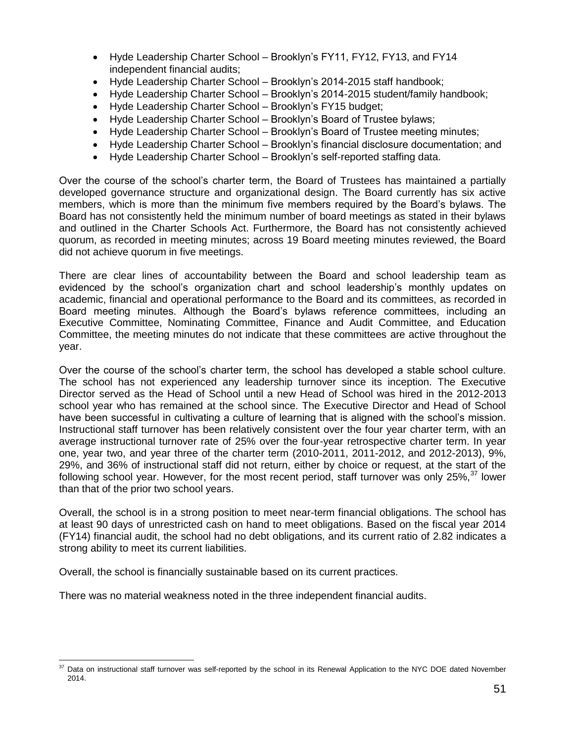- Hyde Leadership Charter School – Brooklyn's FY11, FY12, FY13, and FY14 independent financial audits;
- Hyde Leadership Charter School – Brooklyn's 2014-2015 staff handbook;
- Hyde Leadership Charter School – Brooklyn's 2014-2015 student/family handbook;
- Hyde Leadership Charter School – Brooklyn's FY15 budget;
- Hyde Leadership Charter School – Brooklyn's Board of Trustee bylaws;
- Hyde Leadership Charter School – Brooklyn's Board of Trustee meeting minutes;
- Hyde Leadership Charter School – Brooklyn's financial disclosure documentation; and
- Hyde Leadership Charter School – Brooklyn's self-reported staffing data.

Over the course of the school's charter term, the Board of Trustees has maintained a partially developed governance structure and organizational design. The Board currently has six active members, which is more than the minimum five members required by the Board's bylaws. The Board has not consistently held the minimum number of board meetings as stated in their bylaws and outlined in the Charter Schools Act. Furthermore, the Board has not consistently achieved quorum, as recorded in meeting minutes; across 19 Board meeting minutes reviewed, the Board did not achieve quorum in five meetings.

There are clear lines of accountability between the Board and school leadership team as evidenced by the school's organization chart and school leadership's monthly updates on academic, financial and operational performance to the Board and its committees, as recorded in Board meeting minutes. Although the Board's bylaws reference committees, including an Executive Committee, Nominating Committee, Finance and Audit Committee, and Education Committee, the meeting minutes do not indicate that these committees are active throughout the year.

Over the course of the school's charter term, the school has developed a stable school culture. The school has not experienced any leadership turnover since its inception. The Executive Director served as the Head of School until a new Head of School was hired in the 2012-2013 school year who has remained at the school since. The Executive Director and Head of School have been successful in cultivating a culture of learning that is aligned with the school's mission. Instructional staff turnover has been relatively consistent over the four year charter term, with an average instructional turnover rate of 25% over the four-year retrospective charter term. In year one, year two, and year three of the charter term (2010-2011, 2011-2012, and 2012-2013), 9%, 29%, and 36% of instructional staff did not return, either by choice or request, at the start of the following school year. However, for the most recent period, staff turnover was only 25%,[37] lower than that of the prior two school years.

Overall, the school is in a strong position to meet near-term financial obligations. The school has at least 90 days of unrestricted cash on hand to meet obligations. Based on the fiscal year 2014 (FY14) financial audit, the school had no debt obligations, and its current ratio of 2.82 indicates a strong ability to meet its current liabilities.

Overall, the school is financially sustainable based on its current practices.

There was no material weakness noted in the three independent financial audits.

[37] Data on instructional staff turnover was self-reported by the school in its Renewal Application to the NYC DOE dated November 2014.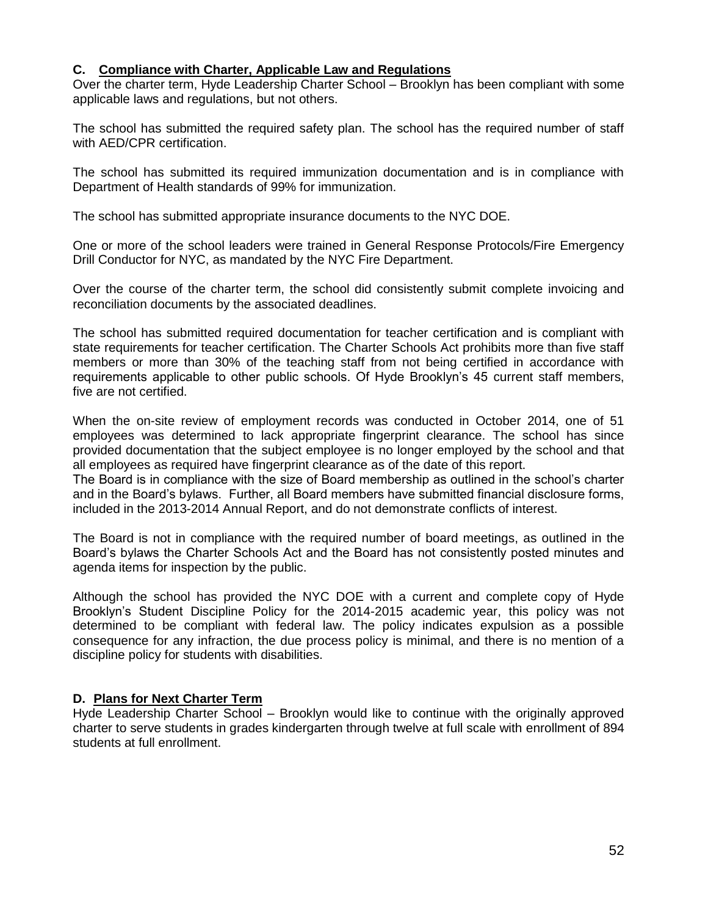### C. Compliance with Charter, Applicable Law and Regulations

Over the charter term, Hyde Leadership Charter School – Brooklyn has been compliant with some applicable laws and regulations, but not others.

The school has submitted the required safety plan. The school has the required number of staff with AED/CPR certification.

The school has submitted its required immunization documentation and is in compliance with Department of Health standards of 99% for immunization.

The school has submitted appropriate insurance documents to the NYC DOE.

One or more of the school leaders were trained in General Response Protocols/Fire Emergency Drill Conductor for NYC, as mandated by the NYC Fire Department.

Over the course of the charter term, the school did consistently submit complete invoicing and reconciliation documents by the associated deadlines.

The school has submitted required documentation for teacher certification and is compliant with state requirements for teacher certification. The Charter Schools Act prohibits more than five staff members or more than 30% of the teaching staff from not being certified in accordance with requirements applicable to other public schools. Of Hyde Brooklyn's 45 current staff members, five are not certified.

When the on-site review of employment records was conducted in October 2014, one of 51 employees was determined to lack appropriate fingerprint clearance. The school has since provided documentation that the subject employee is no longer employed by the school and that all employees as required have fingerprint clearance as of the date of this report.

The Board is in compliance with the size of Board membership as outlined in the school's charter and in the Board's bylaws. Further, all Board members have submitted financial disclosure forms, included in the 2013-2014 Annual Report, and do not demonstrate conflicts of interest.

The Board is not in compliance with the required number of board meetings, as outlined in the Board's bylaws the Charter Schools Act and the Board has not consistently posted minutes and agenda items for inspection by the public.

Although the school has provided the NYC DOE with a current and complete copy of Hyde Brooklyn's Student Discipline Policy for the 2014-2015 academic year, this policy was not determined to be compliant with federal law. The policy indicates expulsion as a possible consequence for any infraction, the due process policy is minimal, and there is no mention of a discipline policy for students with disabilities.

### D. Plans for Next Charter Term

Hyde Leadership Charter School – Brooklyn would like to continue with the originally approved charter to serve students in grades kindergarten through twelve at full scale with enrollment of 894 students at full enrollment.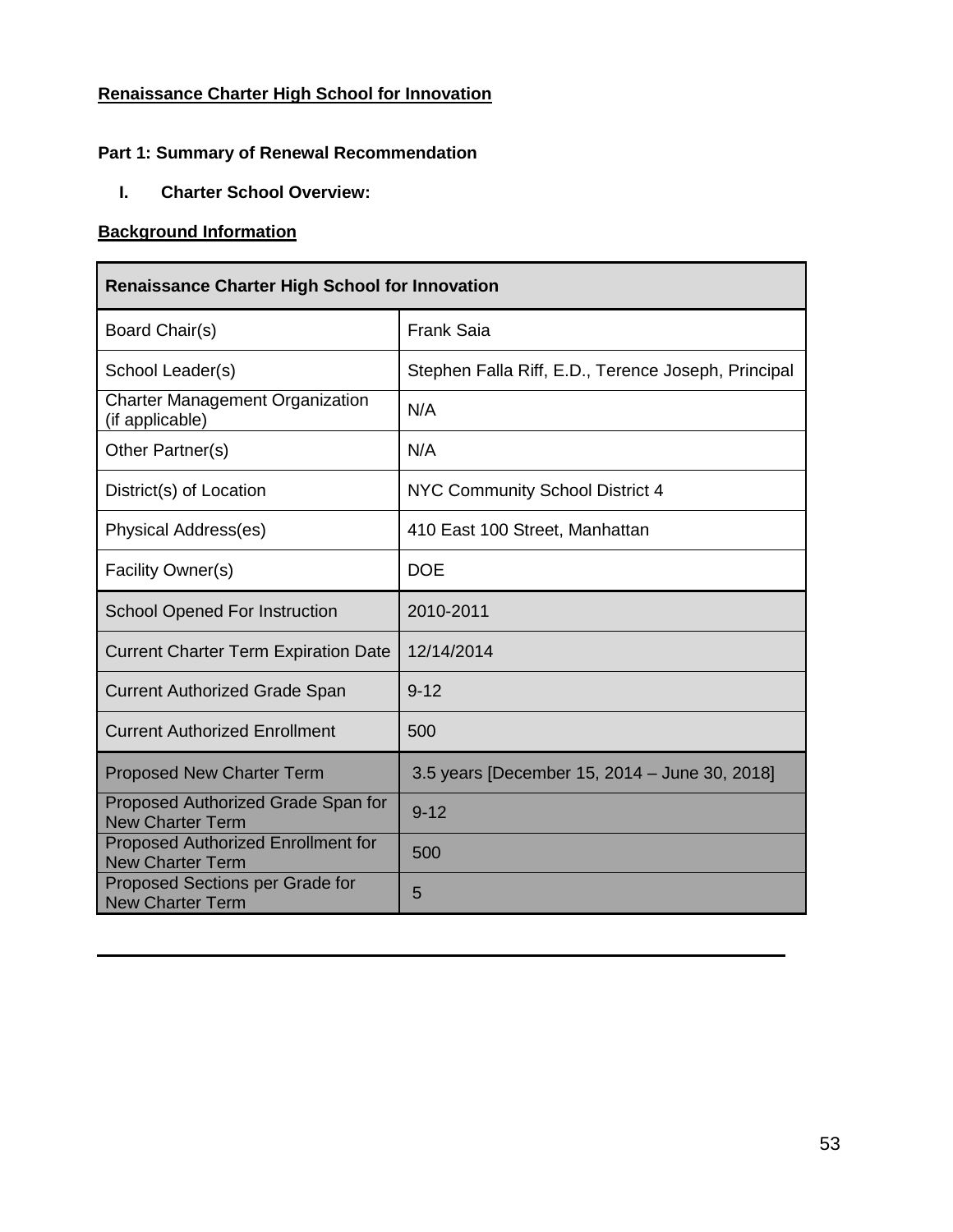**Renaissance Charter High School for Innovation**

**Part 1: Summary of Renewal Recommendation**

**I. Charter School Overview:**

**Background Information**

| Renaissance Charter High School for Innovation | |
|---|---|
| Board Chair(s) | Frank Saia |
| School Leader(s) | Stephen Falla Riff, E.D., Terence Joseph, Principal |
| Charter Management Organization (if applicable) | N/A |
| Other Partner(s) | N/A |
| District(s) of Location | NYC Community School District 4 |
| Physical Address(es) | 410 East 100 Street, Manhattan |
| Facility Owner(s) | DOE |
| School Opened For Instruction | 2010-2011 |
| Current Charter Term Expiration Date | 12/14/2014 |
| Current Authorized Grade Span | 9-12 |
| Current Authorized Enrollment | 500 |
| Proposed New Charter Term | 3.5 years [December 15, 2014 – June 30, 2018] |
| Proposed Authorized Grade Span for New Charter Term | 9-12 |
| Proposed Authorized Enrollment for New Charter Term | 500 |
| Proposed Sections per Grade for New Charter Term | 5 |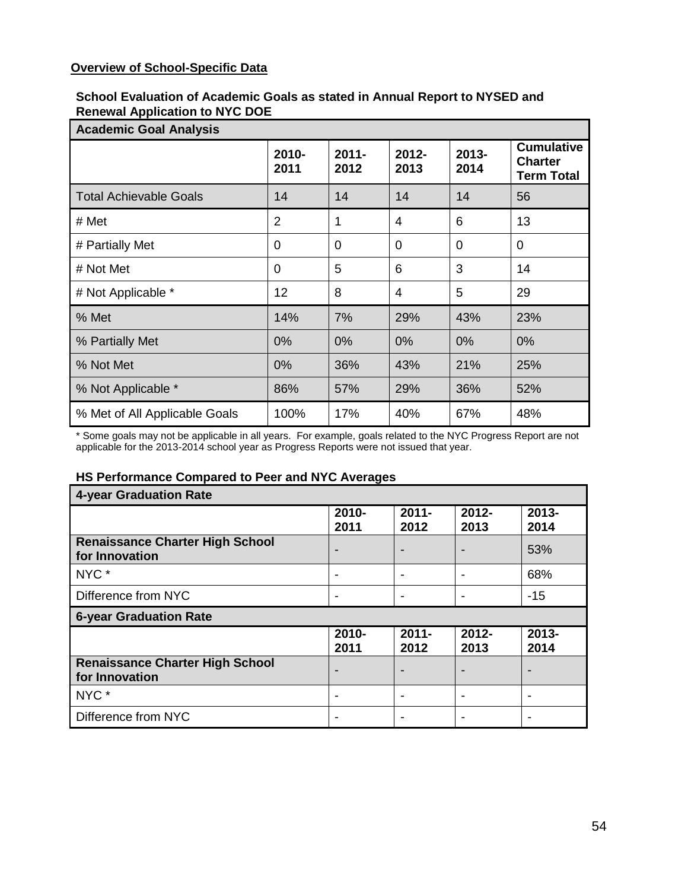**Overview of School-Specific Data**

**School Evaluation of Academic Goals as stated in Annual Report to NYSED and Renewal Application to NYC DOE**

| **Academic Goal Analysis** | | | | | |
|---|---|---|---|---|---|
| | **2010-2011** | **2011-2012** | **2012-2013** | **2013-2014** | **Cumulative Charter Term Total** |
| Total Achievable Goals | 14 | 14 | 14 | 14 | 56 |
| # Met | 2 | 1 | 4 | 6 | 13 |
| # Partially Met | 0 | 0 | 0 | 0 | 0 |
| # Not Met | 0 | 5 | 6 | 3 | 14 |
| # Not Applicable * | 12 | 8 | 4 | 5 | 29 |
| % Met | 14% | 7% | 29% | 43% | 23% |
| % Partially Met | 0% | 0% | 0% | 0% | 0% |
| % Not Met | 0% | 36% | 43% | 21% | 25% |
| % Not Applicable * | 86% | 57% | 29% | 36% | 52% |
| % Met of All Applicable Goals | 100% | 17% | 40% | 67% | 48% |

* Some goals may not be applicable in all years. For example, goals related to the NYC Progress Report are not applicable for the 2013-2014 school year as Progress Reports were not issued that year.

**HS Performance Compared to Peer and NYC Averages**

| **4-year Graduation Rate** | | | | |
|---|---|---|---|---|
| | **2010-2011** | **2011-2012** | **2012-2013** | **2013-2014** |
| **Renaissance Charter High School for Innovation** | - | - | - | 53% |
| NYC * | - | - | - | 68% |
| Difference from NYC | - | - | - | -15 |
| **6-year Graduation Rate** | | | | |
| | **2010-2011** | **2011-2012** | **2012-2013** | **2013-2014** |
| **Renaissance Charter High School for Innovation** | - | - | - | - |
| NYC * | - | - | - | - |
| Difference from NYC | - | - | - | - |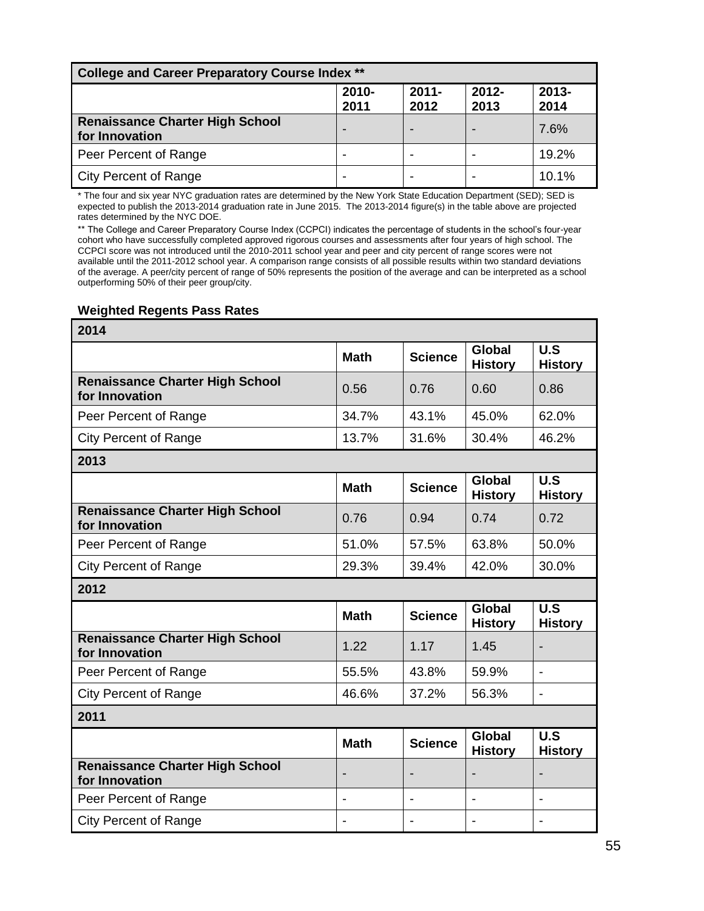| College and Career Preparatory Course Index ** | | | | |
|---|---|---|---|---|
| | 2010-2011 | 2011-2012 | 2012-2013 | 2013-2014 |
| **Renaissance Charter High School for Innovation** | - | - | - | 7.6% |
| Peer Percent of Range | - | - | - | 19.2% |
| City Percent of Range | - | - | - | 10.1% |

* The four and six year NYC graduation rates are determined by the New York State Education Department (SED); SED is expected to publish the 2013-2014 graduation rate in June 2015. The 2013-2014 figure(s) in the table above are projected rates determined by the NYC DOE.

** The College and Career Preparatory Course Index (CCPCI) indicates the percentage of students in the school's four-year cohort who have successfully completed approved rigorous courses and assessments after four years of high school. The CCPCI score was not introduced until the 2010-2011 school year and peer and city percent of range scores were not available until the 2011-2012 school year. A comparison range consists of all possible results within two standard deviations of the average. A peer/city percent of range of 50% represents the position of the average and can be interpreted as a school outperforming 50% of their peer group/city.

**Weighted Regents Pass Rates**

| 2014 | | | | |
|---|---|---|---|---|
| | Math | Science | Global History | U.S History |
| **Renaissance Charter High School for Innovation** | 0.56 | 0.76 | 0.60 | 0.86 |
| Peer Percent of Range | 34.7% | 43.1% | 45.0% | 62.0% |
| City Percent of Range | 13.7% | 31.6% | 30.4% | 46.2% |
| **2013** | | | | |
| | Math | Science | Global History | U.S History |
| **Renaissance Charter High School for Innovation** | 0.76 | 0.94 | 0.74 | 0.72 |
| Peer Percent of Range | 51.0% | 57.5% | 63.8% | 50.0% |
| City Percent of Range | 29.3% | 39.4% | 42.0% | 30.0% |
| **2012** | | | | |
| | Math | Science | Global History | U.S History |
| **Renaissance Charter High School for Innovation** | 1.22 | 1.17 | 1.45 | - |
| Peer Percent of Range | 55.5% | 43.8% | 59.9% | - |
| City Percent of Range | 46.6% | 37.2% | 56.3% | - |
| **2011** | | | | |
| | Math | Science | Global History | U.S History |
| **Renaissance Charter High School for Innovation** | - | - | - | - |
| Peer Percent of Range | - | - | - | - |
| City Percent of Range | - | - | - | - |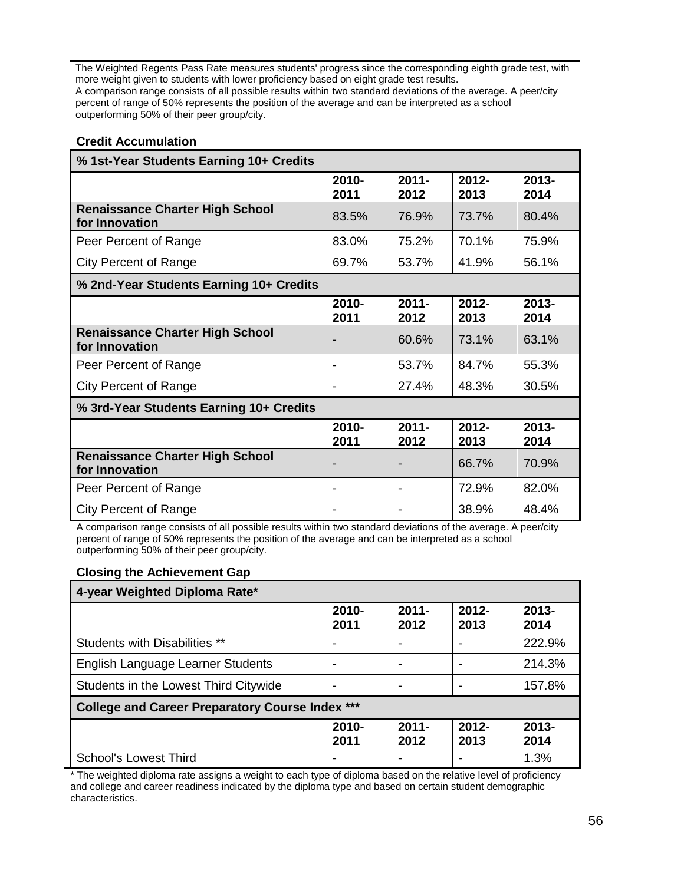The Weighted Regents Pass Rate measures students' progress since the corresponding eighth grade test, with more weight given to students with lower proficiency based on eight grade test results.
A comparison range consists of all possible results within two standard deviations of the average. A peer/city percent of range of 50% represents the position of the average and can be interpreted as a school outperforming 50% of their peer group/city.

### Credit Accumulation

| % 1st-Year Students Earning 10+ Credits | | | | |
|---|---|---|---|---|
| | 2010-2011 | 2011-2012 | 2012-2013 | 2013-2014 |
| **Renaissance Charter High School for Innovation** | 83.5% | 76.9% | 73.7% | 80.4% |
| Peer Percent of Range | 83.0% | 75.2% | 70.1% | 75.9% |
| City Percent of Range | 69.7% | 53.7% | 41.9% | 56.1% |

| % 2nd-Year Students Earning 10+ Credits | | | | |
|---|---|---|---|---|
| | 2010-2011 | 2011-2012 | 2012-2013 | 2013-2014 |
| **Renaissance Charter High School for Innovation** | - | 60.6% | 73.1% | 63.1% |
| Peer Percent of Range | - | 53.7% | 84.7% | 55.3% |
| City Percent of Range | - | 27.4% | 48.3% | 30.5% |

| % 3rd-Year Students Earning 10+ Credits | | | | |
|---|---|---|---|---|
| | 2010-2011 | 2011-2012 | 2012-2013 | 2013-2014 |
| **Renaissance Charter High School for Innovation** | - | - | 66.7% | 70.9% |
| Peer Percent of Range | - | - | 72.9% | 82.0% |
| City Percent of Range | - | - | 38.9% | 48.4% |

A comparison range consists of all possible results within two standard deviations of the average. A peer/city percent of range of 50% represents the position of the average and can be interpreted as a school outperforming 50% of their peer group/city.

### Closing the Achievement Gap

| 4-year Weighted Diploma Rate* | | | | |
|---|---|---|---|---|
| | 2010-2011 | 2011-2012 | 2012-2013 | 2013-2014 |
| Students with Disabilities ** | - | - | - | 222.9% |
| English Language Learner Students | - | - | - | 214.3% |
| Students in the Lowest Third Citywide | - | - | - | 157.8% |

| College and Career Preparatory Course Index *** | | | | |
|---|---|---|---|---|
| | 2010-2011 | 2011-2012 | 2012-2013 | 2013-2014 |
| School's Lowest Third | - | - | - | 1.3% |

* The weighted diploma rate assigns a weight to each type of diploma based on the relative level of proficiency and college and career readiness indicated by the diploma type and based on certain student demographic characteristics.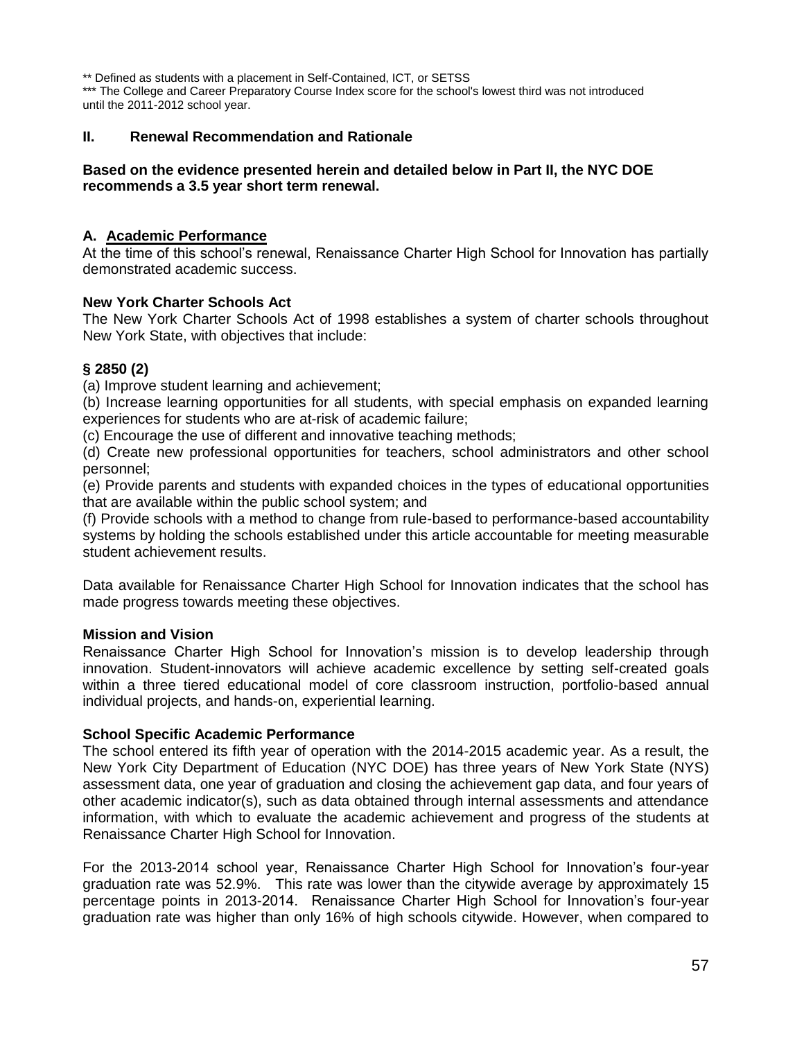** Defined as students with a placement in Self-Contained, ICT, or SETSS
*** The College and Career Preparatory Course Index score for the school's lowest third was not introduced until the 2011-2012 school year.

## II. Renewal Recommendation and Rationale

**Based on the evidence presented herein and detailed below in Part II, the NYC DOE recommends a 3.5 year short term renewal.**

### A. Academic Performance

At the time of this school's renewal, Renaissance Charter High School for Innovation has partially demonstrated academic success.

**New York Charter Schools Act**

The New York Charter Schools Act of 1998 establishes a system of charter schools throughout New York State, with objectives that include:

**§ 2850 (2)**

(a) Improve student learning and achievement;
(b) Increase learning opportunities for all students, with special emphasis on expanded learning experiences for students who are at-risk of academic failure;
(c) Encourage the use of different and innovative teaching methods;
(d) Create new professional opportunities for teachers, school administrators and other school personnel;
(e) Provide parents and students with expanded choices in the types of educational opportunities that are available within the public school system; and
(f) Provide schools with a method to change from rule-based to performance-based accountability systems by holding the schools established under this article accountable for meeting measurable student achievement results.

Data available for Renaissance Charter High School for Innovation indicates that the school has made progress towards meeting these objectives.

**Mission and Vision**

Renaissance Charter High School for Innovation's mission is to develop leadership through innovation. Student-innovators will achieve academic excellence by setting self-created goals within a three tiered educational model of core classroom instruction, portfolio-based annual individual projects, and hands-on, experiential learning.

**School Specific Academic Performance**

The school entered its fifth year of operation with the 2014-2015 academic year. As a result, the New York City Department of Education (NYC DOE) has three years of New York State (NYS) assessment data, one year of graduation and closing the achievement gap data, and four years of other academic indicator(s), such as data obtained through internal assessments and attendance information, with which to evaluate the academic achievement and progress of the students at Renaissance Charter High School for Innovation.

For the 2013-2014 school year, Renaissance Charter High School for Innovation's four-year graduation rate was 52.9%. This rate was lower than the citywide average by approximately 15 percentage points in 2013-2014. Renaissance Charter High School for Innovation's four-year graduation rate was higher than only 16% of high schools citywide. However, when compared to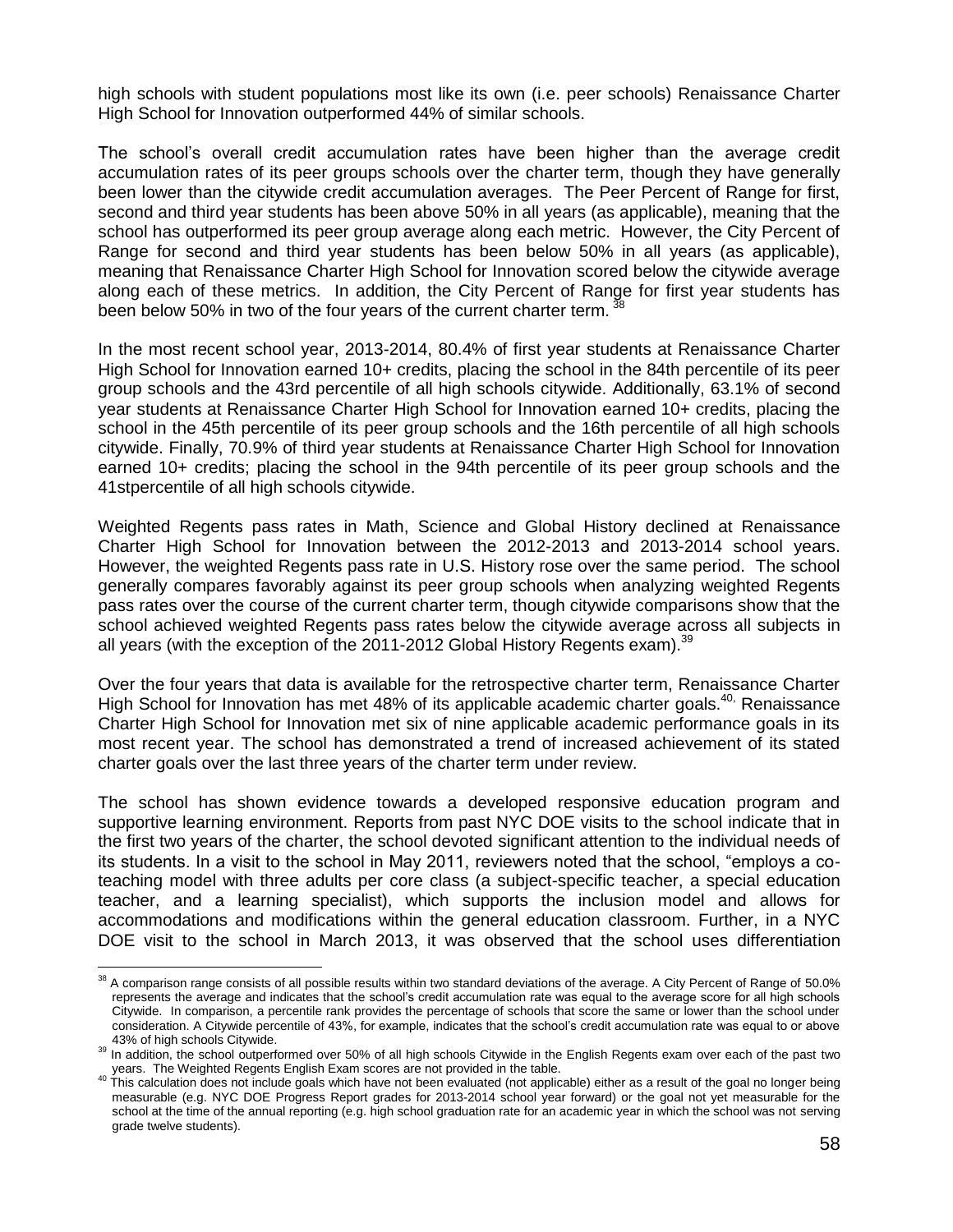high schools with student populations most like its own (i.e. peer schools) Renaissance Charter High School for Innovation outperformed 44% of similar schools.

The school's overall credit accumulation rates have been higher than the average credit accumulation rates of its peer groups schools over the charter term, though they have generally been lower than the citywide credit accumulation averages. The Peer Percent of Range for first, second and third year students has been above 50% in all years (as applicable), meaning that the school has outperformed its peer group average along each metric. However, the City Percent of Range for second and third year students has been below 50% in all years (as applicable), meaning that Renaissance Charter High School for Innovation scored below the citywide average along each of these metrics. In addition, the City Percent of Range for first year students has been below 50% in two of the four years of the current charter term. [38]

In the most recent school year, 2013-2014, 80.4% of first year students at Renaissance Charter High School for Innovation earned 10+ credits, placing the school in the 84th percentile of its peer group schools and the 43rd percentile of all high schools citywide. Additionally, 63.1% of second year students at Renaissance Charter High School for Innovation earned 10+ credits, placing the school in the 45th percentile of its peer group schools and the 16th percentile of all high schools citywide. Finally, 70.9% of third year students at Renaissance Charter High School for Innovation earned 10+ credits; placing the school in the 94th percentile of its peer group schools and the 41stpercentile of all high schools citywide.

Weighted Regents pass rates in Math, Science and Global History declined at Renaissance Charter High School for Innovation between the 2012-2013 and 2013-2014 school years. However, the weighted Regents pass rate in U.S. History rose over the same period. The school generally compares favorably against its peer group schools when analyzing weighted Regents pass rates over the course of the current charter term, though citywide comparisons show that the school achieved weighted Regents pass rates below the citywide average across all subjects in all years (with the exception of the 2011-2012 Global History Regents exam).[39]

Over the four years that data is available for the retrospective charter term, Renaissance Charter High School for Innovation has met 48% of its applicable academic charter goals.[40,] Renaissance Charter High School for Innovation met six of nine applicable academic performance goals in its most recent year. The school has demonstrated a trend of increased achievement of its stated charter goals over the last three years of the charter term under review.

The school has shown evidence towards a developed responsive education program and supportive learning environment. Reports from past NYC DOE visits to the school indicate that in the first two years of the charter, the school devoted significant attention to the individual needs of its students. In a visit to the school in May 2011, reviewers noted that the school, "employs a co-teaching model with three adults per core class (a subject-specific teacher, a special education teacher, and a learning specialist), which supports the inclusion model and allows for accommodations and modifications within the general education classroom. Further, in a NYC DOE visit to the school in March 2013, it was observed that the school uses differentiation

---

[38] A comparison range consists of all possible results within two standard deviations of the average. A City Percent of Range of 50.0% represents the average and indicates that the school's credit accumulation rate was equal to the average score for all high schools Citywide. In comparison, a percentile rank provides the percentage of schools that score the same or lower than the school under consideration. A Citywide percentile of 43%, for example, indicates that the school's credit accumulation rate was equal to or above 43% of high schools Citywide.

[39] In addition, the school outperformed over 50% of all high schools Citywide in the English Regents exam over each of the past two years. The Weighted Regents English Exam scores are not provided in the table.

[40] This calculation does not include goals which have not been evaluated (not applicable) either as a result of the goal no longer being measurable (e.g. NYC DOE Progress Report grades for 2013-2014 school year forward) or the goal not yet measurable for the school at the time of the annual reporting (e.g. high school graduation rate for an academic year in which the school was not serving grade twelve students).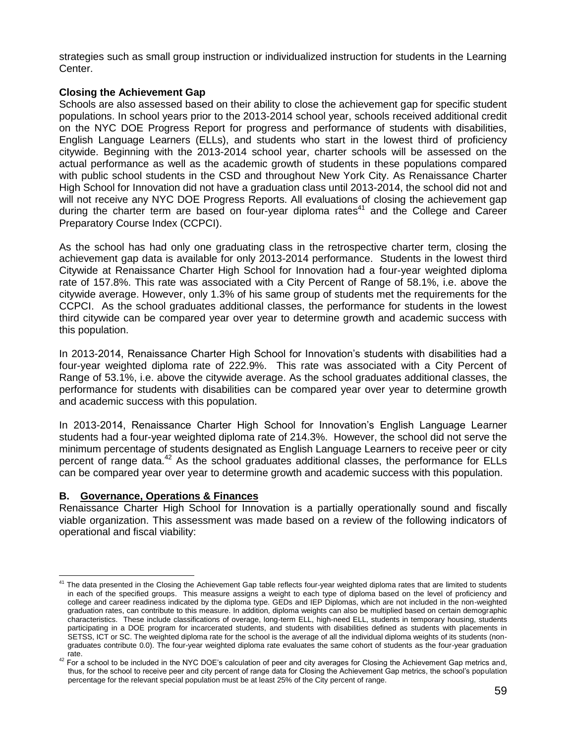strategies such as small group instruction or individualized instruction for students in the Learning Center.

**Closing the Achievement Gap**

Schools are also assessed based on their ability to close the achievement gap for specific student populations. In school years prior to the 2013-2014 school year, schools received additional credit on the NYC DOE Progress Report for progress and performance of students with disabilities, English Language Learners (ELLs), and students who start in the lowest third of proficiency citywide. Beginning with the 2013-2014 school year, charter schools will be assessed on the actual performance as well as the academic growth of students in these populations compared with public school students in the CSD and throughout New York City. As Renaissance Charter High School for Innovation did not have a graduation class until 2013-2014, the school did not and will not receive any NYC DOE Progress Reports. All evaluations of closing the achievement gap during the charter term are based on four-year diploma rates[41] and the College and Career Preparatory Course Index (CCPCI).

As the school has had only one graduating class in the retrospective charter term, closing the achievement gap data is available for only 2013-2014 performance. Students in the lowest third Citywide at Renaissance Charter High School for Innovation had a four-year weighted diploma rate of 157.8%. This rate was associated with a City Percent of Range of 58.1%, i.e. above the citywide average. However, only 1.3% of his same group of students met the requirements for the CCPCI. As the school graduates additional classes, the performance for students in the lowest third citywide can be compared year over year to determine growth and academic success with this population.

In 2013-2014, Renaissance Charter High School for Innovation's students with disabilities had a four-year weighted diploma rate of 222.9%. This rate was associated with a City Percent of Range of 53.1%, i.e. above the citywide average. As the school graduates additional classes, the performance for students with disabilities can be compared year over year to determine growth and academic success with this population.

In 2013-2014, Renaissance Charter High School for Innovation's English Language Learner students had a four-year weighted diploma rate of 214.3%. However, the school did not serve the minimum percentage of students designated as English Language Learners to receive peer or city percent of range data.[42] As the school graduates additional classes, the performance for ELLs can be compared year over year to determine growth and academic success with this population.

### B. Governance, Operations & Finances

Renaissance Charter High School for Innovation is a partially operationally sound and fiscally viable organization. This assessment was made based on a review of the following indicators of operational and fiscal viability:

---

[41] The data presented in the Closing the Achievement Gap table reflects four-year weighted diploma rates that are limited to students in each of the specified groups. This measure assigns a weight to each type of diploma based on the level of proficiency and college and career readiness indicated by the diploma type. GEDs and IEP Diplomas, which are not included in the non-weighted graduation rates, can contribute to this measure. In addition, diploma weights can also be multiplied based on certain demographic characteristics. These include classifications of overage, long-term ELL, high-need ELL, students in temporary housing, students participating in a DOE program for incarcerated students, and students with disabilities defined as students with placements in SETSS, ICT or SC. The weighted diploma rate for the school is the average of all the individual diploma weights of its students (non-graduates contribute 0.0). The four-year weighted diploma rate evaluates the same cohort of students as the four-year graduation rate.

[42] For a school to be included in the NYC DOE's calculation of peer and city averages for Closing the Achievement Gap metrics and, thus, for the school to receive peer and city percent of range data for Closing the Achievement Gap metrics, the school's population percentage for the relevant special population must be at least 25% of the City percent of range.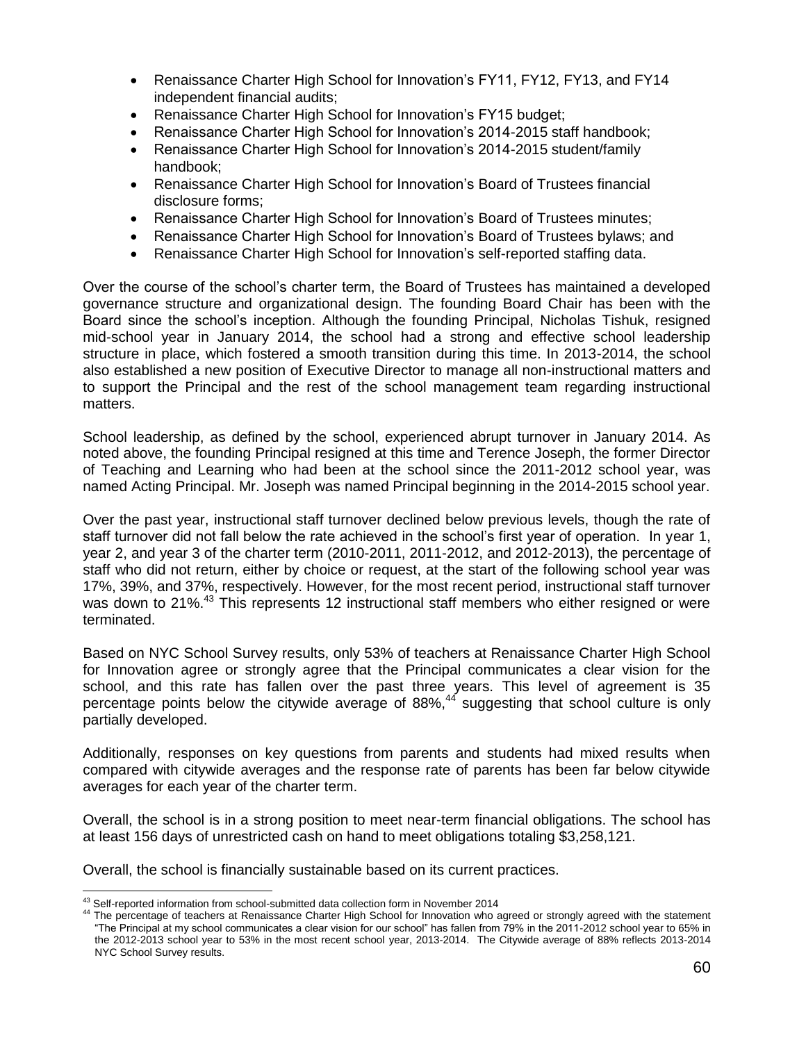- Renaissance Charter High School for Innovation's FY11, FY12, FY13, and FY14 independent financial audits;
- Renaissance Charter High School for Innovation's FY15 budget;
- Renaissance Charter High School for Innovation's 2014-2015 staff handbook;
- Renaissance Charter High School for Innovation's 2014-2015 student/family handbook;
- Renaissance Charter High School for Innovation's Board of Trustees financial disclosure forms;
- Renaissance Charter High School for Innovation's Board of Trustees minutes;
- Renaissance Charter High School for Innovation's Board of Trustees bylaws; and
- Renaissance Charter High School for Innovation's self-reported staffing data.

Over the course of the school's charter term, the Board of Trustees has maintained a developed governance structure and organizational design. The founding Board Chair has been with the Board since the school's inception. Although the founding Principal, Nicholas Tishuk, resigned mid-school year in January 2014, the school had a strong and effective school leadership structure in place, which fostered a smooth transition during this time. In 2013-2014, the school also established a new position of Executive Director to manage all non-instructional matters and to support the Principal and the rest of the school management team regarding instructional matters.

School leadership, as defined by the school, experienced abrupt turnover in January 2014. As noted above, the founding Principal resigned at this time and Terence Joseph, the former Director of Teaching and Learning who had been at the school since the 2011-2012 school year, was named Acting Principal. Mr. Joseph was named Principal beginning in the 2014-2015 school year.

Over the past year, instructional staff turnover declined below previous levels, though the rate of staff turnover did not fall below the rate achieved in the school's first year of operation. In year 1, year 2, and year 3 of the charter term (2010-2011, 2011-2012, and 2012-2013), the percentage of staff who did not return, either by choice or request, at the start of the following school year was 17%, 39%, and 37%, respectively. However, for the most recent period, instructional staff turnover was down to 21%.[43] This represents 12 instructional staff members who either resigned or were terminated.

Based on NYC School Survey results, only 53% of teachers at Renaissance Charter High School for Innovation agree or strongly agree that the Principal communicates a clear vision for the school, and this rate has fallen over the past three years. This level of agreement is 35 percentage points below the citywide average of 88%,[44] suggesting that school culture is only partially developed.

Additionally, responses on key questions from parents and students had mixed results when compared with citywide averages and the response rate of parents has been far below citywide averages for each year of the charter term.

Overall, the school is in a strong position to meet near-term financial obligations. The school has at least 156 days of unrestricted cash on hand to meet obligations totaling $3,258,121.

Overall, the school is financially sustainable based on its current practices.

---

[43] Self-reported information from school-submitted data collection form in November 2014

[44] The percentage of teachers at Renaissance Charter High School for Innovation who agreed or strongly agreed with the statement "The Principal at my school communicates a clear vision for our school" has fallen from 79% in the 2011-2012 school year to 65% in the 2012-2013 school year to 53% in the most recent school year, 2013-2014. The Citywide average of 88% reflects 2013-2014 NYC School Survey results.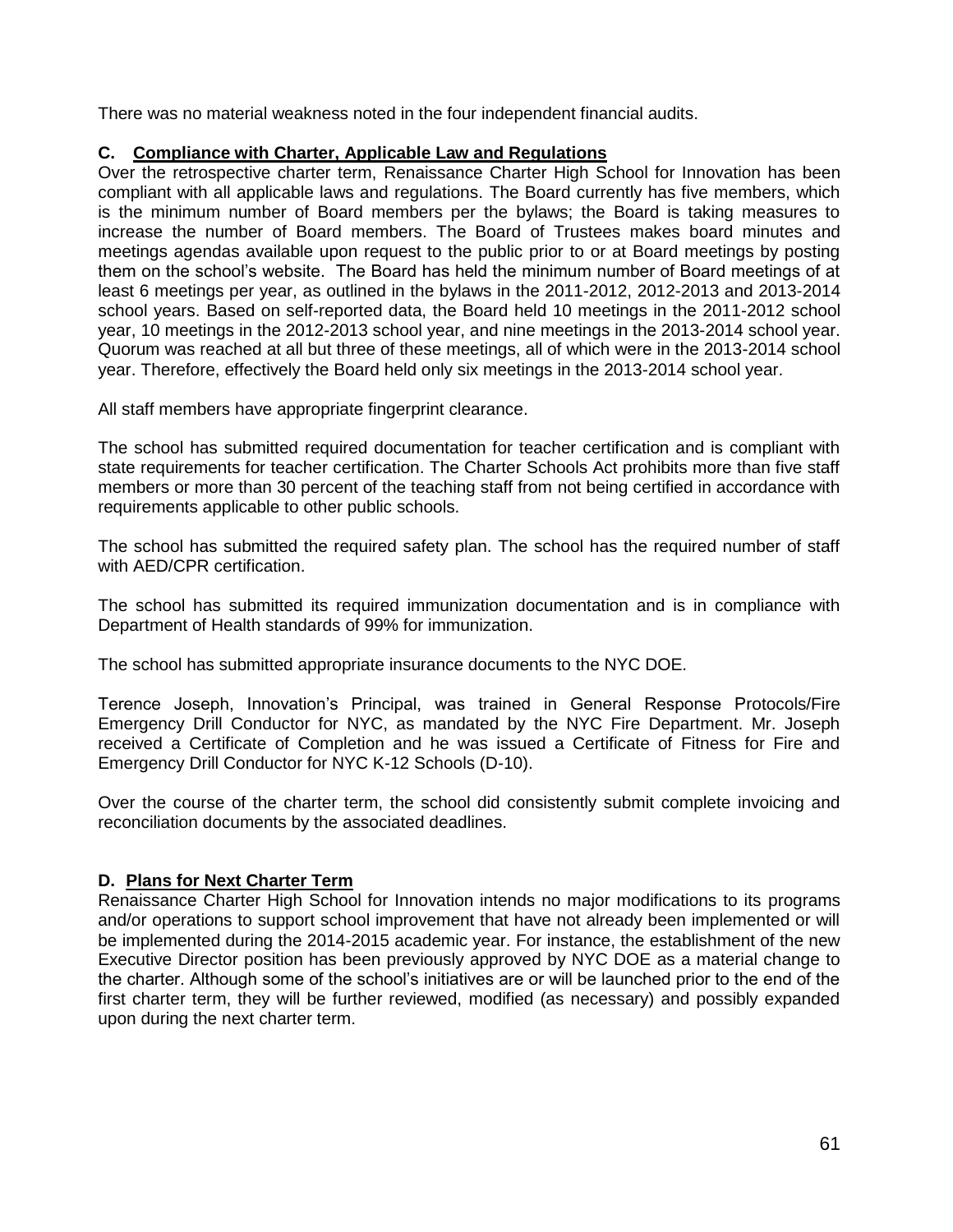There was no material weakness noted in the four independent financial audits.

### C. Compliance with Charter, Applicable Law and Regulations

Over the retrospective charter term, Renaissance Charter High School for Innovation has been compliant with all applicable laws and regulations. The Board currently has five members, which is the minimum number of Board members per the bylaws; the Board is taking measures to increase the number of Board members. The Board of Trustees makes board minutes and meetings agendas available upon request to the public prior to or at Board meetings by posting them on the school's website. The Board has held the minimum number of Board meetings of at least 6 meetings per year, as outlined in the bylaws in the 2011-2012, 2012-2013 and 2013-2014 school years. Based on self-reported data, the Board held 10 meetings in the 2011-2012 school year, 10 meetings in the 2012-2013 school year, and nine meetings in the 2013-2014 school year. Quorum was reached at all but three of these meetings, all of which were in the 2013-2014 school year. Therefore, effectively the Board held only six meetings in the 2013-2014 school year.

All staff members have appropriate fingerprint clearance.

The school has submitted required documentation for teacher certification and is compliant with state requirements for teacher certification. The Charter Schools Act prohibits more than five staff members or more than 30 percent of the teaching staff from not being certified in accordance with requirements applicable to other public schools.

The school has submitted the required safety plan. The school has the required number of staff with AED/CPR certification.

The school has submitted its required immunization documentation and is in compliance with Department of Health standards of 99% for immunization.

The school has submitted appropriate insurance documents to the NYC DOE.

Terence Joseph, Innovation's Principal, was trained in General Response Protocols/Fire Emergency Drill Conductor for NYC, as mandated by the NYC Fire Department. Mr. Joseph received a Certificate of Completion and he was issued a Certificate of Fitness for Fire and Emergency Drill Conductor for NYC K-12 Schools (D-10).

Over the course of the charter term, the school did consistently submit complete invoicing and reconciliation documents by the associated deadlines.

### D. Plans for Next Charter Term

Renaissance Charter High School for Innovation intends no major modifications to its programs and/or operations to support school improvement that have not already been implemented or will be implemented during the 2014-2015 academic year. For instance, the establishment of the new Executive Director position has been previously approved by NYC DOE as a material change to the charter. Although some of the school's initiatives are or will be launched prior to the end of the first charter term, they will be further reviewed, modified (as necessary) and possibly expanded upon during the next charter term.